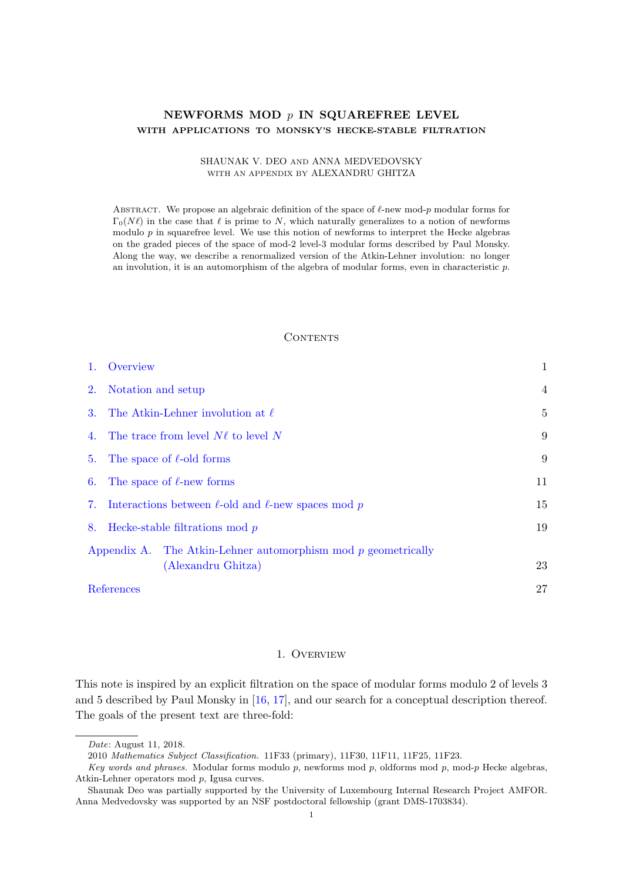# NEWFORMS MOD $p$ IN SQUAREFREE LEVEL
## WITH APPLICATIONS TO MONSKY'S HECKE-STABLE FILTRATION

SHAUNAK V. DEO AND ANNA MEDVEDOVSKY
WITH AN APPENDIX BY ALEXANDRU GHITZA

ABSTRACT. We propose an algebraic definition of the space of $\ell$-new mod-$p$ modular forms for $\Gamma_0(N\ell)$ in the case that $\ell$ is prime to $N$, which naturally generalizes to a notion of newforms modulo $p$ in squarefree level. We use this notion of newforms to interpret the Hecke algebras on the graded pieces of the space of mod-2 level-3 modular forms described by Paul Monsky. Along the way, we describe a renormalized version of the Atkin-Lehner involution: no longer an involution, it is an automorphism of the algebra of modular forms, even in characteristic $p$.

## CONTENTS

1. Overview — 1
2. Notation and setup — 4
3. The Atkin-Lehner involution at $\ell$ — 5
4. The trace from level $N\ell$ to level $N$ — 9
5. The space of $\ell$-old forms — 9
6. The space of $\ell$-new forms — 11
7. Interactions between $\ell$-old and $\ell$-new spaces mod $p$ — 15
8. Hecke-stable filtrations mod $p$ — 19

Appendix A. The Atkin-Lehner automorphism mod $p$ geometrically (Alexandru Ghitza) — 23

References — 27

## 1. OVERVIEW

This note is inspired by an explicit filtration on the space of modular forms modulo 2 of levels 3 and 5 described by Paul Monsky in [16, 17], and our search for a conceptual description thereof. The goals of the present text are three-fold:

---

*Date*: August 11, 2018.

2010 *Mathematics Subject Classification.* 11F33 (primary), 11F30, 11F11, 11F25, 11F23.

*Key words and phrases.* Modular forms modulo $p$, newforms mod $p$, oldforms mod $p$, mod-$p$ Hecke algebras, Atkin-Lehner operators mod $p$, Igusa curves.

Shaunak Deo was partially supported by the University of Luxembourg Internal Research Project AMFOR. Anna Medvedovsky was supported by an NSF postdoctoral fellowship (grant DMS-1703834).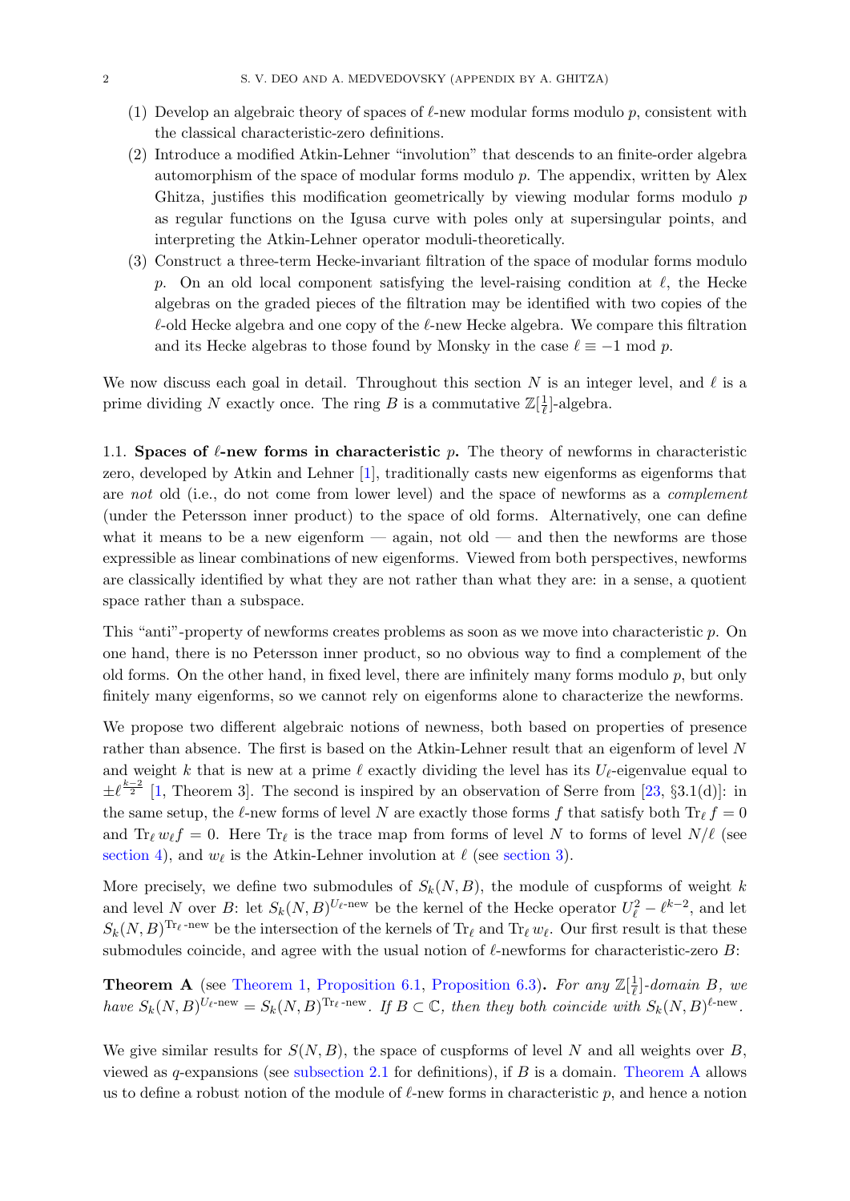(1) Develop an algebraic theory of spaces of $\ell$-new modular forms modulo $p$, consistent with the classical characteristic-zero definitions.
(2) Introduce a modified Atkin-Lehner "involution" that descends to an finite-order algebra automorphism of the space of modular forms modulo $p$. The appendix, written by Alex Ghitza, justifies this modification geometrically by viewing modular forms modulo $p$ as regular functions on the Igusa curve with poles only at supersingular points, and interpreting the Atkin-Lehner operator moduli-theoretically.
(3) Construct a three-term Hecke-invariant filtration of the space of modular forms modulo $p$. On an old local component satisfying the level-raising condition at $\ell$, the Hecke algebras on the graded pieces of the filtration may be identified with two copies of the $\ell$-old Hecke algebra and one copy of the $\ell$-new Hecke algebra. We compare this filtration and its Hecke algebras to those found by Monsky in the case $\ell \equiv -1 \bmod p$.

We now discuss each goal in detail. Throughout this section $N$ is an integer level, and $\ell$ is a prime dividing $N$ exactly once. The ring $B$ is a commutative $\mathbb{Z}[\frac{1}{\ell}]$-algebra.

### 1.1. Spaces of $\ell$-new forms in characteristic $p$.

The theory of newforms in characteristic zero, developed by Atkin and Lehner [1], traditionally casts new eigenforms as eigenforms that are *not* old (i.e., do not come from lower level) and the space of newforms as a *complement* (under the Petersson inner product) to the space of old forms. Alternatively, one can define what it means to be a new eigenform — again, not old — and then the newforms are those expressible as linear combinations of new eigenforms. Viewed from both perspectives, newforms are classically identified by what they are not rather than what they are: in a sense, a quotient space rather than a subspace.

This "anti"-property of newforms creates problems as soon as we move into characteristic $p$. On one hand, there is no Petersson inner product, so no obvious way to find a complement of the old forms. On the other hand, in fixed level, there are infinitely many forms modulo $p$, but only finitely many eigenforms, so we cannot rely on eigenforms alone to characterize the newforms.

We propose two different algebraic notions of newness, both based on properties of presence rather than absence. The first is based on the Atkin-Lehner result that an eigenform of level $N$ and weight $k$ that is new at a prime $\ell$ exactly dividing the level has its $U_\ell$-eigenvalue equal to $\pm\ell^{\frac{k-2}{2}}$ [1, Theorem 3]. The second is inspired by an observation of Serre from [23, §3.1(d)]: in the same setup, the $\ell$-new forms of level $N$ are exactly those forms $f$ that satisfy both $\mathrm{Tr}_\ell f = 0$ and $\mathrm{Tr}_\ell w_\ell f = 0$. Here $\mathrm{Tr}_\ell$ is the trace map from forms of level $N$ to forms of level $N/\ell$ (see section 4), and $w_\ell$ is the Atkin-Lehner involution at $\ell$ (see section 3).

More precisely, we define two submodules of $S_k(N, B)$, the module of cuspforms of weight $k$ and level $N$ over $B$: let $S_k(N, B)^{U_\ell\text{-new}}$ be the kernel of the Hecke operator $U_\ell^2 - \ell^{k-2}$, and let $S_k(N, B)^{\mathrm{Tr}_\ell\text{-new}}$ be the intersection of the kernels of $\mathrm{Tr}_\ell$ and $\mathrm{Tr}_\ell\, w_\ell$. Our first result is that these submodules coincide, and agree with the usual notion of $\ell$-newforms for characteristic-zero $B$:

**Theorem A** (see Theorem 1, Proposition 6.1, Proposition 6.3)**.** *For any $\mathbb{Z}[\frac{1}{\ell}]$-domain $B$, we have $S_k(N, B)^{U_\ell\text{-new}} = S_k(N, B)^{\mathrm{Tr}_\ell\text{-new}}$. If $B \subset \mathbb{C}$, then they both coincide with $S_k(N, B)^{\ell\text{-new}}$.*

We give similar results for $S(N, B)$, the space of cuspforms of level $N$ and all weights over $B$, viewed as $q$-expansions (see subsection 2.1 for definitions), if $B$ is a domain. Theorem A allows us to define a robust notion of the module of $\ell$-new forms in characteristic $p$, and hence a notion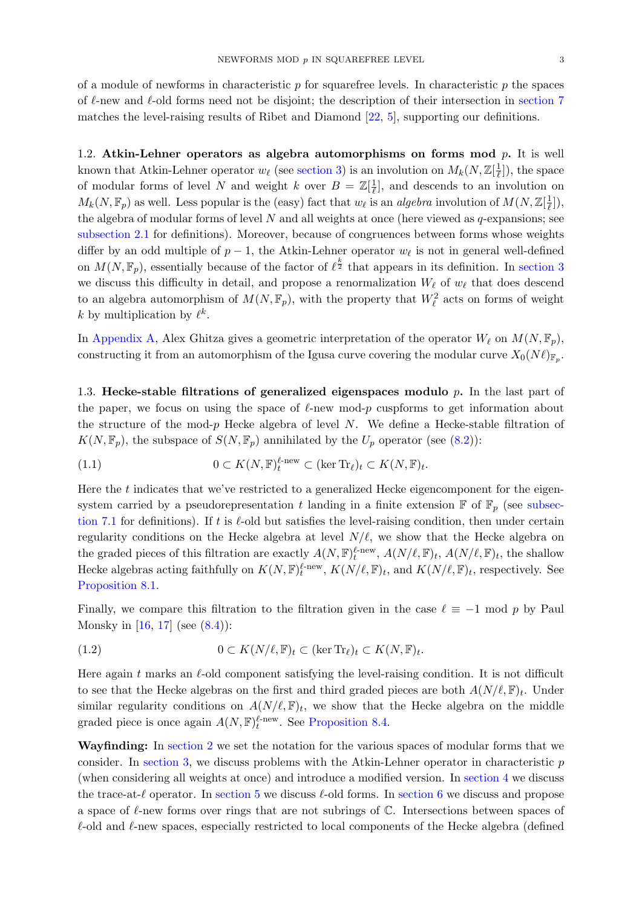of a module of newforms in characteristic $p$ for squarefree levels. In characteristic $p$ the spaces of $\ell$-new and $\ell$-old forms need not be disjoint; the description of their intersection in section 7 matches the level-raising results of Ribet and Diamond [22, 5], supporting our definitions.

### 1.2. Atkin-Lehner operators as algebra automorphisms on forms mod $p$.

It is well known that Atkin-Lehner operator $w_\ell$ (see section 3) is an involution on $M_k(N, \mathbb{Z}[\frac{1}{\ell}])$, the space of modular forms of level $N$ and weight $k$ over $B = \mathbb{Z}[\frac{1}{\ell}]$, and descends to an involution on $M_k(N, \mathbb{F}_p)$ as well. Less popular is the (easy) fact that $w_\ell$ is an *algebra* involution of $M(N, \mathbb{Z}[\frac{1}{\ell}])$, the algebra of modular forms of level $N$ and all weights at once (here viewed as $q$-expansions; see subsection 2.1 for definitions). Moreover, because of congruences between forms whose weights differ by an odd multiple of $p-1$, the Atkin-Lehner operator $w_\ell$ is not in general well-defined on $M(N, \mathbb{F}_p)$, essentially because of the factor of $\ell^{\frac{k}{2}}$ that appears in its definition. In section 3 we discuss this difficulty in detail, and propose a renormalization $W_\ell$ of $w_\ell$ that does descend to an algebra automorphism of $M(N, \mathbb{F}_p)$, with the property that $W_\ell^2$ acts on forms of weight $k$ by multiplication by $\ell^k$.

In Appendix A, Alex Ghitza gives a geometric interpretation of the operator $W_\ell$ on $M(N, \mathbb{F}_p)$, constructing it from an automorphism of the Igusa curve covering the modular curve $X_0(N\ell)_{\mathbb{F}_p}$.

### 1.3. Hecke-stable filtrations of generalized eigenspaces modulo $p$.

In the last part of the paper, we focus on using the space of $\ell$-new mod-$p$ cuspforms to get information about the structure of the mod-$p$ Hecke algebra of level $N$. We define a Hecke-stable filtration of $K(N, \mathbb{F}_p)$, the subspace of $S(N, \mathbb{F}_p)$ annihilated by the $U_p$ operator (see (8.2)):

$$0 \subset K(N, \mathbb{F})_t^{\ell\text{-new}} \subset (\ker \mathrm{Tr}_\ell)_t \subset K(N, \mathbb{F})_t. \tag{1.1}$$

Here the $t$ indicates that we've restricted to a generalized Hecke eigencomponent for the eigensystem carried by a pseudorepresentation $t$ landing in a finite extension $\mathbb{F}$ of $\mathbb{F}_p$ (see subsection 7.1 for definitions). If $t$ is $\ell$-old but satisfies the level-raising condition, then under certain regularity conditions on the Hecke algebra at level $N/\ell$, we show that the Hecke algebra on the graded pieces of this filtration are exactly $A(N, \mathbb{F})_t^{\ell\text{-new}}$, $A(N/\ell, \mathbb{F})_t$, $A(N/\ell, \mathbb{F})_t$, the shallow Hecke algebras acting faithfully on $K(N, \mathbb{F})_t^{\ell\text{-new}}$, $K(N/\ell, \mathbb{F})_t$, and $K(N/\ell, \mathbb{F})_t$, respectively. See Proposition 8.1.

Finally, we compare this filtration to the filtration given in the case $\ell \equiv -1 \bmod p$ by Paul Monsky in [16, 17] (see (8.4)):

$$0 \subset K(N/\ell, \mathbb{F})_t \subset (\ker \mathrm{Tr}_\ell)_t \subset K(N, \mathbb{F})_t. \tag{1.2}$$

Here again $t$ marks an $\ell$-old component satisfying the level-raising condition. It is not difficult to see that the Hecke algebras on the first and third graded pieces are both $A(N/\ell, \mathbb{F})_t$. Under similar regularity conditions on $A(N/\ell, \mathbb{F})_t$, we show that the Hecke algebra on the middle graded piece is once again $A(N, \mathbb{F})_t^{\ell\text{-new}}$. See Proposition 8.4.

**Wayfinding:** In section 2 we set the notation for the various spaces of modular forms that we consider. In section 3, we discuss problems with the Atkin-Lehner operator in characteristic $p$ (when considering all weights at once) and introduce a modified version. In section 4 we discuss the trace-at-$\ell$ operator. In section 5 we discuss $\ell$-old forms. In section 6 we discuss and propose a space of $\ell$-new forms over rings that are not subrings of $\mathbb{C}$. Intersections between spaces of $\ell$-old and $\ell$-new spaces, especially restricted to local components of the Hecke algebra (defined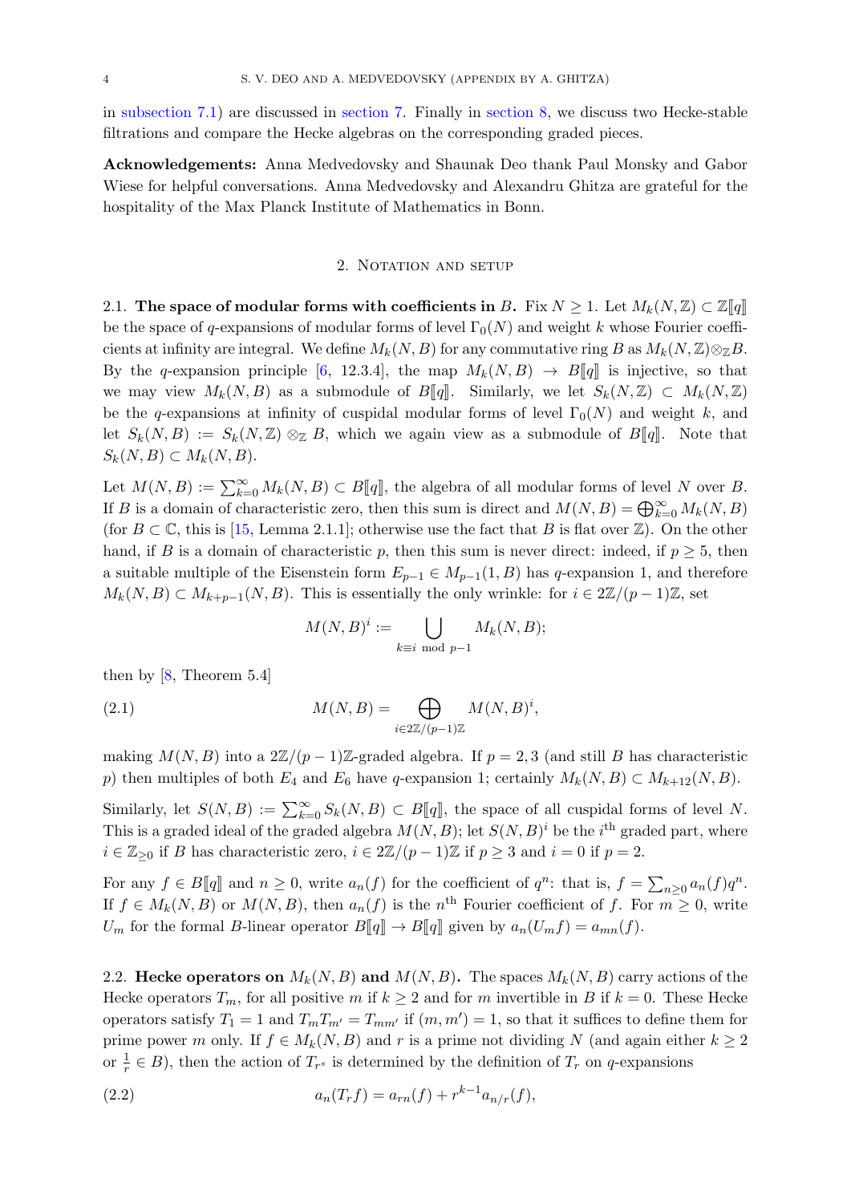in subsection 7.1) are discussed in section 7. Finally in section 8, we discuss two Hecke-stable filtrations and compare the Hecke algebras on the corresponding graded pieces.

**Acknowledgements:** Anna Medvedovsky and Shaunak Deo thank Paul Monsky and Gabor Wiese for helpful conversations. Anna Medvedovsky and Alexandru Ghitza are grateful for the hospitality of the Max Planck Institute of Mathematics in Bonn.

## 2. Notation and setup

**2.1. The space of modular forms with coefficients in $B$.** Fix $N \geq 1$. Let $M_k(N, \mathbb{Z}) \subset \mathbb{Z}[\![q]\!]$ be the space of $q$-expansions of modular forms of level $\Gamma_0(N)$ and weight $k$ whose Fourier coefficients at infinity are integral. We define $M_k(N, B)$ for any commutative ring $B$ as $M_k(N,\mathbb{Z}) \otimes_{\mathbb{Z}} B$. By the $q$-expansion principle [6, 12.3.4], the map $M_k(N, B) \to B[\![q]\!]$ is injective, so that we may view $M_k(N, B)$ as a submodule of $B[\![q]\!]$. Similarly, we let $S_k(N, \mathbb{Z}) \subset M_k(N, \mathbb{Z})$ be the $q$-expansions at infinity of cuspidal modular forms of level $\Gamma_0(N)$ and weight $k$, and let $S_k(N, B) := S_k(N, \mathbb{Z}) \otimes_{\mathbb{Z}} B$, which we again view as a submodule of $B[\![q]\!]$. Note that $S_k(N, B) \subset M_k(N, B)$.

Let $M(N, B) := \sum_{k=0}^{\infty} M_k(N, B) \subset B[\![q]\!]$, the algebra of all modular forms of level $N$ over $B$. If $B$ is a domain of characteristic zero, then this sum is direct and $M(N, B) = \bigoplus_{k=0}^{\infty} M_k(N, B)$ (for $B \subset \mathbb{C}$, this is [15, Lemma 2.1.1]; otherwise use the fact that $B$ is flat over $\mathbb{Z}$). On the other hand, if $B$ is a domain of characteristic $p$, then this sum is never direct: indeed, if $p \geq 5$, then a suitable multiple of the Eisenstein form $E_{p-1} \in M_{p-1}(1, B)$ has $q$-expansion 1, and therefore $M_k(N, B) \subset M_{k+p-1}(N, B)$. This is essentially the only wrinkle: for $i \in 2\mathbb{Z}/(p-1)\mathbb{Z}$, set

$$M(N, B)^i := \bigcup_{k \equiv i \bmod p-1} M_k(N, B);$$

then by [8, Theorem 5.4]

$$M(N, B) = \bigoplus_{i \in 2\mathbb{Z}/(p-1)\mathbb{Z}} M(N, B)^i, \tag{2.1}$$

making $M(N, B)$ into a $2\mathbb{Z}/(p-1)\mathbb{Z}$-graded algebra. If $p = 2, 3$ (and still $B$ has characteristic $p$) then multiples of both $E_4$ and $E_6$ have $q$-expansion 1; certainly $M_k(N, B) \subset M_{k+12}(N, B)$.

Similarly, let $S(N, B) := \sum_{k=0}^{\infty} S_k(N, B) \subset B[\![q]\!]$, the space of all cuspidal forms of level $N$. This is a graded ideal of the graded algebra $M(N, B)$; let $S(N, B)^i$ be the $i^{\text{th}}$ graded part, where $i \in \mathbb{Z}_{\geq 0}$ if $B$ has characteristic zero, $i \in 2\mathbb{Z}/(p-1)\mathbb{Z}$ if $p \geq 3$ and $i = 0$ if $p = 2$.

For any $f \in B[\![q]\!]$ and $n \geq 0$, write $a_n(f)$ for the coefficient of $q^n$: that is, $f = \sum_{n \geq 0} a_n(f) q^n$. If $f \in M_k(N, B)$ or $M(N, B)$, then $a_n(f)$ is the $n^{\text{th}}$ Fourier coefficient of $f$. For $m \geq 0$, write $U_m$ for the formal $B$-linear operator $B[\![q]\!] \to B[\![q]\!]$ given by $a_n(U_m f) = a_{mn}(f)$.

**2.2. Hecke operators on $M_k(N, B)$ and $M(N, B)$.** The spaces $M_k(N, B)$ carry actions of the Hecke operators $T_m$, for all positive $m$ if $k \geq 2$ and for $m$ invertible in $B$ if $k = 0$. These Hecke operators satisfy $T_1 = 1$ and $T_m T_{m'} = T_{mm'}$ if $(m, m') = 1$, so that it suffices to define them for prime power $m$ only. If $f \in M_k(N, B)$ and $r$ is a prime not dividing $N$ (and again either $k \geq 2$ or $\frac{1}{r} \in B$), then the action of $T_{r^s}$ is determined by the definition of $T_r$ on $q$-expansions

$$a_n(T_r f) = a_{rn}(f) + r^{k-1} a_{n/r}(f), \tag{2.2}$$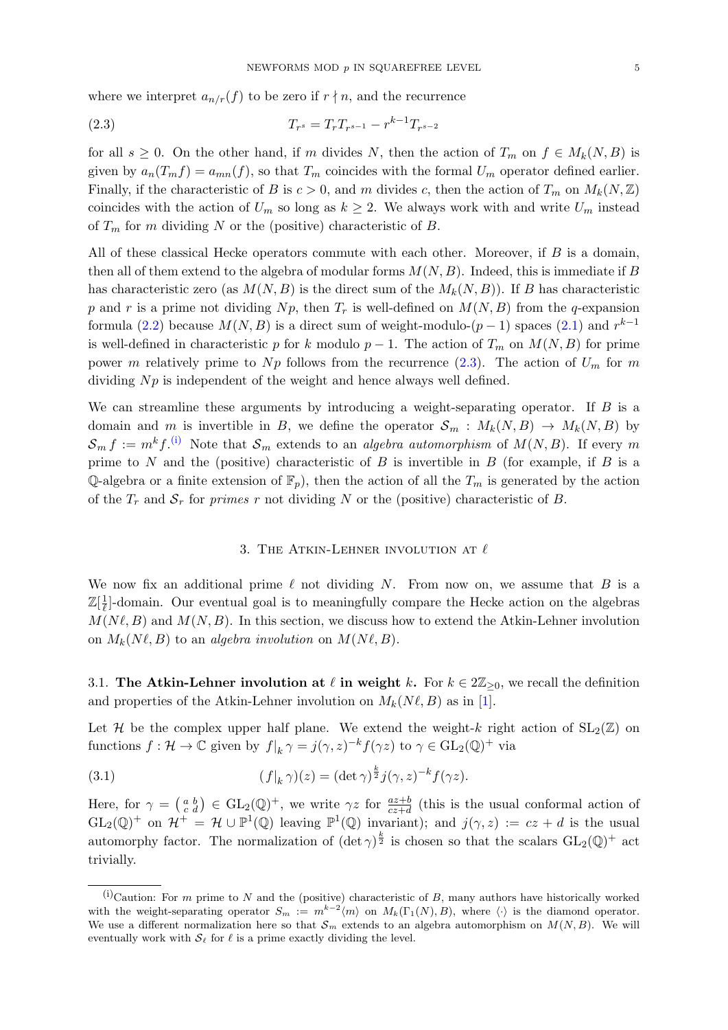where we interpret $a_{n/r}(f)$ to be zero if $r \nmid n$, and the recurrence

$$T_{r^s} = T_r T_{r^{s-1}} - r^{k-1} T_{r^{s-2}} \tag{2.3}$$

for all $s \geq 0$. On the other hand, if $m$ divides $N$, then the action of $T_m$ on $f \in M_k(N, B)$ is given by $a_n(T_m f) = a_{mn}(f)$, so that $T_m$ coincides with the formal $U_m$ operator defined earlier. Finally, if the characteristic of $B$ is $c > 0$, and $m$ divides $c$, then the action of $T_m$ on $M_k(N, \mathbb{Z})$ coincides with the action of $U_m$ so long as $k \geq 2$. We always work with and write $U_m$ instead of $T_m$ for $m$ dividing $N$ or the (positive) characteristic of $B$.

All of these classical Hecke operators commute with each other. Moreover, if $B$ is a domain, then all of them extend to the algebra of modular forms $M(N, B)$. Indeed, this is immediate if $B$ has characteristic zero (as $M(N, B)$ is the direct sum of the $M_k(N, B)$). If $B$ has characteristic $p$ and $r$ is a prime not dividing $Np$, then $T_r$ is well-defined on $M(N, B)$ from the $q$-expansion formula (2.2) because $M(N, B)$ is a direct sum of weight-modulo-$(p-1)$ spaces (2.1) and $r^{k-1}$ is well-defined in characteristic $p$ for $k$ modulo $p - 1$. The action of $T_m$ on $M(N, B)$ for prime power $m$ relatively prime to $Np$ follows from the recurrence (2.3). The action of $U_m$ for $m$ dividing $Np$ is independent of the weight and hence always well defined.

We can streamline these arguments by introducing a weight-separating operator. If $B$ is a domain and $m$ is invertible in $B$, we define the operator $\mathcal{S}_m : M_k(N, B) \to M_k(N, B)$ by $\mathcal{S}_m f := m^k f$.[(i)] Note that $\mathcal{S}_m$ extends to an *algebra automorphism* of $M(N, B)$. If every $m$ prime to $N$ and the (positive) characteristic of $B$ is invertible in $B$ (for example, if $B$ is a $\mathbb{Q}$-algebra or a finite extension of $\mathbb{F}_p$), then the action of all the $T_m$ is generated by the action of the $T_r$ and $\mathcal{S}_r$ for *primes* $r$ not dividing $N$ or the (positive) characteristic of $B$.

## 3. The Atkin-Lehner involution at $\ell$

We now fix an additional prime $\ell$ not dividing $N$. From now on, we assume that $B$ is a $\mathbb{Z}[\frac{1}{\ell}]$-domain. Our eventual goal is to meaningfully compare the Hecke action on the algebras $M(N\ell, B)$ and $M(N, B)$. In this section, we discuss how to extend the Atkin-Lehner involution on $M_k(N\ell, B)$ to an *algebra involution* on $M(N\ell, B)$.

### 3.1. The Atkin-Lehner involution at $\ell$ in weight $k$.

For $k \in 2\mathbb{Z}_{\geq 0}$, we recall the definition and properties of the Atkin-Lehner involution on $M_k(N\ell, B)$ as in [1].

Let $\mathcal{H}$ be the complex upper half plane. We extend the weight-$k$ right action of $\mathrm{SL}_2(\mathbb{Z})$ on functions $f : \mathcal{H} \to \mathbb{C}$ given by $f|_k \gamma = j(\gamma, z)^{-k} f(\gamma z)$ to $\gamma \in \mathrm{GL}_2(\mathbb{Q})^+$ via

$$(f|_k \gamma)(z) = (\det \gamma)^{\frac{k}{2}} j(\gamma, z)^{-k} f(\gamma z). \tag{3.1}$$

Here, for $\gamma = \left(\begin{smallmatrix} a & b \\ c & d \end{smallmatrix}\right) \in \mathrm{GL}_2(\mathbb{Q})^+$, we write $\gamma z$ for $\frac{az+b}{cz+d}$ (this is the usual conformal action of $\mathrm{GL}_2(\mathbb{Q})^+$ on $\mathcal{H}^+ = \mathcal{H} \cup \mathbb{P}^1(\mathbb{Q})$ leaving $\mathbb{P}^1(\mathbb{Q})$ invariant); and $j(\gamma, z) := cz + d$ is the usual automorphy factor. The normalization of $(\det \gamma)^{\frac{k}{2}}$ is chosen so that the scalars $\mathrm{GL}_2(\mathbb{Q})^+$ act trivially.

---

(i) Caution: For $m$ prime to $N$ and the (positive) characteristic of $B$, many authors have historically worked with the weight-separating operator $S_m := m^{k-2}\langle m \rangle$ on $M_k(\Gamma_1(N), B)$, where $\langle \cdot \rangle$ is the diamond operator. We use a different normalization here so that $\mathcal{S}_m$ extends to an algebra automorphism on $M(N, B)$. We will eventually work with $\mathcal{S}_\ell$ for $\ell$ is a prime exactly dividing the level.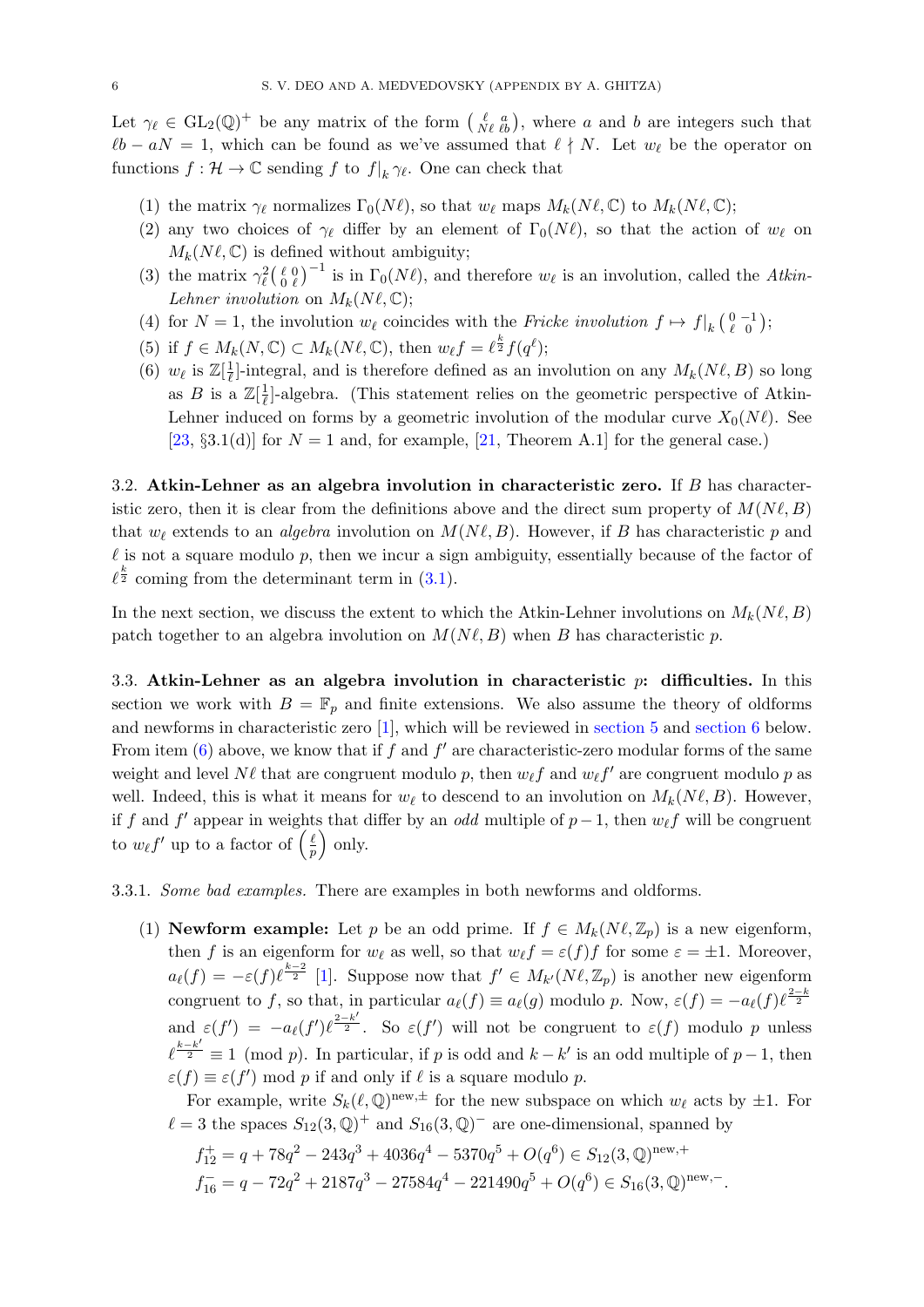Let $\gamma_\ell \in \mathrm{GL}_2(\mathbb{Q})^+$ be any matrix of the form $\left(\begin{smallmatrix} \ell & a \\ N\ell & \ell b \end{smallmatrix}\right)$, where $a$ and $b$ are integers such that $\ell b - aN = 1$, which can be found as we've assumed that $\ell \nmid N$. Let $w_\ell$ be the operator on functions $f : \mathcal{H} \to \mathbb{C}$ sending $f$ to $f|_k \gamma_\ell$. One can check that

1. the matrix $\gamma_\ell$ normalizes $\Gamma_0(N\ell)$, so that $w_\ell$ maps $M_k(N\ell, \mathbb{C})$ to $M_k(N\ell, \mathbb{C})$;
2. any two choices of $\gamma_\ell$ differ by an element of $\Gamma_0(N\ell)$, so that the action of $w_\ell$ on $M_k(N\ell, \mathbb{C})$ is defined without ambiguity;
3. the matrix $\gamma_\ell^2 \left(\begin{smallmatrix} \ell & 0 \\ 0 & \ell \end{smallmatrix}\right)^{-1}$ is in $\Gamma_0(N\ell)$, and therefore $w_\ell$ is an involution, called the *Atkin-Lehner involution* on $M_k(N\ell, \mathbb{C})$;
4. for $N = 1$, the involution $w_\ell$ coincides with the *Fricke involution* $f \mapsto f|_k \left(\begin{smallmatrix} 0 & -1 \\ \ell & 0 \end{smallmatrix}\right)$;
5. if $f \in M_k(N, \mathbb{C}) \subset M_k(N\ell, \mathbb{C})$, then $w_\ell f = \ell^{\frac{k}{2}} f(q^\ell)$;
6. $w_\ell$ is $\mathbb{Z}[\frac{1}{\ell}]$-integral, and is therefore defined as an involution on any $M_k(N\ell, B)$ so long as $B$ is a $\mathbb{Z}[\frac{1}{\ell}]$-algebra. (This statement relies on the geometric perspective of Atkin-Lehner induced on forms by a geometric involution of the modular curve $X_0(N\ell)$. See [23, §3.1(d)] for $N = 1$ and, for example, [21, Theorem A.1] for the general case.)

**3.2. Atkin-Lehner as an algebra involution in characteristic zero.** If $B$ has characteristic zero, then it is clear from the definitions above and the direct sum property of $M(N\ell, B)$ that $w_\ell$ extends to an *algebra* involution on $M(N\ell, B)$. However, if $B$ has characteristic $p$ and $\ell$ is not a square modulo $p$, then we incur a sign ambiguity, essentially because of the factor of $\ell^{\frac{k}{2}}$ coming from the determinant term in (3.1).

In the next section, we discuss the extent to which the Atkin-Lehner involutions on $M_k(N\ell, B)$ patch together to an algebra involution on $M(N\ell, B)$ when $B$ has characteristic $p$.

**3.3. Atkin-Lehner as an algebra involution in characteristic $p$: difficulties.** In this section we work with $B = \mathbb{F}_p$ and finite extensions. We also assume the theory of oldforms and newforms in characteristic zero [1], which will be reviewed in section 5 and section 6 below. From item (6) above, we know that if $f$ and $f'$ are characteristic-zero modular forms of the same weight and level $N\ell$ that are congruent modulo $p$, then $w_\ell f$ and $w_\ell f'$ are congruent modulo $p$ as well. Indeed, this is what it means for $w_\ell$ to descend to an involution on $M_k(N\ell, B)$. However, if $f$ and $f'$ appear in weights that differ by an *odd* multiple of $p-1$, then $w_\ell f$ will be congruent to $w_\ell f'$ up to a factor of $\left(\frac{\ell}{p}\right)$ only.

3.3.1. *Some bad examples.* There are examples in both newforms and oldforms.

1. **Newform example:** Let $p$ be an odd prime. If $f \in M_k(N\ell, \mathbb{Z}_p)$ is a new eigenform, then $f$ is an eigenform for $w_\ell$ as well, so that $w_\ell f = \varepsilon(f) f$ for some $\varepsilon = \pm 1$. Moreover, $a_\ell(f) = -\varepsilon(f)\ell^{\frac{k-2}{2}}$ [1]. Suppose now that $f' \in M_{k'}(N\ell, \mathbb{Z}_p)$ is another new eigenform congruent to $f$, so that, in particular $a_\ell(f) \equiv a_\ell(g)$ modulo $p$. Now, $\varepsilon(f) = -a_\ell(f)\ell^{\frac{2-k}{2}}$ and $\varepsilon(f') = -a_\ell(f')\ell^{\frac{2-k'}{2}}$. So $\varepsilon(f')$ will not be congruent to $\varepsilon(f)$ modulo $p$ unless $\ell^{\frac{k-k'}{2}} \equiv 1 \pmod{p}$. In particular, if $p$ is odd and $k - k'$ is an odd multiple of $p - 1$, then $\varepsilon(f) \equiv \varepsilon(f') \bmod p$ if and only if $\ell$ is a square modulo $p$.

   For example, write $S_k(\ell, \mathbb{Q})^{\mathrm{new}, \pm}$ for the new subspace on which $w_\ell$ acts by $\pm 1$. For $\ell = 3$ the spaces $S_{12}(3, \mathbb{Q})^+$ and $S_{16}(3, \mathbb{Q})^-$ are one-dimensional, spanned by

$$f_{12}^+ = q + 78q^2 - 243q^3 + 4036q^4 - 5370q^5 + O(q^6) \in S_{12}(3, \mathbb{Q})^{\mathrm{new},+}$$
$$f_{16}^- = q - 72q^2 + 2187q^3 - 27584q^4 - 221490q^5 + O(q^6) \in S_{16}(3, \mathbb{Q})^{\mathrm{new},-}.$$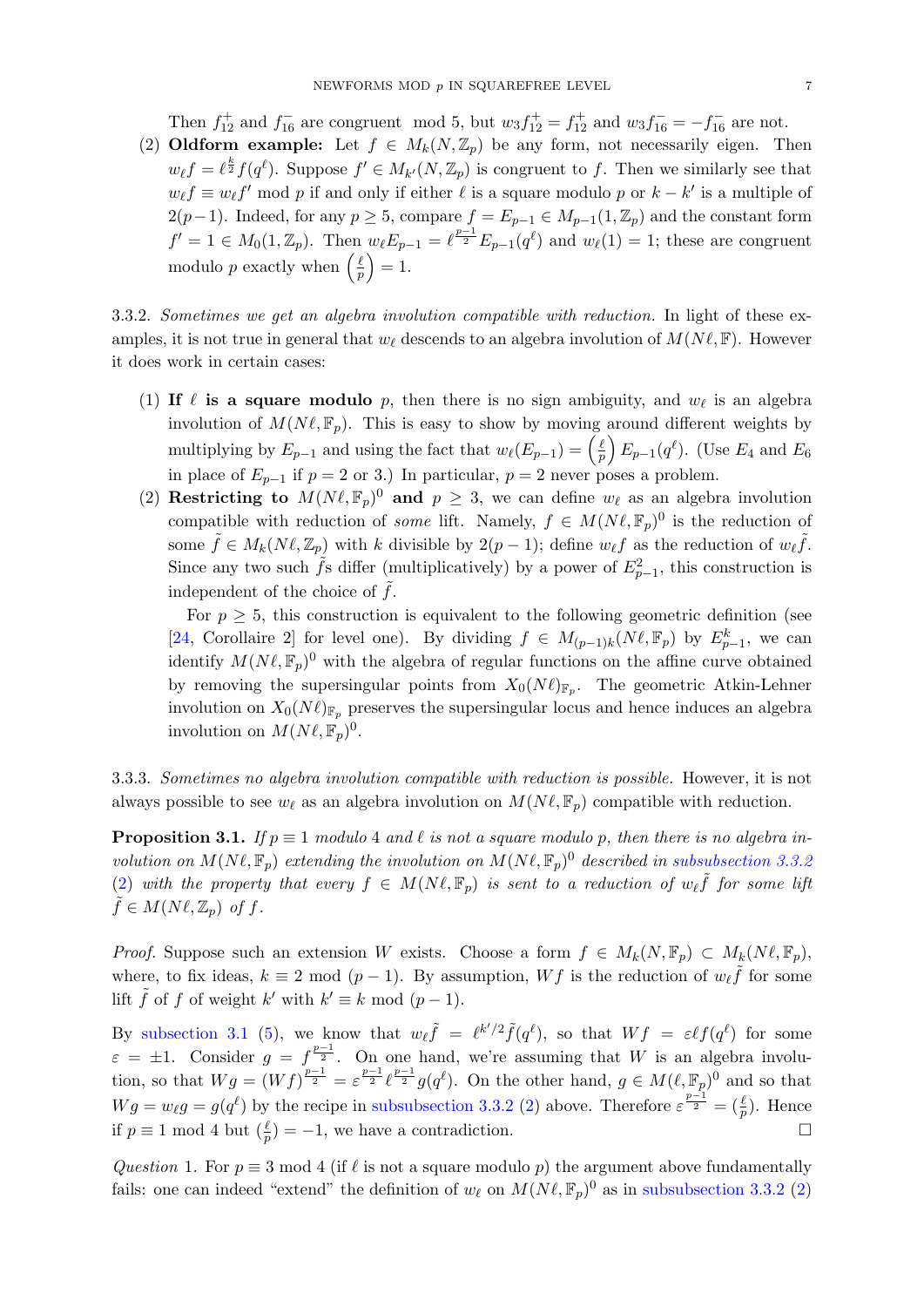Then $f_{12}^+$ and $f_{16}^-$ are congruent mod 5, but $w_3 f_{12}^+ = f_{12}^+$ and $w_3 f_{16}^- = -f_{16}^-$ are not.

(2) **Oldform example:** Let $f \in M_k(N, \mathbb{Z}_p)$ be any form, not necessarily eigen. Then $w_\ell f = \ell^{\frac{k}{2}} f(q^\ell)$. Suppose $f' \in M_{k'}(N, \mathbb{Z}_p)$ is congruent to $f$. Then we similarly see that $w_\ell f \equiv w_\ell f' \bmod p$ if and only if either $\ell$ is a square modulo $p$ or $k - k'$ is a multiple of $2(p-1)$. Indeed, for any $p \geq 5$, compare $f = E_{p-1} \in M_{p-1}(1, \mathbb{Z}_p)$ and the constant form $f' = 1 \in M_0(1, \mathbb{Z}_p)$. Then $w_\ell E_{p-1} = \ell^{\frac{p-1}{2}} E_{p-1}(q^\ell)$ and $w_\ell(1) = 1$; these are congruent modulo $p$ exactly when $\left(\frac{\ell}{p}\right) = 1$.

3.3.2. *Sometimes we get an algebra involution compatible with reduction.* In light of these examples, it is not true in general that $w_\ell$ descends to an algebra involution of $M(N\ell, \mathbb{F})$. However it does work in certain cases:

(1) **If $\ell$ is a square modulo** $p$, then there is no sign ambiguity, and $w_\ell$ is an algebra involution of $M(N\ell, \mathbb{F}_p)$. This is easy to show by moving around different weights by multiplying by $E_{p-1}$ and using the fact that $w_\ell(E_{p-1}) = \left(\frac{\ell}{p}\right) E_{p-1}(q^\ell)$. (Use $E_4$ and $E_6$ in place of $E_{p-1}$ if $p = 2$ or 3.) In particular, $p = 2$ never poses a problem.

(2) **Restricting to $M(N\ell, \mathbb{F}_p)^0$ and $p \geq 3$**, we can define $w_\ell$ as an algebra involution compatible with reduction of *some* lift. Namely, $f \in M(N\ell, \mathbb{F}_p)^0$ is the reduction of some $\tilde{f} \in M_k(N\ell, \mathbb{Z}_p)$ with $k$ divisible by $2(p-1)$; define $w_\ell f$ as the reduction of $w_\ell \tilde{f}$. Since any two such $\tilde{f}$s differ (multiplicatively) by a power of $E_{p-1}^2$, this construction is independent of the choice of $\tilde{f}$.

For $p \geq 5$, this construction is equivalent to the following geometric definition (see [24, Corollaire 2] for level one). By dividing $f \in M_{(p-1)k}(N\ell, \mathbb{F}_p)$ by $E_{p-1}^k$, we can identify $M(N\ell, \mathbb{F}_p)^0$ with the algebra of regular functions on the affine curve obtained by removing the supersingular points from $X_0(N\ell)_{\mathbb{F}_p}$. The geometric Atkin-Lehner involution on $X_0(N\ell)_{\mathbb{F}_p}$ preserves the supersingular locus and hence induces an algebra involution on $M(N\ell, \mathbb{F}_p)^0$.

3.3.3. *Sometimes no algebra involution compatible with reduction is possible.* However, it is not always possible to see $w_\ell$ as an algebra involution on $M(N\ell, \mathbb{F}_p)$ compatible with reduction.

**Proposition 3.1.** *If $p \equiv 1$ modulo 4 and $\ell$ is not a square modulo $p$, then there is no algebra involution on $M(N\ell, \mathbb{F}_p)$ extending the involution on $M(N\ell, \mathbb{F}_p)^0$ described in subsubsection 3.3.2 (2) with the property that every $f \in M(N\ell, \mathbb{F}_p)$ is sent to a reduction of $w_\ell \tilde{f}$ for some lift $\tilde{f} \in M(N\ell, \mathbb{Z}_p)$ of $f$.*

*Proof.* Suppose such an extension $W$ exists. Choose a form $f \in M_k(N, \mathbb{F}_p) \subset M_k(N\ell, \mathbb{F}_p)$, where, to fix ideas, $k \equiv 2 \bmod (p-1)$. By assumption, $Wf$ is the reduction of $w_\ell \tilde{f}$ for some lift $\tilde{f}$ of $f$ of weight $k'$ with $k' \equiv k \bmod (p-1)$.

By subsection 3.1 (5), we know that $w_\ell \tilde{f} = \ell^{k'/2} \tilde{f}(q^\ell)$, so that $Wf = \varepsilon \ell f(q^\ell)$ for some $\varepsilon = \pm 1$. Consider $g = f^{\frac{p-1}{2}}$. On one hand, we're assuming that $W$ is an algebra involution, so that $Wg = (Wf)^{\frac{p-1}{2}} = \varepsilon^{\frac{p-1}{2}} \ell^{\frac{p-1}{2}} g(q^\ell)$. On the other hand, $g \in M(\ell, \mathbb{F}_p)^0$ and so that $Wg = w_\ell g = g(q^\ell)$ by the recipe in subsubsection 3.3.2 (2) above. Therefore $\varepsilon^{\frac{p-1}{2}} = (\frac{\ell}{p})$. Hence if $p \equiv 1 \bmod 4$ but $(\frac{\ell}{p}) = -1$, we have a contradiction. □

*Question* 1. For $p \equiv 3 \bmod 4$ (if $\ell$ is not a square modulo $p$) the argument above fundamentally fails: one can indeed "extend" the definition of $w_\ell$ on $M(N\ell, \mathbb{F}_p)^0$ as in subsubsection 3.3.2 (2)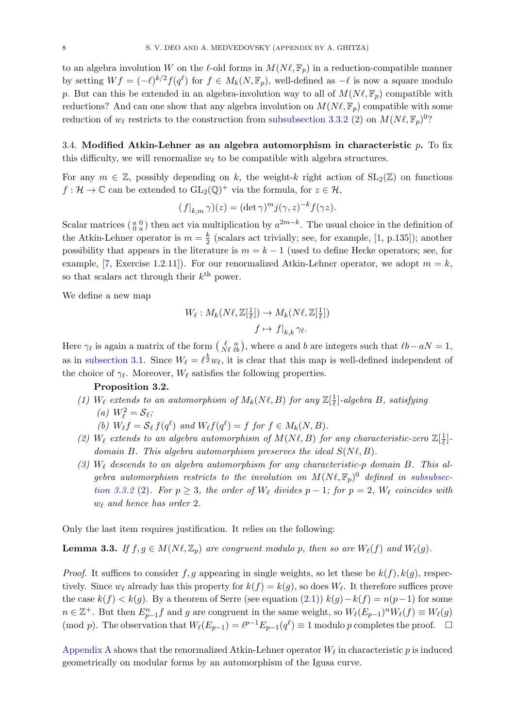to an algebra involution $W$ on the $\ell$-old forms in $M(N\ell, \mathbb{F}_p)$ in a reduction-compatible manner by setting $Wf = (-\ell)^{k/2} f(q^\ell)$ for $f \in M_k(N, \mathbb{F}_p)$, well-defined as $-\ell$ is now a square modulo $p$. But can this be extended in an algebra-involution way to all of $M(N\ell, \mathbb{F}_p)$ compatible with reductions? And can one show that any algebra involution on $M(N\ell, \mathbb{F}_p)$ compatible with some reduction of $w_\ell$ restricts to the construction from subsubsection 3.3.2 (2) on $M(N\ell, \mathbb{F}_p)^0$?

### 3.4. Modified Atkin-Lehner as an algebra automorphism in characteristic $p$.

To fix this difficulty, we will renormalize $w_\ell$ to be compatible with algebra structures.

For any $m \in \mathbb{Z}$, possibly depending on $k$, the weight-$k$ right action of $\mathrm{SL}_2(\mathbb{Z})$ on functions $f : \mathcal{H} \to \mathbb{C}$ can be extended to $\mathrm{GL}_2(\mathbb{Q})^+$ via the formula, for $z \in \mathcal{H}$,

$$(f|_{k,m}\gamma)(z) = (\det \gamma)^m j(\gamma, z)^{-k} f(\gamma z).$$

Scalar matrices $\left(\begin{smallmatrix} a & 0 \\ 0 & a \end{smallmatrix}\right)$ then act via multiplication by $a^{2m-k}$. The usual choice in the definition of the Atkin-Lehner operator is $m = \frac{k}{2}$ (scalars act trivially; see, for example, [1, p.135]); another possibility that appears in the literature is $m = k-1$ (used to define Hecke operators; see, for example, [7, Exercise 1.2.11]). For our renormalized Atkin-Lehner operator, we adopt $m = k$, so that scalars act through their $k^{\text{th}}$ power.

We define a new map

$$W_\ell : M_k(N\ell, \mathbb{Z}[\tfrac{1}{\ell}]) \to M_k(N\ell, \mathbb{Z}[\tfrac{1}{\ell}])$$
$$f \mapsto f|_{k,k}\gamma_\ell.$$

Here $\gamma_\ell$ is again a matrix of the form $\left(\begin{smallmatrix} \ell & a \\ N\ell & \ell b \end{smallmatrix}\right)$, where $a$ and $b$ are integers such that $\ell b - aN = 1$, as in subsection 3.1. Since $W_\ell = \ell^{\frac{k}{2}} w_\ell$, it is clear that this map is well-defined independent of the choice of $\gamma_\ell$. Moreover, $W_\ell$ satisfies the following properties.

**Proposition 3.2.**

(1) *$W_\ell$ extends to an automorphism of $M_k(N\ell, B)$ for any $\mathbb{Z}[\frac{1}{\ell}]$-algebra $B$, satisfying*
  (a) *$W_\ell^2 = \mathcal{S}_\ell$;*
  (b) *$W_\ell f = \mathcal{S}_\ell f(q^\ell)$ and $W_\ell f(q^\ell) = f$ for $f \in M_k(N, B)$.*

(2) *$W_\ell$ extends to an algebra automorphism of $M(N\ell, B)$ for any characteristic-zero $\mathbb{Z}[\frac{1}{\ell}]$-domain $B$. This algebra automorphism preserves the ideal $S(N\ell, B)$.*

(3) *$W_\ell$ descends to an algebra automorphism for any characteristic-$p$ domain $B$. This algebra automorphism restricts to the involution on $M(N\ell, \mathbb{F}_p)^0$ defined in subsubsection 3.3.2 (2). For $p \geq 3$, the order of $W_\ell$ divides $p-1$; for $p = 2$, $W_\ell$ coincides with $w_\ell$ and hence has order 2.*

Only the last item requires justification. It relies on the following:

**Lemma 3.3.** *If $f, g \in M(N\ell, \mathbb{Z}_p)$ are congruent modulo $p$, then so are $W_\ell(f)$ and $W_\ell(g)$.*

*Proof.* It suffices to consider $f, g$ appearing in single weights, so let these be $k(f), k(g)$, respectively. Since $w_\ell$ already has this property for $k(f) = k(g)$, so does $W_\ell$. It therefore suffices prove the case $k(f) < k(g)$. By a theorem of Serre (see equation (2.1)) $k(g) - k(f) = n(p-1)$ for some $n \in \mathbb{Z}^+$. But then $E_{p-1}^n f$ and $g$ are congruent in the same weight, so $W_\ell(E_{p-1})^n W_\ell(f) \equiv W_\ell(g) \pmod{p}$. The observation that $W_\ell(E_{p-1}) = \ell^{p-1} E_{p-1}(q^\ell) \equiv 1$ modulo $p$ completes the proof. $\square$

Appendix A shows that the renormalized Atkin-Lehner operator $W_\ell$ in characteristic $p$ is induced geometrically on modular forms by an automorphism of the Igusa curve.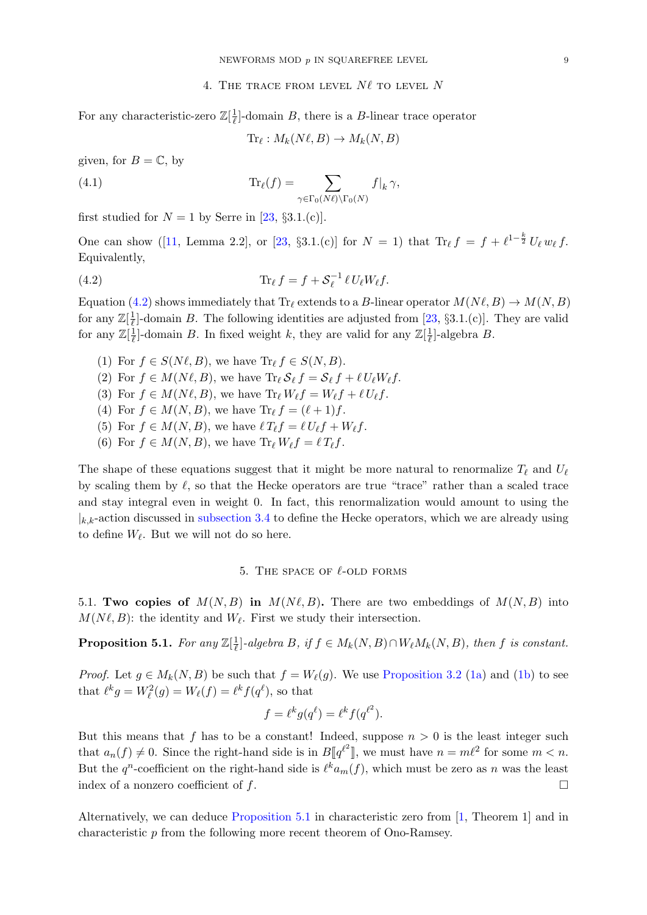## 4. The trace from level $N\ell$ to level $N$

For any characteristic-zero $\mathbb{Z}[\frac{1}{\ell}]$-domain $B$, there is a $B$-linear trace operator

$$\mathrm{Tr}_\ell : M_k(N\ell, B) \to M_k(N, B)$$

given, for $B = \mathbb{C}$, by

$$\mathrm{Tr}_\ell(f) = \sum_{\gamma \in \Gamma_0(N\ell)\backslash\Gamma_0(N)} f|_k\,\gamma, \tag{4.1}$$

first studied for $N = 1$ by Serre in [23, §3.1.(c)].

One can show ([11, Lemma 2.2], or [23, §3.1.(c)] for $N = 1$) that $\mathrm{Tr}_\ell f = f + \ell^{1-\frac{k}{2}}\, U_\ell\, w_\ell\, f$. Equivalently,

$$\mathrm{Tr}_\ell f = f + \mathcal{S}_\ell^{-1}\,\ell\, U_\ell W_\ell f. \tag{4.2}$$

Equation (4.2) shows immediately that $\mathrm{Tr}_\ell$ extends to a $B$-linear operator $M(N\ell, B) \to M(N, B)$ for any $\mathbb{Z}[\frac{1}{\ell}]$-domain $B$. The following identities are adjusted from [23, §3.1.(c)]. They are valid for any $\mathbb{Z}[\frac{1}{\ell}]$-domain $B$. In fixed weight $k$, they are valid for any $\mathbb{Z}[\frac{1}{\ell}]$-algebra $B$.

(1) For $f \in S(N\ell, B)$, we have $\mathrm{Tr}_\ell f \in S(N, B)$.
(2) For $f \in M(N\ell, B)$, we have $\mathrm{Tr}_\ell\, \mathcal{S}_\ell f = \mathcal{S}_\ell f + \ell\, U_\ell W_\ell f$.
(3) For $f \in M(N\ell, B)$, we have $\mathrm{Tr}_\ell\, W_\ell f = W_\ell f + \ell\, U_\ell f$.
(4) For $f \in M(N, B)$, we have $\mathrm{Tr}_\ell f = (\ell + 1) f$.
(5) For $f \in M(N, B)$, we have $\ell\, T_\ell f = \ell\, U_\ell f + W_\ell f$.
(6) For $f \in M(N, B)$, we have $\mathrm{Tr}_\ell\, W_\ell f = \ell\, T_\ell f$.

The shape of these equations suggest that it might be more natural to renormalize $T_\ell$ and $U_\ell$ by scaling them by $\ell$, so that the Hecke operators are true "trace" rather than a scaled trace and stay integral even in weight 0. In fact, this renormalization would amount to using the $|_{k,k}$-action discussed in subsection 3.4 to define the Hecke operators, which we are already using to define $W_\ell$. But we will not do so here.

## 5. The space of $\ell$-old forms

### 5.1. Two copies of $M(N, B)$ in $M(N\ell, B)$.

There are two embeddings of $M(N, B)$ into $M(N\ell, B)$: the identity and $W_\ell$. First we study their intersection.

**Proposition 5.1.** *For any $\mathbb{Z}[\frac{1}{\ell}]$-algebra $B$, if $f \in M_k(N, B) \cap W_\ell M_k(N, B)$, then $f$ is constant.*

*Proof.* Let $g \in M_k(N, B)$ be such that $f = W_\ell(g)$. We use Proposition 3.2 (1a) and (1b) to see that $\ell^k g = W_\ell^2(g) = W_\ell(f) = \ell^k f(q^\ell)$, so that

$$f = \ell^k g(q^\ell) = \ell^k f(q^{\ell^2}).$$

But this means that $f$ has to be a constant! Indeed, suppose $n > 0$ is the least integer such that $a_n(f) \neq 0$. Since the right-hand side is in $B[\![q^{\ell^2}]\!]$, we must have $n = m\ell^2$ for some $m < n$. But the $q^n$-coefficient on the right-hand side is $\ell^k a_m(f)$, which must be zero as $n$ was the least index of a nonzero coefficient of $f$. ☐

Alternatively, we can deduce Proposition 5.1 in characteristic zero from [1, Theorem 1] and in characteristic $p$ from the following more recent theorem of Ono-Ramsey.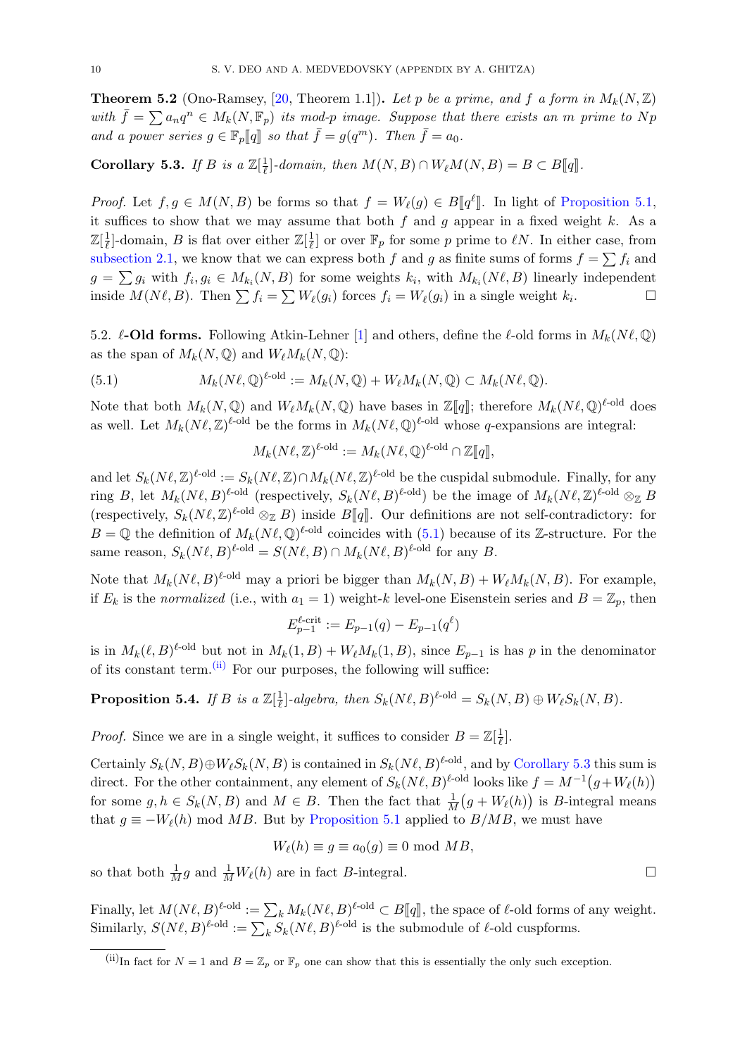**Theorem 5.2** (Ono-Ramsey, [20, Theorem 1.1])**.** *Let $p$ be a prime, and $f$ a form in $M_k(N,\mathbb{Z})$ with $\bar{f} = \sum a_n q^n \in M_k(N,\mathbb{F}_p)$ its mod-$p$ image. Suppose that there exists an $m$ prime to $Np$ and a power series $g \in \mathbb{F}_p[\![q]\!]$ so that $\bar{f} = g(q^m)$. Then $\bar{f} = a_0$.*

**Corollary 5.3.** *If $B$ is a $\mathbb{Z}[\frac{1}{\ell}]$-domain, then $M(N,B) \cap W_\ell M(N,B) = B \subset B[\![q]\!]$.*

*Proof.* Let $f, g \in M(N,B)$ be forms so that $f = W_\ell(g) \in B[\![q^\ell]\!]$. In light of Proposition 5.1, it suffices to show that we may assume that both $f$ and $g$ appear in a fixed weight $k$. As a $\mathbb{Z}[\frac{1}{\ell}]$-domain, $B$ is flat over either $\mathbb{Z}[\frac{1}{\ell}]$ or over $\mathbb{F}_p$ for some $p$ prime to $\ell N$. In either case, from subsection 2.1, we know that we can express both $f$ and $g$ as finite sums of forms $f = \sum f_i$ and $g = \sum g_i$ with $f_i, g_i \in M_{k_i}(N,B)$ for some weights $k_i$, with $M_{k_i}(N\ell,B)$ linearly independent inside $M(N\ell,B)$. Then $\sum f_i = \sum W_\ell(g_i)$ forces $f_i = W_\ell(g_i)$ in a single weight $k_i$. $\square$

5.2. **$\ell$-Old forms.** Following Atkin-Lehner [1] and others, define the $\ell$-old forms in $M_k(N\ell,\mathbb{Q})$ as the span of $M_k(N,\mathbb{Q})$ and $W_\ell M_k(N,\mathbb{Q})$:

$$M_k(N\ell,\mathbb{Q})^{\ell\text{-old}} := M_k(N,\mathbb{Q}) + W_\ell M_k(N,\mathbb{Q}) \subset M_k(N\ell,\mathbb{Q}). \tag{5.1}$$

Note that both $M_k(N,\mathbb{Q})$ and $W_\ell M_k(N,\mathbb{Q})$ have bases in $\mathbb{Z}[\![q]\!]$; therefore $M_k(N\ell,\mathbb{Q})^{\ell\text{-old}}$ does as well. Let $M_k(N\ell,\mathbb{Z})^{\ell\text{-old}}$ be the forms in $M_k(N\ell,\mathbb{Q})^{\ell\text{-old}}$ whose $q$-expansions are integral:

$$M_k(N\ell,\mathbb{Z})^{\ell\text{-old}} := M_k(N\ell,\mathbb{Q})^{\ell\text{-old}} \cap \mathbb{Z}[\![q]\!],$$

and let $S_k(N\ell,\mathbb{Z})^{\ell\text{-old}} := S_k(N\ell,\mathbb{Z}) \cap M_k(N\ell,\mathbb{Z})^{\ell\text{-old}}$ be the cuspidal submodule. Finally, for any ring $B$, let $M_k(N\ell,B)^{\ell\text{-old}}$ (respectively, $S_k(N\ell,B)^{\ell\text{-old}}$) be the image of $M_k(N\ell,\mathbb{Z})^{\ell\text{-old}} \otimes_\mathbb{Z} B$ (respectively, $S_k(N\ell,\mathbb{Z})^{\ell\text{-old}} \otimes_\mathbb{Z} B$) inside $B[\![q]\!]$. Our definitions are not self-contradictory: for $B = \mathbb{Q}$ the definition of $M_k(N\ell,\mathbb{Q})^{\ell\text{-old}}$ coincides with (5.1) because of its $\mathbb{Z}$-structure. For the same reason, $S_k(N\ell,B)^{\ell\text{-old}} = S(N\ell,B) \cap M_k(N\ell,B)^{\ell\text{-old}}$ for any $B$.

Note that $M_k(N\ell,B)^{\ell\text{-old}}$ may a priori be bigger than $M_k(N,B) + W_\ell M_k(N,B)$. For example, if $E_k$ is the *normalized* (i.e., with $a_1 = 1$) weight-$k$ level-one Eisenstein series and $B = \mathbb{Z}_p$, then

$$E_{p-1}^{\ell\text{-crit}} := E_{p-1}(q) - E_{p-1}(q^\ell)$$

is in $M_k(\ell,B)^{\ell\text{-old}}$ but not in $M_k(1,B) + W_\ell M_k(1,B)$, since $E_{p-1}$ is has $p$ in the denominator of its constant term.[ii] For our purposes, the following will suffice:

**Proposition 5.4.** *If $B$ is a $\mathbb{Z}[\frac{1}{\ell}]$-algebra, then $S_k(N\ell,B)^{\ell\text{-old}} = S_k(N,B) \oplus W_\ell S_k(N,B)$.*

*Proof.* Since we are in a single weight, it suffices to consider $B = \mathbb{Z}[\frac{1}{\ell}]$.

Certainly $S_k(N,B) \oplus W_\ell S_k(N,B)$ is contained in $S_k(N\ell,B)^{\ell\text{-old}}$, and by Corollary 5.3 this sum is direct. For the other containment, any element of $S_k(N\ell,B)^{\ell\text{-old}}$ looks like $f = M^{-1}\big(g + W_\ell(h)\big)$ for some $g, h \in S_k(N,B)$ and $M \in B$. Then the fact that $\frac{1}{M}\big(g + W_\ell(h)\big)$ is $B$-integral means that $g \equiv -W_\ell(h) \bmod MB$. But by Proposition 5.1 applied to $B/MB$, we must have

$$W_\ell(h) \equiv g \equiv a_0(g) \equiv 0 \bmod MB,$$

so that both $\frac{1}{M}g$ and $\frac{1}{M}W_\ell(h)$ are in fact $B$-integral. $\square$

Finally, let $M(N\ell,B)^{\ell\text{-old}} := \sum_k M_k(N\ell,B)^{\ell\text{-old}} \subset B[\![q]\!]$, the space of $\ell$-old forms of any weight. Similarly, $S(N\ell,B)^{\ell\text{-old}} := \sum_k S_k(N\ell,B)^{\ell\text{-old}}$ is the submodule of $\ell$-old cuspforms.

---

[ii] In fact for $N = 1$ and $B = \mathbb{Z}_p$ or $\mathbb{F}_p$ one can show that this is essentially the only such exception.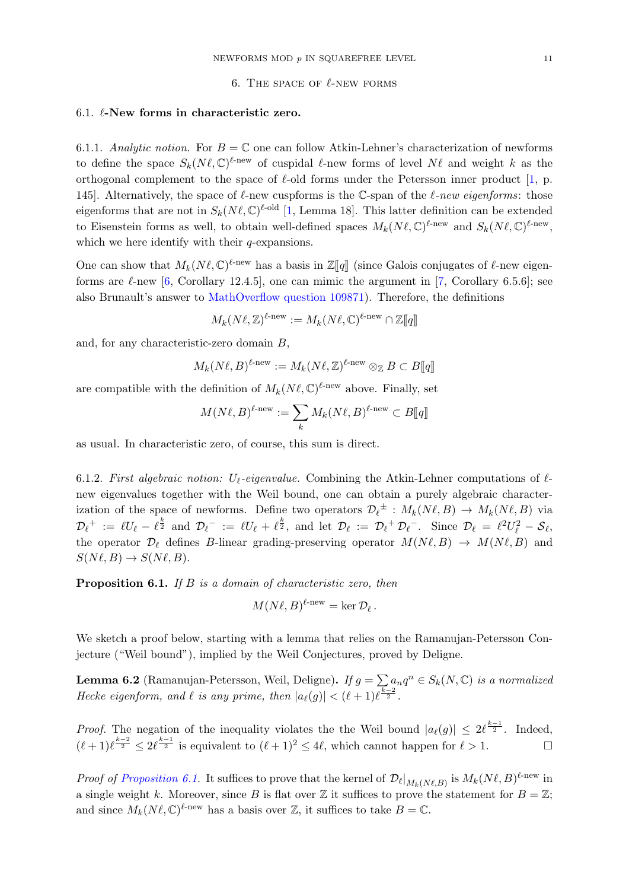## 6. The space of $\ell$-new forms

### 6.1. $\ell$-New forms in characteristic zero.

6.1.1. *Analytic notion.* For $B = \mathbb{C}$ one can follow Atkin-Lehner's characterization of newforms to define the space $S_k(N\ell, \mathbb{C})^{\ell\text{-new}}$ of cuspidal $\ell$-new forms of level $N\ell$ and weight $k$ as the orthogonal complement to the space of $\ell$-old forms under the Petersson inner product [1, p. 145]. Alternatively, the space of $\ell$-new cuspforms is the $\mathbb{C}$-span of the *$\ell$-new eigenforms*: those eigenforms that are not in $S_k(N\ell, \mathbb{C})^{\ell\text{-old}}$ [1, Lemma 18]. This latter definition can be extended to Eisenstein forms as well, to obtain well-defined spaces $M_k(N\ell, \mathbb{C})^{\ell\text{-new}}$ and $S_k(N\ell, \mathbb{C})^{\ell\text{-new}}$, which we here identify with their $q$-expansions.

One can show that $M_k(N\ell, \mathbb{C})^{\ell\text{-new}}$ has a basis in $\mathbb{Z}[\![q]\!]$ (since Galois conjugates of $\ell$-new eigenforms are $\ell$-new [6, Corollary 12.4.5], one can mimic the argument in [7, Corollary 6.5.6]; see also Brunault's answer to MathOverflow question 109871). Therefore, the definitions

$$M_k(N\ell, \mathbb{Z})^{\ell\text{-new}} := M_k(N\ell, \mathbb{C})^{\ell\text{-new}} \cap \mathbb{Z}[\![q]\!]$$

and, for any characteristic-zero domain $B$,

$$M_k(N\ell, B)^{\ell\text{-new}} := M_k(N\ell, \mathbb{Z})^{\ell\text{-new}} \otimes_{\mathbb{Z}} B \subset B[\![q]\!]$$

are compatible with the definition of $M_k(N\ell, \mathbb{C})^{\ell\text{-new}}$ above. Finally, set

$$M(N\ell, B)^{\ell\text{-new}} := \sum_k M_k(N\ell, B)^{\ell\text{-new}} \subset B[\![q]\!]$$

as usual. In characteristic zero, of course, this sum is direct.

6.1.2. *First algebraic notion: $U_\ell$-eigenvalue.* Combining the Atkin-Lehner computations of $\ell$-new eigenvalues together with the Weil bound, one can obtain a purely algebraic characterization of the space of newforms. Define two operators ${\mathcal{D}_\ell}^{\pm} : M_k(N\ell, B) \to M_k(N\ell, B)$ via ${\mathcal{D}_\ell}^{+} := \ell U_\ell - \ell^{\frac{k}{2}}$ and ${\mathcal{D}_\ell}^{-} := \ell U_\ell + \ell^{\frac{k}{2}}$, and let $\mathcal{D}_\ell := {\mathcal{D}_\ell}^{+}{\mathcal{D}_\ell}^{-}$. Since $\mathcal{D}_\ell = \ell^2 U_\ell^2 - \mathcal{S}_\ell$, the operator $\mathcal{D}_\ell$ defines $B$-linear grading-preserving operator $M(N\ell, B) \to M(N\ell, B)$ and $S(N\ell, B) \to S(N\ell, B)$.

**Proposition 6.1.** *If $B$ is a domain of characteristic zero, then*

$$M(N\ell, B)^{\ell\text{-new}} = \ker \mathcal{D}_\ell \,.$$

We sketch a proof below, starting with a lemma that relies on the Ramanujan-Petersson Conjecture ("Weil bound"), implied by the Weil Conjectures, proved by Deligne.

**Lemma 6.2** (Ramanujan-Petersson, Weil, Deligne)**.** *If $g = \sum a_n q^n \in S_k(N, \mathbb{C})$ is a normalized Hecke eigenform, and $\ell$ is any prime, then $|a_\ell(g)| < (\ell+1)\ell^{\frac{k-2}{2}}$.*

*Proof.* The negation of the inequality violates the the Weil bound $|a_\ell(g)| \leq 2\ell^{\frac{k-1}{2}}$. Indeed, $(\ell+1)\ell^{\frac{k-2}{2}} \leq 2\ell^{\frac{k-1}{2}}$ is equivalent to $(\ell+1)^2 \leq 4\ell$, which cannot happen for $\ell > 1$. $\square$

*Proof of Proposition 6.1.* It suffices to prove that the kernel of $\mathcal{D}_\ell|_{M_k(N\ell,B)}$ is $M_k(N\ell, B)^{\ell\text{-new}}$ in a single weight $k$. Moreover, since $B$ is flat over $\mathbb{Z}$ it suffices to prove the statement for $B = \mathbb{Z}$; and since $M_k(N\ell, \mathbb{C})^{\ell\text{-new}}$ has a basis over $\mathbb{Z}$, it suffices to take $B = \mathbb{C}$.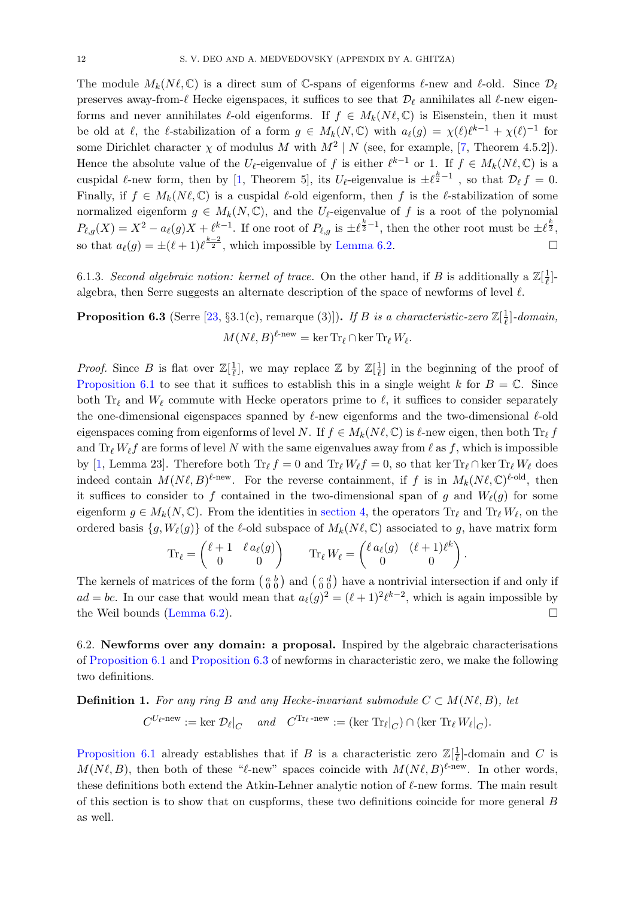The module $M_k(N\ell, \mathbb{C})$ is a direct sum of $\mathbb{C}$-spans of eigenforms $\ell$-new and $\ell$-old. Since $\mathcal{D}_\ell$ preserves away-from-$\ell$ Hecke eigenspaces, it suffices to see that $\mathcal{D}_\ell$ annihilates all $\ell$-new eigenforms and never annihilates $\ell$-old eigenforms. If $f \in M_k(N\ell, \mathbb{C})$ is Eisenstein, then it must be old at $\ell$, the $\ell$-stabilization of a form $g \in M_k(N, \mathbb{C})$ with $a_\ell(g) = \chi(\ell)\ell^{k-1} + \chi(\ell)^{-1}$ for some Dirichlet character $\chi$ of modulus $M$ with $M^2 \mid N$ (see, for example, [7, Theorem 4.5.2]). Hence the absolute value of the $U_\ell$-eigenvalue of $f$ is either $\ell^{k-1}$ or 1. If $f \in M_k(N\ell, \mathbb{C})$ is a cuspidal $\ell$-new form, then by [1, Theorem 5], its $U_\ell$-eigenvalue is $\pm \ell^{\frac{k}{2}-1}$, so that $\mathcal{D}_\ell f = 0$. Finally, if $f \in M_k(N\ell, \mathbb{C})$ is a cuspidal $\ell$-old eigenform, then $f$ is the $\ell$-stabilization of some normalized eigenform $g \in M_k(N, \mathbb{C})$, and the $U_\ell$-eigenvalue of $f$ is a root of the polynomial $P_{\ell,g}(X) = X^2 - a_\ell(g)X + \ell^{k-1}$. If one root of $P_{\ell,g}$ is $\pm\ell^{\frac{k}{2}-1}$, then the other root must be $\pm\ell^{\frac{k}{2}}$, so that $a_\ell(g) = \pm(\ell+1)\ell^{\frac{k-2}{2}}$, which impossible by Lemma 6.2. □

6.1.3. *Second algebraic notion: kernel of trace.* On the other hand, if $B$ is additionally a $\mathbb{Z}[\frac{1}{\ell}]$-algebra, then Serre suggests an alternate description of the space of newforms of level $\ell$.

**Proposition 6.3** (Serre [23, §3.1(c), remarque (3)]). *If $B$ is a characteristic-zero $\mathbb{Z}[\frac{1}{\ell}]$-domain,*

$$M(N\ell, B)^{\ell\text{-new}} = \ker \operatorname{Tr}_\ell \cap \ker \operatorname{Tr}_\ell W_\ell.$$

*Proof.* Since $B$ is flat over $\mathbb{Z}[\frac{1}{\ell}]$, we may replace $\mathbb{Z}$ by $\mathbb{Z}[\frac{1}{\ell}]$ in the beginning of the proof of Proposition 6.1 to see that it suffices to establish this in a single weight $k$ for $B = \mathbb{C}$. Since both $\operatorname{Tr}_\ell$ and $W_\ell$ commute with Hecke operators prime to $\ell$, it suffices to consider separately the one-dimensional eigenspaces spanned by $\ell$-new eigenforms and the two-dimensional $\ell$-old eigenspaces coming from eigenforms of level $N$. If $f \in M_k(N\ell, \mathbb{C})$ is $\ell$-new eigen, then both $\operatorname{Tr}_\ell f$ and $\operatorname{Tr}_\ell W_\ell f$ are forms of level $N$ with the same eigenvalues away from $\ell$ as $f$, which is impossible by [1, Lemma 23]. Therefore both $\operatorname{Tr}_\ell f = 0$ and $\operatorname{Tr}_\ell W_\ell f = 0$, so that $\ker \operatorname{Tr}_\ell \cap \ker \operatorname{Tr}_\ell W_\ell$ does indeed contain $M(N\ell, B)^{\ell\text{-new}}$. For the reverse containment, if $f$ is in $M_k(N\ell, \mathbb{C})^{\ell\text{-old}}$, then it suffices to consider to $f$ contained in the two-dimensional span of $g$ and $W_\ell(g)$ for some eigenform $g \in M_k(N, \mathbb{C})$. From the identities in section 4, the operators $\operatorname{Tr}_\ell$ and $\operatorname{Tr}_\ell W_\ell$, on the ordered basis $\{g, W_\ell(g)\}$ of the $\ell$-old subspace of $M_k(N\ell, \mathbb{C})$ associated to $g$, have matrix form

$$\operatorname{Tr}_\ell = \begin{pmatrix} \ell+1 & \ell\, a_\ell(g) \\ 0 & 0 \end{pmatrix} \qquad \operatorname{Tr}_\ell W_\ell = \begin{pmatrix} \ell\, a_\ell(g) & (\ell+1)\ell^k \\ 0 & 0 \end{pmatrix}.$$

The kernels of matrices of the form $\left(\begin{smallmatrix} a & b \\ 0 & 0 \end{smallmatrix}\right)$ and $\left(\begin{smallmatrix} c & d \\ 0 & 0 \end{smallmatrix}\right)$ have a nontrivial intersection if and only if $ad = bc$. In our case that would mean that $a_\ell(g)^2 = (\ell+1)^2\ell^{k-2}$, which is again impossible by the Weil bounds (Lemma 6.2). □

6.2. **Newforms over any domain: a proposal.** Inspired by the algebraic characterisations of Proposition 6.1 and Proposition 6.3 of newforms in characteristic zero, we make the following two definitions.

**Definition 1.** *For any ring $B$ and any Hecke-invariant submodule $C \subset M(N\ell, B)$, let*

$$C^{U_\ell\text{-new}} := \ker \mathcal{D}_\ell|_C \quad \textit{and} \quad C^{\operatorname{Tr}_\ell\text{-new}} := (\ker \operatorname{Tr}_\ell|_C) \cap (\ker \operatorname{Tr}_\ell W_\ell|_C).$$

Proposition 6.1 already establishes that if $B$ is a characteristic zero $\mathbb{Z}[\frac{1}{\ell}]$-domain and $C$ is $M(N\ell, B)$, then both of these "$\ell$-new" spaces coincide with $M(N\ell, B)^{\ell\text{-new}}$. In other words, these definitions both extend the Atkin-Lehner analytic notion of $\ell$-new forms. The main result of this section is to show that on cuspforms, these two definitions coincide for more general $B$ as well.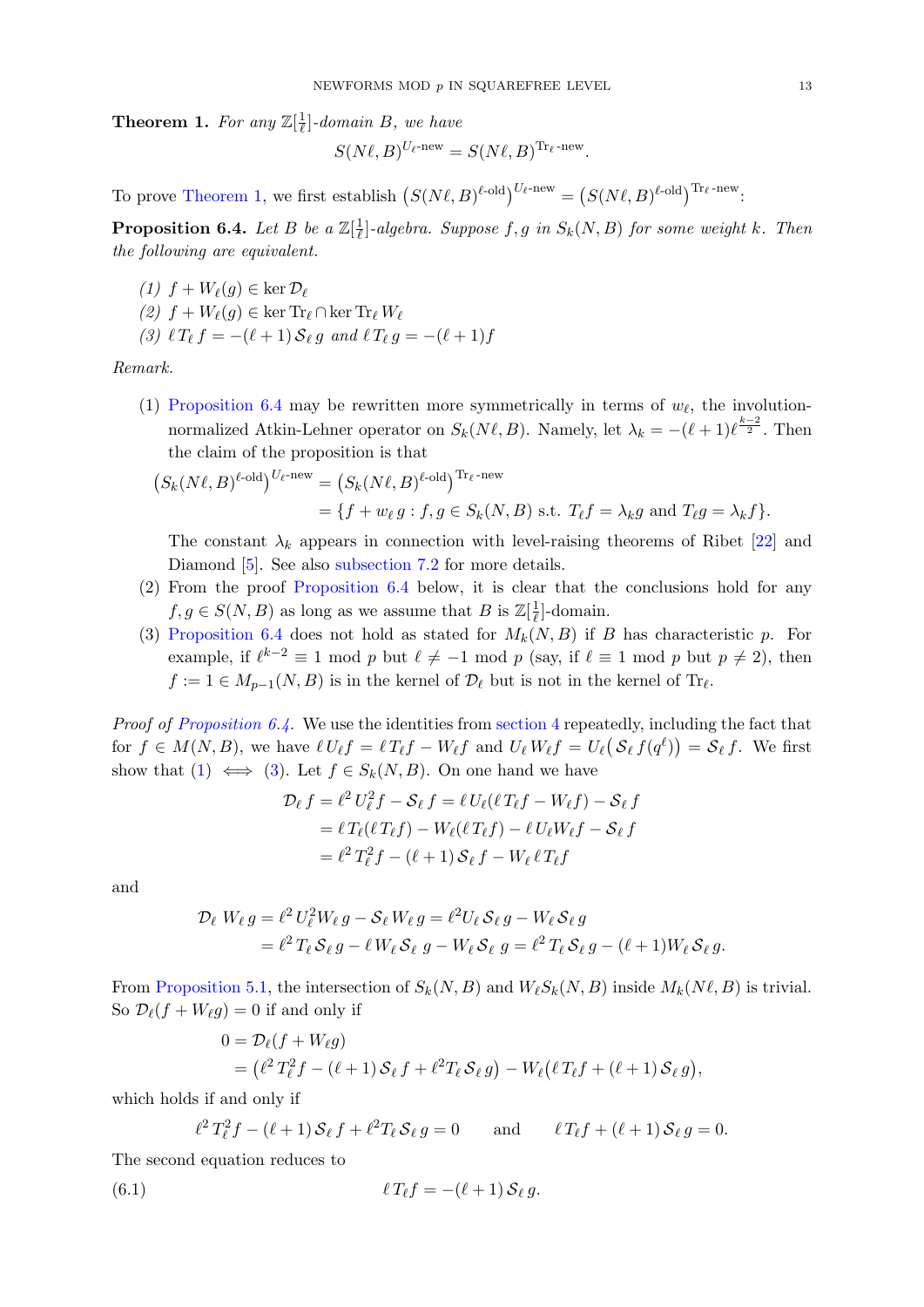**Theorem 1.** *For any $\mathbb{Z}[\frac{1}{\ell}]$-domain $B$, we have*

$$S(N\ell, B)^{U_\ell\text{-new}} = S(N\ell, B)^{\mathrm{Tr}_\ell\text{-new}}.$$

To prove Theorem 1, we first establish $\left(S(N\ell,B)^{\ell\text{-old}}\right)^{U_\ell\text{-new}} = \left(S(N\ell,B)^{\ell\text{-old}}\right)^{\mathrm{Tr}_\ell\text{-new}}$:

**Proposition 6.4.** *Let $B$ be a $\mathbb{Z}[\frac{1}{\ell}]$-algebra. Suppose $f, g$ in $S_k(N, B)$ for some weight $k$. Then the following are equivalent.*

*(1) $f + W_\ell(g) \in \ker \mathcal{D}_\ell$*
*(2) $f + W_\ell(g) \in \ker \mathrm{Tr}_\ell \cap \ker \mathrm{Tr}_\ell W_\ell$*
*(3) $\ell\, T_\ell\, f = -(\ell+1)\, \mathcal{S}_\ell\, g$ and $\ell\, T_\ell\, g = -(\ell+1) f$*

*Remark.*

(1) Proposition 6.4 may be rewritten more symmetrically in terms of $w_\ell$, the involution-normalized Atkin-Lehner operator on $S_k(N\ell, B)$. Namely, let $\lambda_k = -(\ell+1)\ell^{\frac{k-2}{2}}$. Then the claim of the proposition is that

$$\begin{aligned}\left(S_k(N\ell,B)^{\ell\text{-old}}\right)^{U_\ell\text{-new}} &= \left(S_k(N\ell,B)^{\ell\text{-old}}\right)^{\mathrm{Tr}_\ell\text{-new}} \\ &= \{f + w_\ell\, g : f, g \in S_k(N,B) \text{ s.t. } T_\ell f = \lambda_k g \text{ and } T_\ell g = \lambda_k f\}.\end{aligned}$$

The constant $\lambda_k$ appears in connection with level-raising theorems of Ribet [22] and Diamond [5]. See also subsection 7.2 for more details.

(2) From the proof Proposition 6.4 below, it is clear that the conclusions hold for any $f, g \in S(N, B)$ as long as we assume that $B$ is $\mathbb{Z}[\frac{1}{\ell}]$-domain.

(3) Proposition 6.4 does not hold as stated for $M_k(N, B)$ if $B$ has characteristic $p$. For example, if $\ell^{k-2} \equiv 1 \bmod p$ but $\ell \not\equiv -1 \bmod p$ (say, if $\ell \equiv 1 \bmod p$ but $p \neq 2$), then $f := 1 \in M_{p-1}(N, B)$ is in the kernel of $\mathcal{D}_\ell$ but is not in the kernel of $\mathrm{Tr}_\ell$.

*Proof of Proposition 6.4.* We use the identities from section 4 repeatedly, including the fact that for $f \in M(N, B)$, we have $\ell\, U_\ell f = \ell\, T_\ell f - W_\ell f$ and $U_\ell\, W_\ell f = U_\ell\big(\mathcal{S}_\ell\, f(q^\ell)\big) = \mathcal{S}_\ell\, f$. We first show that (1) $\iff$ (3). Let $f \in S_k(N, B)$. On one hand we have

$$\begin{aligned}\mathcal{D}_\ell\, f &= \ell^2\, U_\ell^2 f - \mathcal{S}_\ell\, f = \ell\, U_\ell(\ell\, T_\ell f - W_\ell f) - \mathcal{S}_\ell\, f \\ &= \ell\, T_\ell(\ell\, T_\ell f) - W_\ell(\ell\, T_\ell f) - \ell\, U_\ell W_\ell f - \mathcal{S}_\ell\, f \\ &= \ell^2\, T_\ell^2 f - (\ell+1)\, \mathcal{S}_\ell\, f - W_\ell\, \ell\, T_\ell f\end{aligned}$$

and

$$\begin{aligned}\mathcal{D}_\ell\, W_\ell\, g &= \ell^2\, U_\ell^2 W_\ell\, g - \mathcal{S}_\ell\, W_\ell\, g = \ell^2 U_\ell\, \mathcal{S}_\ell\, g - W_\ell\, \mathcal{S}_\ell\, g \\ &= \ell^2\, T_\ell\, \mathcal{S}_\ell\, g - \ell\, W_\ell\, \mathcal{S}_\ell\, g - W_\ell \mathcal{S}_\ell\, g = \ell^2\, T_\ell\, \mathcal{S}_\ell\, g - (\ell+1) W_\ell\, \mathcal{S}_\ell\, g.\end{aligned}$$

From Proposition 5.1, the intersection of $S_k(N, B)$ and $W_\ell S_k(N, B)$ inside $M_k(N\ell, B)$ is trivial. So $\mathcal{D}_\ell(f + W_\ell g) = 0$ if and only if

$$\begin{aligned}0 &= \mathcal{D}_\ell(f + W_\ell g) \\ &= \big(\ell^2\, T_\ell^2 f - (\ell+1)\, \mathcal{S}_\ell\, f + \ell^2 T_\ell\, \mathcal{S}_\ell\, g\big) - W_\ell\big(\ell\, T_\ell f + (\ell+1)\, \mathcal{S}_\ell\, g\big),\end{aligned}$$

which holds if and only if

$$\ell^2\, T_\ell^2 f - (\ell+1)\, \mathcal{S}_\ell\, f + \ell^2 T_\ell\, \mathcal{S}_\ell\, g = 0 \qquad \text{and} \qquad \ell\, T_\ell f + (\ell+1)\, \mathcal{S}_\ell\, g = 0.$$

The second equation reduces to

$$\ell\, T_\ell f = -(\ell+1)\, \mathcal{S}_\ell\, g. \tag{6.1}$$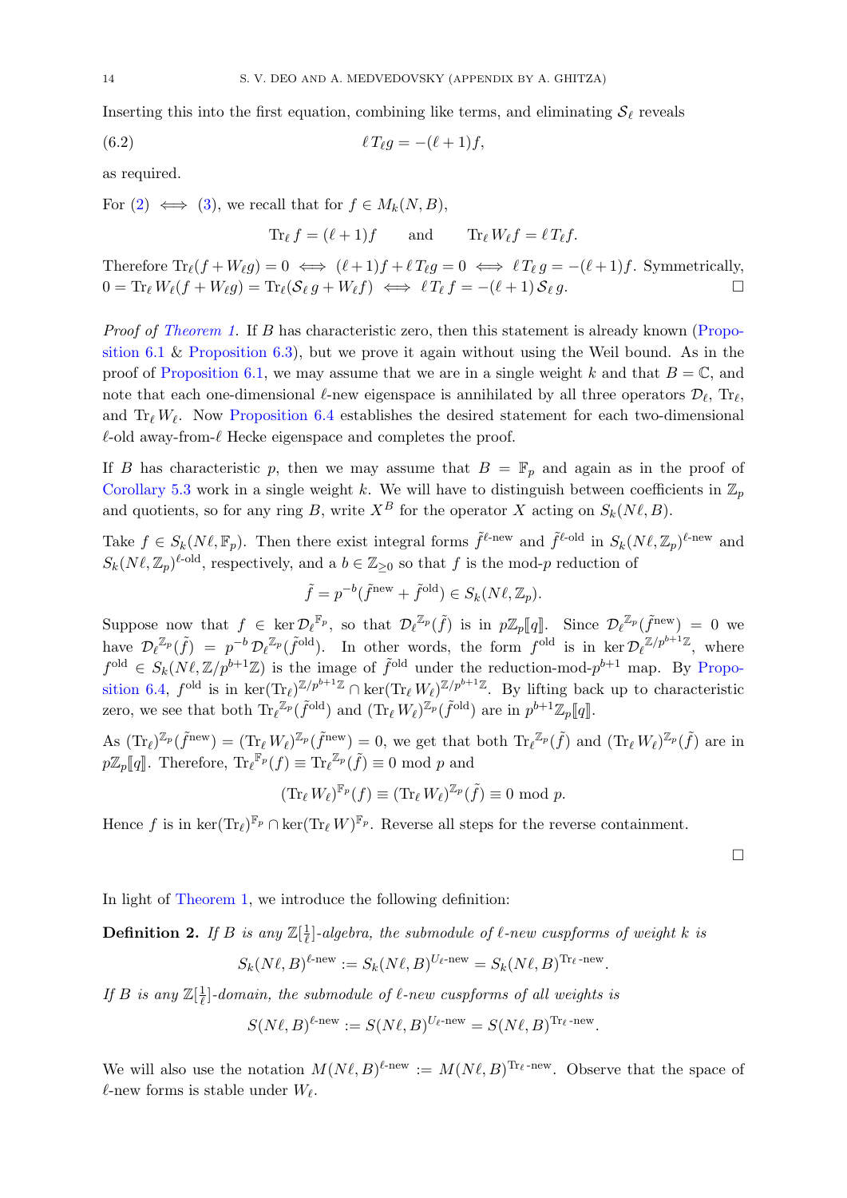Inserting this into the first equation, combining like terms, and eliminating $\mathcal{S}_\ell$ reveals

$$\ell\, T_\ell g = -(\ell+1)f, \tag{6.2}$$

as required.

For (2) $\iff$ (3), we recall that for $f \in M_k(N,B)$,

$$\operatorname{Tr}_\ell f = (\ell+1)f \qquad \text{and} \qquad \operatorname{Tr}_\ell W_\ell f = \ell\, T_\ell f.$$

Therefore $\operatorname{Tr}_\ell(f + W_\ell g) = 0 \iff (\ell+1)f + \ell\, T_\ell g = 0 \iff \ell\, T_\ell\, g = -(\ell+1)f$. Symmetrically, $0 = \operatorname{Tr}_\ell W_\ell(f + W_\ell g) = \operatorname{Tr}_\ell(\mathcal{S}_\ell\, g + W_\ell f) \iff \ell\, T_\ell\, f = -(\ell+1)\,\mathcal{S}_\ell\, g$. □

*Proof of Theorem 1.* If $B$ has characteristic zero, then this statement is already known (Proposition 6.1 & Proposition 6.3), but we prove it again without using the Weil bound. As in the proof of Proposition 6.1, we may assume that we are in a single weight $k$ and that $B = \mathbb{C}$, and note that each one-dimensional $\ell$-new eigenspace is annihilated by all three operators $\mathcal{D}_\ell$, $\operatorname{Tr}_\ell$, and $\operatorname{Tr}_\ell W_\ell$. Now Proposition 6.4 establishes the desired statement for each two-dimensional $\ell$-old away-from-$\ell$ Hecke eigenspace and completes the proof.

If $B$ has characteristic $p$, then we may assume that $B = \mathbb{F}_p$ and again as in the proof of Corollary 5.3 work in a single weight $k$. We will have to distinguish between coefficients in $\mathbb{Z}_p$ and quotients, so for any ring $B$, write $X^B$ for the operator $X$ acting on $S_k(N\ell, B)$.

Take $f \in S_k(N\ell, \mathbb{F}_p)$. Then there exist integral forms $\tilde{f}^{\ell\text{-new}}$ and $\tilde{f}^{\ell\text{-old}}$ in $S_k(N\ell, \mathbb{Z}_p)^{\ell\text{-new}}$ and $S_k(N\ell, \mathbb{Z}_p)^{\ell\text{-old}}$, respectively, and a $b \in \mathbb{Z}_{\geq 0}$ so that $f$ is the mod-$p$ reduction of

$$\tilde{f} = p^{-b}(\tilde{f}^{\text{new}} + \tilde{f}^{\text{old}}) \in S_k(N\ell, \mathbb{Z}_p).$$

Suppose now that $f \in \ker \mathcal{D}_\ell^{\mathbb{F}_p}$, so that $\mathcal{D}_\ell^{\mathbb{Z}_p}(\tilde{f})$ is in $p\mathbb{Z}_p[\![q]\!]$. Since $\mathcal{D}_\ell^{\mathbb{Z}_p}(\tilde{f}^{\text{new}}) = 0$ we have $\mathcal{D}_\ell^{\mathbb{Z}_p}(\tilde{f}) = p^{-b}\,\mathcal{D}_\ell^{\mathbb{Z}_p}(\tilde{f}^{\text{old}})$. In other words, the form $f^{\text{old}}$ is in $\ker \mathcal{D}_\ell^{\mathbb{Z}/p^{b+1}\mathbb{Z}}$, where $f^{\text{old}} \in S_k(N\ell, \mathbb{Z}/p^{b+1}\mathbb{Z})$ is the image of $\tilde{f}^{\text{old}}$ under the reduction-mod-$p^{b+1}$ map. By Proposition 6.4, $f^{\text{old}}$ is in $\ker(\operatorname{Tr}_\ell)^{\mathbb{Z}/p^{b+1}\mathbb{Z}} \cap \ker(\operatorname{Tr}_\ell W_\ell)^{\mathbb{Z}/p^{b+1}\mathbb{Z}}$. By lifting back up to characteristic zero, we see that both $\operatorname{Tr}_\ell^{\mathbb{Z}_p}(\tilde{f}^{\text{old}})$ and $(\operatorname{Tr}_\ell W_\ell)^{\mathbb{Z}_p}(\tilde{f}^{\text{old}})$ are in $p^{b+1}\mathbb{Z}_p[\![q]\!]$.

As $(\operatorname{Tr}_\ell)^{\mathbb{Z}_p}(\tilde{f}^{\text{new}}) = (\operatorname{Tr}_\ell W_\ell)^{\mathbb{Z}_p}(\tilde{f}^{\text{new}}) = 0$, we get that both $\operatorname{Tr}_\ell^{\mathbb{Z}_p}(\tilde{f})$ and $(\operatorname{Tr}_\ell W_\ell)^{\mathbb{Z}_p}(\tilde{f})$ are in $p\mathbb{Z}_p[\![q]\!]$. Therefore, $\operatorname{Tr}_\ell^{\mathbb{F}_p}(f) \equiv \operatorname{Tr}_\ell^{\mathbb{Z}_p}(\tilde{f}) \equiv 0 \bmod p$ and

$$(\operatorname{Tr}_\ell W_\ell)^{\mathbb{F}_p}(f) \equiv (\operatorname{Tr}_\ell W_\ell)^{\mathbb{Z}_p}(\tilde{f}) \equiv 0 \bmod p.$$

Hence $f$ is in $\ker(\operatorname{Tr}_\ell)^{\mathbb{F}_p} \cap \ker(\operatorname{Tr}_\ell W)^{\mathbb{F}_p}$. Reverse all steps for the reverse containment.

□

In light of Theorem 1, we introduce the following definition:

**Definition 2.** *If $B$ is any $\mathbb{Z}[\frac{1}{\ell}]$-algebra, the submodule of $\ell$-new cuspforms of weight $k$ is*

$$S_k(N\ell, B)^{\ell\text{-new}} := S_k(N\ell, B)^{U_\ell\text{-new}} = S_k(N\ell, B)^{\operatorname{Tr}_\ell\text{-new}}.$$

*If $B$ is any $\mathbb{Z}[\frac{1}{\ell}]$-domain, the submodule of $\ell$-new cuspforms of all weights is*

$$S(N\ell, B)^{\ell\text{-new}} := S(N\ell, B)^{U_\ell\text{-new}} = S(N\ell, B)^{\operatorname{Tr}_\ell\text{-new}}.$$

We will also use the notation $M(N\ell, B)^{\ell\text{-new}} := M(N\ell, B)^{\operatorname{Tr}_\ell\text{-new}}$. Observe that the space of $\ell$-new forms is stable under $W_\ell$.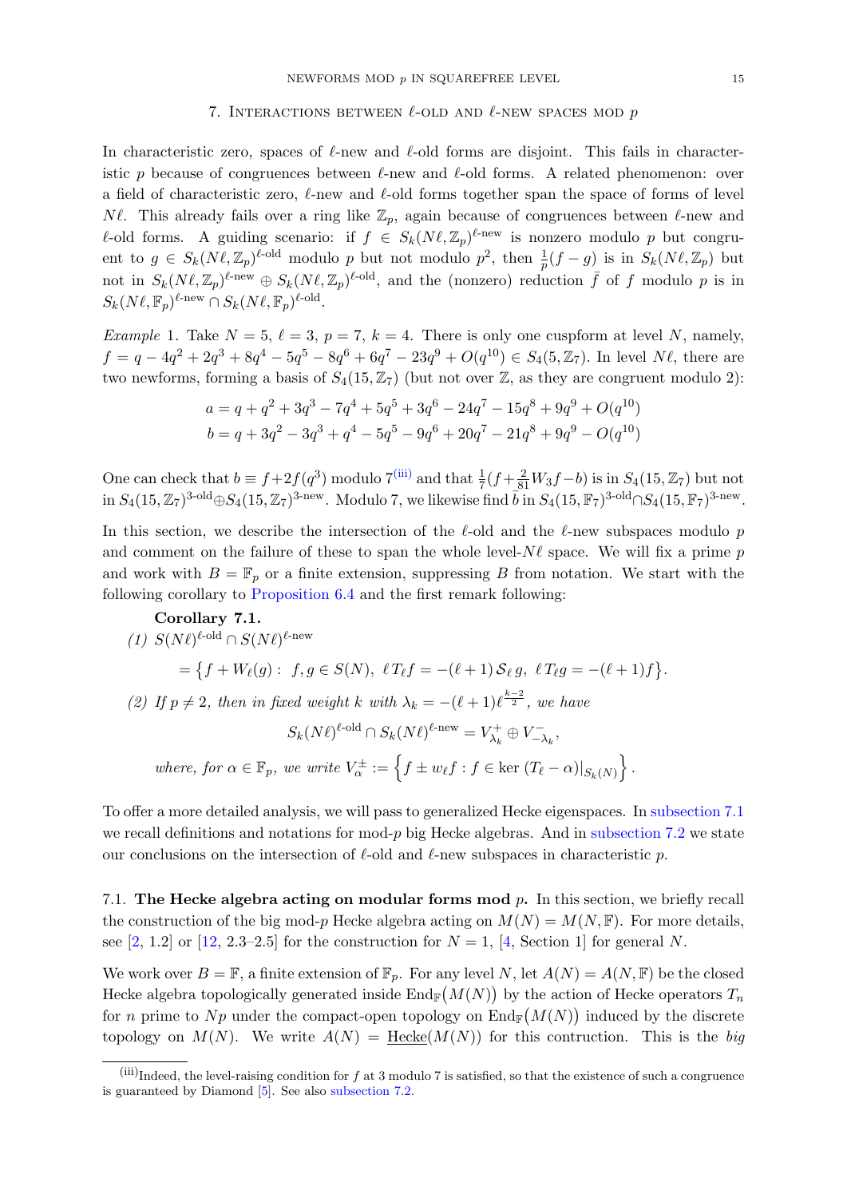## 7. Interactions between $\ell$-old and $\ell$-new spaces mod $p$

In characteristic zero, spaces of $\ell$-new and $\ell$-old forms are disjoint. This fails in characteristic $p$ because of congruences between $\ell$-new and $\ell$-old forms. A related phenomenon: over a field of characteristic zero, $\ell$-new and $\ell$-old forms together span the space of forms of level $N\ell$. This already fails over a ring like $\mathbb{Z}_p$, again because of congruences between $\ell$-new and $\ell$-old forms. A guiding scenario: if $f \in S_k(N\ell, \mathbb{Z}_p)^{\ell\text{-new}}$ is nonzero modulo $p$ but congruent to $g \in S_k(N\ell, \mathbb{Z}_p)^{\ell\text{-old}}$ modulo $p$ but not modulo $p^2$, then $\frac{1}{p}(f - g)$ is in $S_k(N\ell, \mathbb{Z}_p)$ but not in $S_k(N\ell, \mathbb{Z}_p)^{\ell\text{-new}} \oplus S_k(N\ell, \mathbb{Z}_p)^{\ell\text{-old}}$, and the (nonzero) reduction $\bar{f}$ of $f$ modulo $p$ is in $S_k(N\ell, \mathbb{F}_p)^{\ell\text{-new}} \cap S_k(N\ell, \mathbb{F}_p)^{\ell\text{-old}}$.

*Example* 1. Take $N = 5$, $\ell = 3$, $p = 7$, $k = 4$. There is only one cuspform at level $N$, namely, $f = q - 4q^2 + 2q^3 + 8q^4 - 5q^5 - 8q^6 + 6q^7 - 23q^9 + O(q^{10}) \in S_4(5, \mathbb{Z}_7)$. In level $N\ell$, there are two newforms, forming a basis of $S_4(15, \mathbb{Z}_7)$ (but not over $\mathbb{Z}$, as they are congruent modulo 2):

$$a = q + q^2 + 3q^3 - 7q^4 + 5q^5 + 3q^6 - 24q^7 - 15q^8 + 9q^9 + O(q^{10})$$
$$b = q + 3q^2 - 3q^3 + q^4 - 5q^5 - 9q^6 + 20q^7 - 21q^8 + 9q^9 - O(q^{10})$$

One can check that $b \equiv f + 2f(q^3)$ modulo 7[iii] and that $\frac{1}{7}(f + \frac{2}{81}W_3 f - b)$ is in $S_4(15, \mathbb{Z}_7)$ but not in $S_4(15, \mathbb{Z}_7)^{3\text{-old}} \oplus S_4(15, \mathbb{Z}_7)^{3\text{-new}}$. Modulo 7, we likewise find $\bar{b}$ in $S_4(15, \mathbb{F}_7)^{3\text{-old}} \cap S_4(15, \mathbb{F}_7)^{3\text{-new}}$.

In this section, we describe the intersection of the $\ell$-old and the $\ell$-new subspaces modulo $p$ and comment on the failure of these to span the whole level-$N\ell$ space. We will fix a prime $p$ and work with $B = \mathbb{F}_p$ or a finite extension, suppressing $B$ from notation. We start with the following corollary to Proposition 6.4 and the first remark following:

**Corollary 7.1.**
*(1)* $S(N\ell)^{\ell\text{-old}} \cap S(N\ell)^{\ell\text{-new}}$

$$= \left\{ f + W_\ell(g) : \; f, g \in S(N), \; \ell \, T_\ell f = -(\ell + 1) \, \mathcal{S}_\ell \, g, \; \ell \, T_\ell g = -(\ell+1) f \right\}.$$

*(2) If $p \neq 2$, then in fixed weight $k$ with $\lambda_k = -(\ell+1)\ell^{\frac{k-2}{2}}$, we have*

$$S_k(N\ell)^{\ell\text{-old}} \cap S_k(N\ell)^{\ell\text{-new}} = V^+_{\lambda_k} \oplus V^-_{-\lambda_k},$$

*where, for $\alpha \in \mathbb{F}_p$, we write* $V^\pm_\alpha := \left\{ f \pm w_\ell f : f \in \ker \, (T_\ell - \alpha)|_{S_k(N)} \right\}$.

To offer a more detailed analysis, we will pass to generalized Hecke eigenspaces. In subsection 7.1 we recall definitions and notations for mod-$p$ big Hecke algebras. And in subsection 7.2 we state our conclusions on the intersection of $\ell$-old and $\ell$-new subspaces in characteristic $p$.

### 7.1. The Hecke algebra acting on modular forms mod $p$.

In this section, we briefly recall the construction of the big mod-$p$ Hecke algebra acting on $M(N) = M(N, \mathbb{F})$. For more details, see [2, 1.2] or [12, 2.3–2.5] for the construction for $N = 1$, [4, Section 1] for general $N$.

We work over $B = \mathbb{F}$, a finite extension of $\mathbb{F}_p$. For any level $N$, let $A(N) = A(N, \mathbb{F})$ be the closed Hecke algebra topologically generated inside $\mathrm{End}_{\mathbb{F}}\big(M(N)\big)$ by the action of Hecke operators $T_n$ for $n$ prime to $Np$ under the compact-open topology on $\mathrm{End}_{\mathbb{F}}\big(M(N)\big)$ induced by the discrete topology on $M(N)$. We write $A(N) = \underline{\mathrm{Hecke}}(M(N))$ for this contruction. This is the *big*

[iii] Indeed, the level-raising condition for $f$ at 3 modulo 7 is satisfied, so that the existence of such a congruence is guaranteed by Diamond [5]. See also subsection 7.2.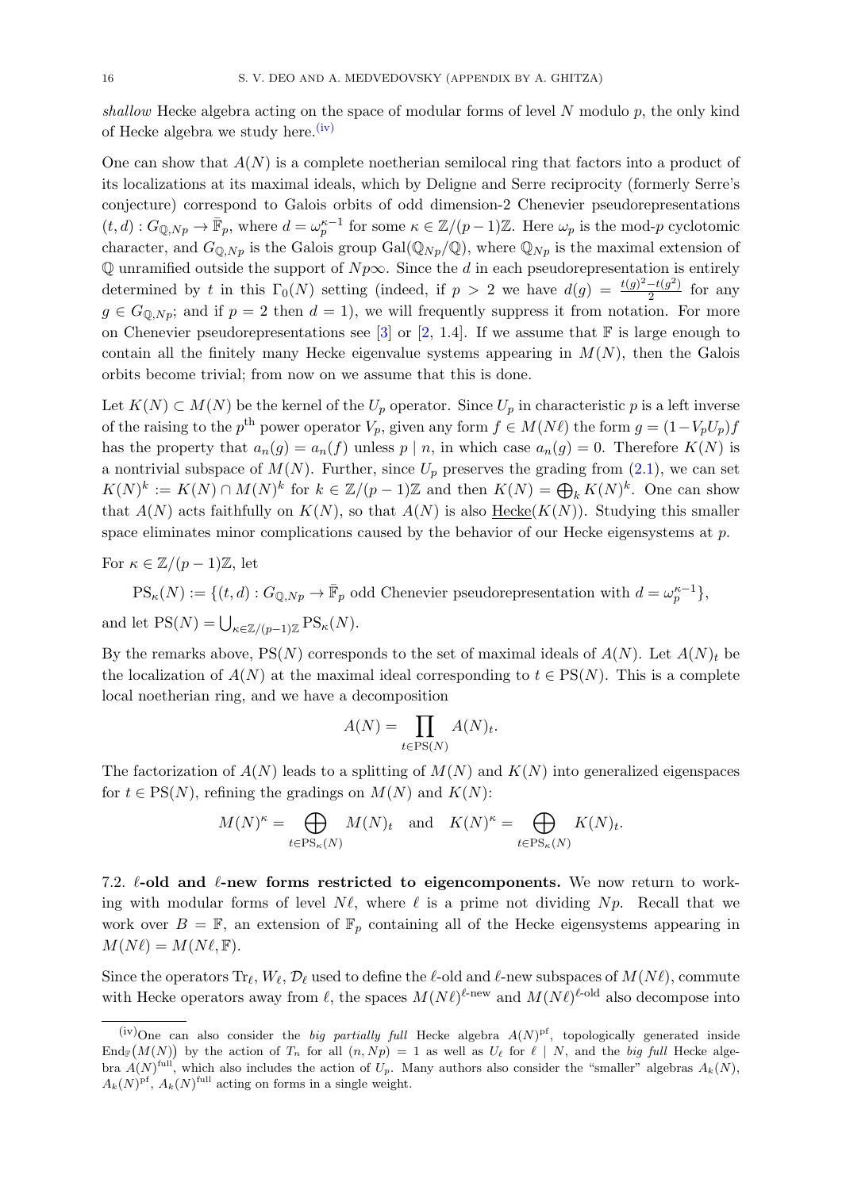*shallow* Hecke algebra acting on the space of modular forms of level $N$ modulo $p$, the only kind of Hecke algebra we study here.[(iv)]

One can show that $A(N)$ is a complete noetherian semilocal ring that factors into a product of its localizations at its maximal ideals, which by Deligne and Serre reciprocity (formerly Serre's conjecture) correspond to Galois orbits of odd dimension-2 Chenevier pseudorepresentations $(t, d) : G_{\mathbb{Q},Np} \to \bar{\mathbb{F}}_p$, where $d = \omega_p^{\kappa-1}$ for some $\kappa \in \mathbb{Z}/(p-1)\mathbb{Z}$. Here $\omega_p$ is the mod-$p$ cyclotomic character, and $G_{\mathbb{Q},Np}$ is the Galois group $\mathrm{Gal}(\mathbb{Q}_{Np}/\mathbb{Q})$, where $\mathbb{Q}_{Np}$ is the maximal extension of $\mathbb{Q}$ unramified outside the support of $Np\infty$. Since the $d$ in each pseudorepresentation is entirely determined by $t$ in this $\Gamma_0(N)$ setting (indeed, if $p > 2$ we have $d(g) = \frac{t(g)^2 - t(g^2)}{2}$ for any $g \in G_{\mathbb{Q},Np}$; and if $p = 2$ then $d = 1$), we will frequently suppress it from notation. For more on Chenevier pseudorepresentations see [3] or [2, 1.4]. If we assume that $\mathbb{F}$ is large enough to contain all the finitely many Hecke eigenvalue systems appearing in $M(N)$, then the Galois orbits become trivial; from now on we assume that this is done.

Let $K(N) \subset M(N)$ be the kernel of the $U_p$ operator. Since $U_p$ in characteristic $p$ is a left inverse of the raising to the $p^{\text{th}}$ power operator $V_p$, given any form $f \in M(N\ell)$ the form $g = (1 - V_pU_p)f$ has the property that $a_n(g) = a_n(f)$ unless $p \mid n$, in which case $a_n(g) = 0$. Therefore $K(N)$ is a nontrivial subspace of $M(N)$. Further, since $U_p$ preserves the grading from (2.1), we can set $K(N)^k := K(N) \cap M(N)^k$ for $k \in \mathbb{Z}/(p-1)\mathbb{Z}$ and then $K(N) = \bigoplus_k K(N)^k$. One can show that $A(N)$ acts faithfully on $K(N)$, so that $A(N)$ is also $\underline{\mathrm{Hecke}}(K(N))$. Studying this smaller space eliminates minor complications caused by the behavior of our Hecke eigensystems at $p$.

For $\kappa \in \mathbb{Z}/(p-1)\mathbb{Z}$, let

$$\mathrm{PS}_\kappa(N) := \{(t, d) : G_{\mathbb{Q},Np} \to \bar{\mathbb{F}}_p \text{ odd Chenevier pseudorepresentation with } d = \omega_p^{\kappa-1}\},$$

and let $\mathrm{PS}(N) = \bigcup_{\kappa \in \mathbb{Z}/(p-1)\mathbb{Z}} \mathrm{PS}_\kappa(N)$.

By the remarks above, $\mathrm{PS}(N)$ corresponds to the set of maximal ideals of $A(N)$. Let $A(N)_t$ be the localization of $A(N)$ at the maximal ideal corresponding to $t \in \mathrm{PS}(N)$. This is a complete local noetherian ring, and we have a decomposition

$$A(N) = \prod_{t \in \mathrm{PS}(N)} A(N)_t.$$

The factorization of $A(N)$ leads to a splitting of $M(N)$ and $K(N)$ into generalized eigenspaces for $t \in \mathrm{PS}(N)$, refining the gradings on $M(N)$ and $K(N)$:

$$M(N)^\kappa = \bigoplus_{t \in \mathrm{PS}_\kappa(N)} M(N)_t \quad \text{and} \quad K(N)^\kappa = \bigoplus_{t \in \mathrm{PS}_\kappa(N)} K(N)_t.$$

**7.2. $\ell$-old and $\ell$-new forms restricted to eigencomponents.** We now return to working with modular forms of level $N\ell$, where $\ell$ is a prime not dividing $Np$. Recall that we work over $B = \mathbb{F}$, an extension of $\mathbb{F}_p$ containing all of the Hecke eigensystems appearing in $M(N\ell) = M(N\ell, \mathbb{F})$.

Since the operators $\mathrm{Tr}_\ell, W_\ell, \mathcal{D}_\ell$ used to define the $\ell$-old and $\ell$-new subspaces of $M(N\ell)$, commute with Hecke operators away from $\ell$, the spaces $M(N\ell)^{\ell\text{-new}}$ and $M(N\ell)^{\ell\text{-old}}$ also decompose into

---

[(iv)] One can also consider the *big partially full* Hecke algebra $A(N)^{\mathrm{pf}}$, topologically generated inside $\mathrm{End}_{\mathbb{F}}(M(N))$ by the action of $T_n$ for all $(n, Np) = 1$ as well as $U_\ell$ for $\ell \mid N$, and the *big full* Hecke algebra $A(N)^{\mathrm{full}}$, which also includes the action of $U_p$. Many authors also consider the "smaller" algebras $A_k(N)$, $A_k(N)^{\mathrm{pf}}$, $A_k(N)^{\mathrm{full}}$ acting on forms in a single weight.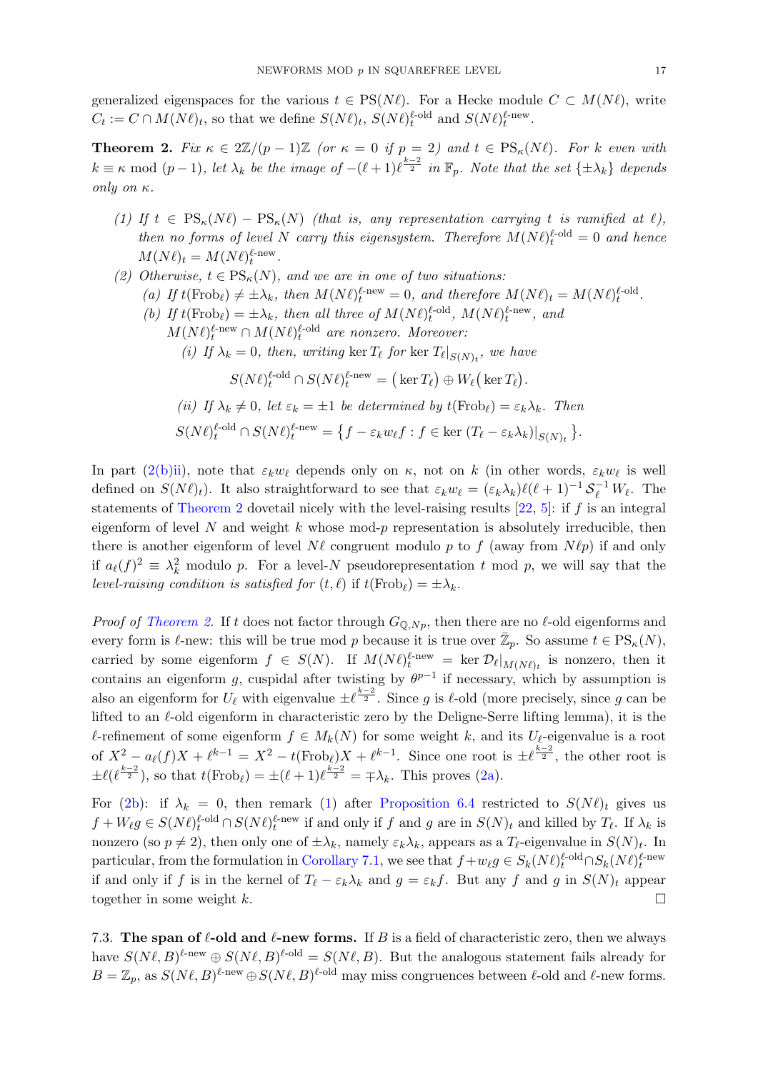generalized eigenspaces for the various $t \in \mathrm{PS}(N\ell)$. For a Hecke module $C \subset M(N\ell)$, write $C_t := C \cap M(N\ell)_t$, so that we define $S(N\ell)_t$, $S(N\ell)_t^{\ell\text{-old}}$ and $S(N\ell)_t^{\ell\text{-new}}$.

**Theorem 2.** *Fix $\kappa \in 2\mathbb{Z}/(p-1)\mathbb{Z}$ (or $\kappa = 0$ if $p = 2$) and $t \in \mathrm{PS}_\kappa(N\ell)$. For $k$ even with $k \equiv \kappa \bmod (p-1)$, let $\lambda_k$ be the image of $-(\ell+1)\ell^{\frac{k-2}{2}}$ in $\mathbb{F}_p$. Note that the set $\{\pm\lambda_k\}$ depends only on $\kappa$.*

*(1) If $t \in \mathrm{PS}_\kappa(N\ell) - \mathrm{PS}_\kappa(N)$ (that is, any representation carrying $t$ is ramified at $\ell$), then no forms of level $N$ carry this eigensystem. Therefore $M(N\ell)_t^{\ell\text{-old}} = 0$ and hence $M(N\ell)_t = M(N\ell)_t^{\ell\text{-new}}$.*

*(2) Otherwise, $t \in \mathrm{PS}_\kappa(N)$, and we are in one of two situations:*

*(a) If $t(\mathrm{Frob}_\ell) \neq \pm\lambda_k$, then $M(N\ell)_t^{\ell\text{-new}} = 0$, and therefore $M(N\ell)_t = M(N\ell)_t^{\ell\text{-old}}$.*

*(b) If $t(\mathrm{Frob}_\ell) = \pm\lambda_k$, then all three of $M(N\ell)_t^{\ell\text{-old}}$, $M(N\ell)_t^{\ell\text{-new}}$, and $M(N\ell)_t^{\ell\text{-new}} \cap M(N\ell)_t^{\ell\text{-old}}$ are nonzero. Moreover:*

*(i) If $\lambda_k = 0$, then, writing $\ker T_\ell$ for $\ker T_\ell|_{S(N)_t}$, we have*

$$S(N\ell)_t^{\ell\text{-old}} \cap S(N\ell)_t^{\ell\text{-new}} = \big(\ker T_\ell\big) \oplus W_\ell\big(\ker T_\ell\big).$$

*(ii) If $\lambda_k \neq 0$, let $\varepsilon_k = \pm 1$ be determined by $t(\mathrm{Frob}_\ell) = \varepsilon_k\lambda_k$. Then*

$$S(N\ell)_t^{\ell\text{-old}} \cap S(N\ell)_t^{\ell\text{-new}} = \big\{ f - \varepsilon_k w_\ell f : f \in \ker\,(T_\ell - \varepsilon_k\lambda_k)|_{S(N)_t} \big\}.$$

In part (2(b)ii), note that $\varepsilon_k w_\ell$ depends only on $\kappa$, not on $k$ (in other words, $\varepsilon_k w_\ell$ is well defined on $S(N\ell)_t$). It also straightforward to see that $\varepsilon_k w_\ell = (\varepsilon_k\lambda_k)\ell(\ell+1)^{-1}\mathcal{S}_\ell^{-1} W_\ell$. The statements of Theorem 2 dovetail nicely with the level-raising results [22, 5]: if $f$ is an integral eigenform of level $N$ and weight $k$ whose mod-$p$ representation is absolutely irreducible, then there is another eigenform of level $N\ell$ congruent modulo $p$ to $f$ (away from $N\ell p$) if and only if $a_\ell(f)^2 \equiv \lambda_k^2$ modulo $p$. For a level-$N$ pseudorepresentation $t$ mod $p$, we will say that the *level-raising condition is satisfied for $(t, \ell)$* if $t(\mathrm{Frob}_\ell) = \pm\lambda_k$.

*Proof of Theorem 2.* If $t$ does not factor through $G_{\mathbb{Q},Np}$, then there are no $\ell$-old eigenforms and every form is $\ell$-new: this will be true mod $p$ because it is true over $\bar{\mathbb{Z}}_p$. So assume $t \in \mathrm{PS}_\kappa(N)$, carried by some eigenform $f \in S(N)$. If $M(N\ell)_t^{\ell\text{-new}} = \ker \mathcal{D}_\ell|_{M(N\ell)_t}$ is nonzero, then it contains an eigenform $g$, cuspidal after twisting by $\theta^{p-1}$ if necessary, which by assumption is also an eigenform for $U_\ell$ with eigenvalue $\pm\ell^{\frac{k-2}{2}}$. Since $g$ is $\ell$-old (more precisely, since $g$ can be lifted to an $\ell$-old eigenform in characteristic zero by the Deligne-Serre lifting lemma), it is the $\ell$-refinement of some eigenform $f \in M_k(N)$ for some weight $k$, and its $U_\ell$-eigenvalue is a root of $X^2 - a_\ell(f)X + \ell^{k-1} = X^2 - t(\mathrm{Frob}_\ell)X + \ell^{k-1}$. Since one root is $\pm\ell^{\frac{k-2}{2}}$, the other root is $\pm\ell(\ell^{\frac{k-2}{2}})$, so that $t(\mathrm{Frob}_\ell) = \pm(\ell+1)\ell^{\frac{k-2}{2}} = \mp\lambda_k$. This proves (2a).

For (2b): if $\lambda_k = 0$, then remark (1) after Proposition 6.4 restricted to $S(N\ell)_t$ gives us $f + W_\ell g \in S(N\ell)_t^{\ell\text{-old}} \cap S(N\ell)_t^{\ell\text{-new}}$ if and only if $f$ and $g$ are in $S(N)_t$ and killed by $T_\ell$. If $\lambda_k$ is nonzero (so $p \neq 2$), then only one of $\pm\lambda_k$, namely $\varepsilon_k\lambda_k$, appears as a $T_\ell$-eigenvalue in $S(N)_t$. In particular, from the formulation in Corollary 7.1, we see that $f + w_\ell g \in S_k(N\ell)_t^{\ell\text{-old}} \cap S_k(N\ell)_t^{\ell\text{-new}}$ if and only if $f$ is in the kernel of $T_\ell - \varepsilon_k\lambda_k$ and $g = \varepsilon_k f$. But any $f$ and $g$ in $S(N)_t$ appear together in some weight $k$. $\square$

**7.3. The span of $\ell$-old and $\ell$-new forms.** If $B$ is a field of characteristic zero, then we always have $S(N\ell, B)^{\ell\text{-new}} \oplus S(N\ell, B)^{\ell\text{-old}} = S(N\ell, B)$. But the analogous statement fails already for $B = \mathbb{Z}_p$, as $S(N\ell, B)^{\ell\text{-new}} \oplus S(N\ell, B)^{\ell\text{-old}}$ may miss congruences between $\ell$-old and $\ell$-new forms.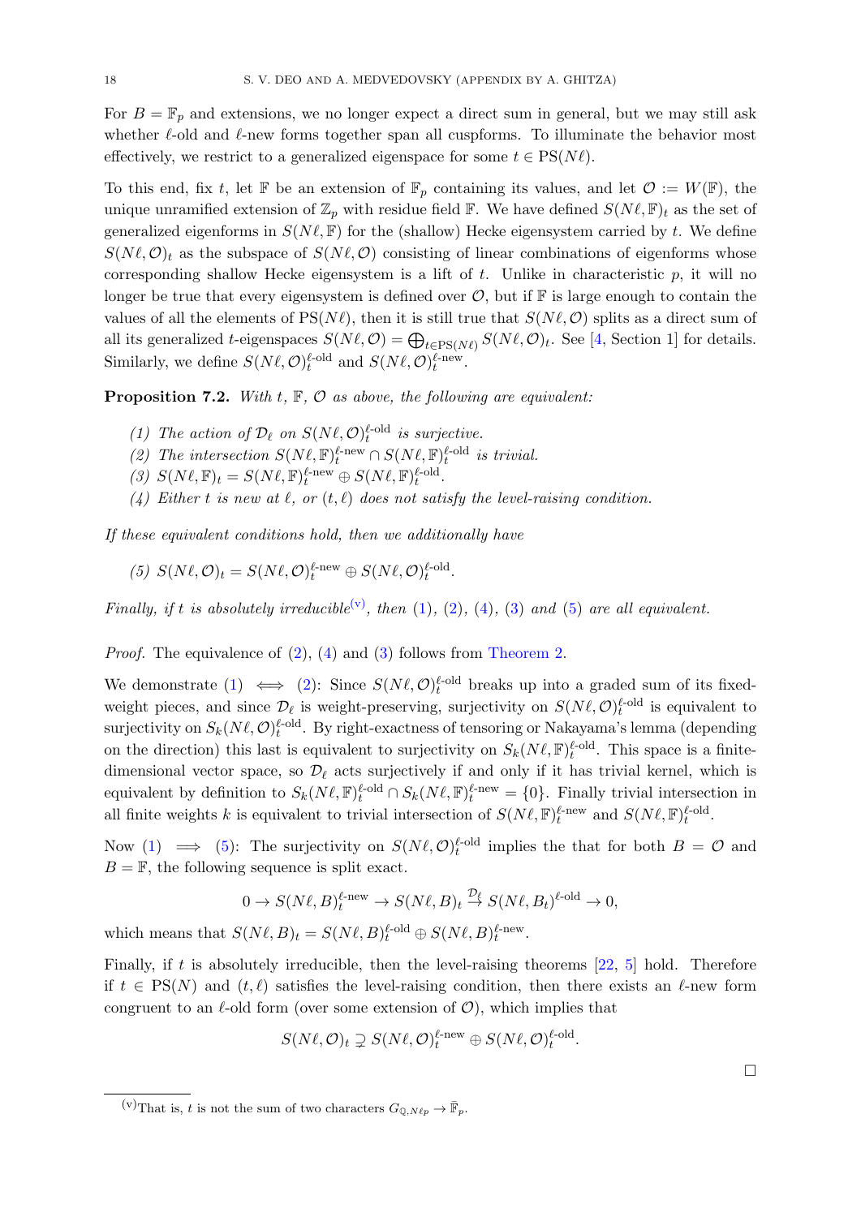For $B = \mathbb{F}_p$ and extensions, we no longer expect a direct sum in general, but we may still ask whether $\ell$-old and $\ell$-new forms together span all cuspforms. To illuminate the behavior most effectively, we restrict to a generalized eigenspace for some $t \in \mathrm{PS}(N\ell)$.

To this end, fix $t$, let $\mathbb{F}$ be an extension of $\mathbb{F}_p$ containing its values, and let $\mathcal{O} := W(\mathbb{F})$, the unique unramified extension of $\mathbb{Z}_p$ with residue field $\mathbb{F}$. We have defined $S(N\ell, \mathbb{F})_t$ as the set of generalized eigenforms in $S(N\ell, \mathbb{F})$ for the (shallow) Hecke eigensystem carried by $t$. We define $S(N\ell, \mathcal{O})_t$ as the subspace of $S(N\ell, \mathcal{O})$ consisting of linear combinations of eigenforms whose corresponding shallow Hecke eigensystem is a lift of $t$. Unlike in characteristic $p$, it will no longer be true that every eigensystem is defined over $\mathcal{O}$, but if $\mathbb{F}$ is large enough to contain the values of all the elements of $\mathrm{PS}(N\ell)$, then it is still true that $S(N\ell, \mathcal{O})$ splits as a direct sum of all its generalized $t$-eigenspaces $S(N\ell, \mathcal{O}) = \bigoplus_{t \in \mathrm{PS}(N\ell)} S(N\ell, \mathcal{O})_t$. See [4, Section 1] for details. Similarly, we define $S(N\ell, \mathcal{O})_t^{\ell\text{-old}}$ and $S(N\ell, \mathcal{O})_t^{\ell\text{-new}}$.

**Proposition 7.2.** *With $t$, $\mathbb{F}$, $\mathcal{O}$ as above, the following are equivalent:*

*(1) The action of $\mathcal{D}_\ell$ on $S(N\ell, \mathcal{O})_t^{\ell\text{-old}}$ is surjective.*
*(2) The intersection $S(N\ell, \mathbb{F})_t^{\ell\text{-new}} \cap S(N\ell, \mathbb{F})_t^{\ell\text{-old}}$ is trivial.*
*(3) $S(N\ell, \mathbb{F})_t = S(N\ell, \mathbb{F})_t^{\ell\text{-new}} \oplus S(N\ell, \mathbb{F})_t^{\ell\text{-old}}$.*
*(4) Either $t$ is new at $\ell$, or $(t, \ell)$ does not satisfy the level-raising condition.*

*If these equivalent conditions hold, then we additionally have*

*(5) $S(N\ell, \mathcal{O})_t = S(N\ell, \mathcal{O})_t^{\ell\text{-new}} \oplus S(N\ell, \mathcal{O})_t^{\ell\text{-old}}$.*

*Finally, if $t$ is absolutely irreducible*[(v)]*, then (1), (2), (4), (3) and (5) are all equivalent.*

*Proof.* The equivalence of (2), (4) and (3) follows from Theorem 2.

We demonstrate (1) $\iff$ (2): Since $S(N\ell, \mathcal{O})_t^{\ell\text{-old}}$ breaks up into a graded sum of its fixed-weight pieces, and since $\mathcal{D}_\ell$ is weight-preserving, surjectivity on $S(N\ell, \mathcal{O})_t^{\ell\text{-old}}$ is equivalent to surjectivity on $S_k(N\ell, \mathcal{O})_t^{\ell\text{-old}}$. By right-exactness of tensoring or Nakayama's lemma (depending on the direction) this last is equivalent to surjectivity on $S_k(N\ell, \mathbb{F})_t^{\ell\text{-old}}$. This space is a finite-dimensional vector space, so $\mathcal{D}_\ell$ acts surjectively if and only if it has trivial kernel, which is equivalent by definition to $S_k(N\ell, \mathbb{F})_t^{\ell\text{-old}} \cap S_k(N\ell, \mathbb{F})_t^{\ell\text{-new}} = \{0\}$. Finally trivial intersection in all finite weights $k$ is equivalent to trivial intersection of $S(N\ell, \mathbb{F})_t^{\ell\text{-new}}$ and $S(N\ell, \mathbb{F})_t^{\ell\text{-old}}$.

Now (1) $\implies$ (5): The surjectivity on $S(N\ell, \mathcal{O})_t^{\ell\text{-old}}$ implies the that for both $B = \mathcal{O}$ and $B = \mathbb{F}$, the following sequence is split exact.

$$0 \to S(N\ell, B)_t^{\ell\text{-new}} \to S(N\ell, B)_t \xrightarrow{\mathcal{D}_\ell} S(N\ell, B_t)^{\ell\text{-old}} \to 0,$$

which means that $S(N\ell, B)_t = S(N\ell, B)_t^{\ell\text{-old}} \oplus S(N\ell, B)_t^{\ell\text{-new}}$.

Finally, if $t$ is absolutely irreducible, then the level-raising theorems [22, 5] hold. Therefore if $t \in \mathrm{PS}(N)$ and $(t, \ell)$ satisfies the level-raising condition, then there exists an $\ell$-new form congruent to an $\ell$-old form (over some extension of $\mathcal{O}$), which implies that

$$S(N\ell, \mathcal{O})_t \supsetneq S(N\ell, \mathcal{O})_t^{\ell\text{-new}} \oplus S(N\ell, \mathcal{O})_t^{\ell\text{-old}}.$$

$\square$

[(v)] That is, $t$ is not the sum of two characters $G_{\mathbb{Q}, N\ell p} \to \bar{\mathbb{F}}_p$.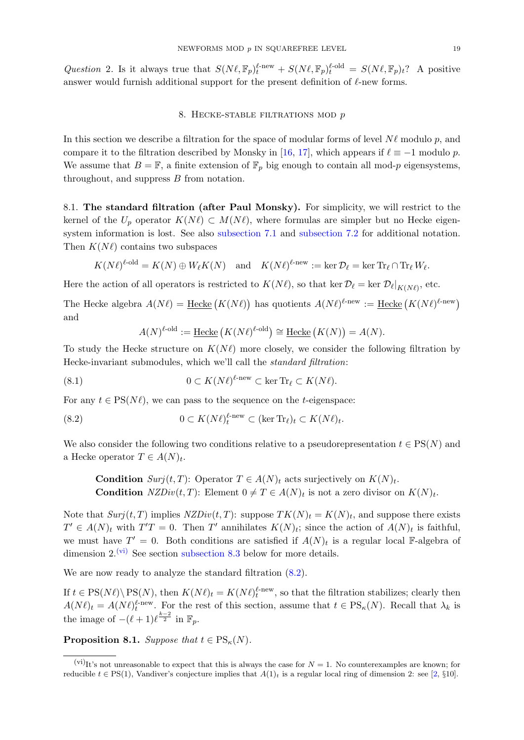*Question* 2. Is it always true that $S(N\ell, \mathbb{F}_p)_t^{\ell\text{-new}} + S(N\ell, \mathbb{F}_p)_t^{\ell\text{-old}} = S(N\ell, \mathbb{F}_p)_t$? A positive answer would furnish additional support for the present definition of $\ell$-new forms.

## 8. Hecke-stable filtrations mod $p$

In this section we describe a filtration for the space of modular forms of level $N\ell$ modulo $p$, and compare it to the filtration described by Monsky in [16, 17], which appears if $\ell \equiv -1$ modulo $p$. We assume that $B = \mathbb{F}$, a finite extension of $\mathbb{F}_p$ big enough to contain all mod-$p$ eigensystems, throughout, and suppress $B$ from notation.

### 8.1. The standard filtration (after Paul Monsky).

For simplicity, we will restrict to the kernel of the $U_p$ operator $K(N\ell) \subset M(N\ell)$, where formulas are simpler but no Hecke eigensystem information is lost. See also subsection 7.1 and subsection 7.2 for additional notation. Then $K(N\ell)$ contains two subspaces

$$K(N\ell)^{\ell\text{-old}} = K(N) \oplus W_\ell K(N) \quad \text{and} \quad K(N\ell)^{\ell\text{-new}} := \ker \mathcal{D}_\ell = \ker \mathrm{Tr}_\ell \cap \mathrm{Tr}_\ell W_\ell.$$

Here the action of all operators is restricted to $K(N\ell)$, so that $\ker \mathcal{D}_\ell = \ker \mathcal{D}_\ell|_{K(N\ell)}$, etc.

The Hecke algebra $A(N\ell) = \underline{\mathrm{Hecke}}\left(K(N\ell)\right)$ has quotients $A(N\ell)^{\ell\text{-new}} := \underline{\mathrm{Hecke}}\left(K(N\ell)^{\ell\text{-new}}\right)$ and

$$A(N)^{\ell\text{-old}} := \underline{\mathrm{Hecke}}\left(K(N\ell)^{\ell\text{-old}}\right) \cong \underline{\mathrm{Hecke}}\left(K(N)\right) = A(N).$$

To study the Hecke structure on $K(N\ell)$ more closely, we consider the following filtration by Hecke-invariant submodules, which we'll call the *standard filtration*:

$$0 \subset K(N\ell)^{\ell\text{-new}} \subset \ker \mathrm{Tr}_\ell \subset K(N\ell). \tag{8.1}$$

For any $t \in \mathrm{PS}(N\ell)$, we can pass to the sequence on the $t$-eigenspace:

$$0 \subset K(N\ell)_t^{\ell\text{-new}} \subset (\ker \mathrm{Tr}_\ell)_t \subset K(N\ell)_t. \tag{8.2}$$

We also consider the following two conditions relative to a pseudorepresentation $t \in \mathrm{PS}(N)$ and a Hecke operator $T \in A(N)_t$.

> **Condition** *Surj*$(t, T)$: Operator $T \in A(N)_t$ acts surjectively on $K(N)_t$.
> **Condition** *NZDiv*$(t, T)$: Element $0 \neq T \in A(N)_t$ is not a zero divisor on $K(N)_t$.

Note that *Surj*$(t, T)$ implies *NZDiv*$(t, T)$: suppose $TK(N)_t = K(N)_t$, and suppose there exists $T' \in A(N)_t$ with $T'T = 0$. Then $T'$ annihilates $K(N)_t$; since the action of $A(N)_t$ is faithful, we must have $T' = 0$. Both conditions are satisfied if $A(N)_t$ is a regular local $\mathbb{F}$-algebra of dimension 2.[(vi)] See section subsection 8.3 below for more details.

We are now ready to analyze the standard filtration (8.2).

If $t \in \mathrm{PS}(N\ell) \backslash \mathrm{PS}(N)$, then $K(N\ell)_t = K(N\ell)_t^{\ell\text{-new}}$, so that the filtration stabilizes; clearly then $A(N\ell)_t = A(N\ell)_t^{\ell\text{-new}}$. For the rest of this section, assume that $t \in \mathrm{PS}_\kappa(N)$. Recall that $\lambda_k$ is the image of $-(\ell+1)\ell^{\frac{k-2}{2}}$ in $\mathbb{F}_p$.

**Proposition 8.1.** *Suppose that* $t \in \mathrm{PS}_\kappa(N)$.

---

(vi) It's not unreasonable to expect that this is always the case for $N = 1$. No counterexamples are known; for reducible $t \in \mathrm{PS}(1)$, Vandiver's conjecture implies that $A(1)_t$ is a regular local ring of dimension 2: see [2, §10].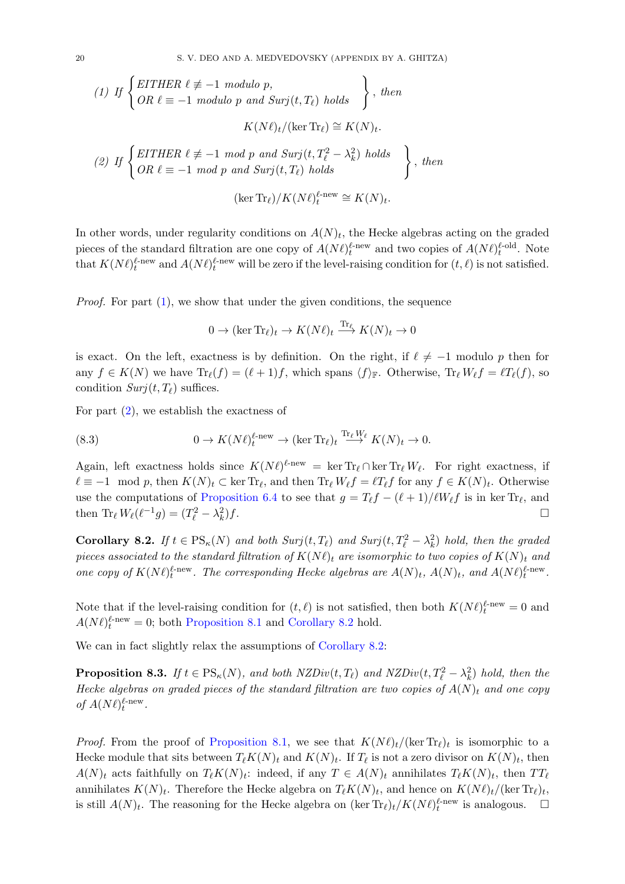(1) *If* $\left\{\begin{array}{l}\text{EITHER } \ell \not\equiv -1 \text{ modulo } p,\\ \text{OR } \ell \equiv -1 \text{ modulo } p \text{ and } Surj(t, T_\ell) \text{ holds}\end{array}\right\}$, *then*

$$K(N\ell)_t/(\ker \mathrm{Tr}_\ell) \cong K(N)_t.$$

(2) *If* $\left\{\begin{array}{l}\text{EITHER } \ell \not\equiv -1 \text{ mod } p \text{ and } Surj(t, T_\ell^2 - \lambda_k^2) \text{ holds}\\ \text{OR } \ell \equiv -1 \text{ mod } p \text{ and } Surj(t, T_\ell) \text{ holds}\end{array}\right\}$, *then*

$$(\ker \mathrm{Tr}_\ell)/K(N\ell)_t^{\ell\text{-new}} \cong K(N)_t.$$

In other words, under regularity conditions on $A(N)_t$, the Hecke algebras acting on the graded pieces of the standard filtration are one copy of $A(N\ell)_t^{\ell\text{-new}}$ and two copies of $A(N\ell)_t^{\ell\text{-old}}$. Note that $K(N\ell)_t^{\ell\text{-new}}$ and $A(N\ell)_t^{\ell\text{-new}}$ will be zero if the level-raising condition for $(t, \ell)$ is not satisfied.

*Proof.* For part (1), we show that under the given conditions, the sequence

$$0 \to (\ker \mathrm{Tr}_\ell)_t \to K(N\ell)_t \xrightarrow{\mathrm{Tr}_\ell} K(N)_t \to 0$$

is exact. On the left, exactness is by definition. On the right, if $\ell \neq -1$ modulo $p$ then for any $f \in K(N)$ we have $\mathrm{Tr}_\ell(f) = (\ell+1)f$, which spans $\langle f \rangle_{\mathbb{F}}$. Otherwise, $\mathrm{Tr}_\ell W_\ell f = \ell T_\ell(f)$, so condition $Surj(t, T_\ell)$ suffices.

For part (2), we establish the exactness of

$$0 \to K(N\ell)_t^{\ell\text{-new}} \to (\ker \mathrm{Tr}_\ell)_t \xrightarrow{\mathrm{Tr}_\ell W_\ell} K(N)_t \to 0. \tag{8.3}$$

Again, left exactness holds since $K(N\ell)^{\ell\text{-new}} = \ker \mathrm{Tr}_\ell \cap \ker \mathrm{Tr}_\ell W_\ell$. For right exactness, if $\ell \equiv -1 \mod p$, then $K(N)_t \subset \ker \mathrm{Tr}_\ell$, and then $\mathrm{Tr}_\ell W_\ell f = \ell T_\ell f$ for any $f \in K(N)_t$. Otherwise use the computations of Proposition 6.4 to see that $g = T_\ell f - (\ell+1)/\ell W_\ell f$ is in $\ker \mathrm{Tr}_\ell$, and then $\mathrm{Tr}_\ell W_\ell(\ell^{-1} g) = (T_\ell^2 - \lambda_k^2) f$. □

**Corollary 8.2.** *If $t \in \mathrm{PS}_\kappa(N)$ and both $Surj(t, T_\ell)$ and $Surj(t, T_\ell^2 - \lambda_k^2)$ hold, then the graded pieces associated to the standard filtration of $K(N\ell)_t$ are isomorphic to two copies of $K(N)_t$ and one copy of $K(N\ell)_t^{\ell\text{-new}}$. The corresponding Hecke algebras are $A(N)_t$, $A(N)_t$, and $A(N\ell)_t^{\ell\text{-new}}$.*

Note that if the level-raising condition for $(t, \ell)$ is not satisfied, then both $K(N\ell)_t^{\ell\text{-new}} = 0$ and $A(N\ell)_t^{\ell\text{-new}} = 0$; both Proposition 8.1 and Corollary 8.2 hold.

We can in fact slightly relax the assumptions of Corollary 8.2:

**Proposition 8.3.** *If $t \in \mathrm{PS}_\kappa(N)$, and both $NZDiv(t, T_\ell)$ and $NZDiv(t, T_\ell^2 - \lambda_k^2)$ hold, then the Hecke algebras on graded pieces of the standard filtration are two copies of $A(N)_t$ and one copy of $A(N\ell)_t^{\ell\text{-new}}$.*

*Proof.* From the proof of Proposition 8.1, we see that $K(N\ell)_t/(\ker \mathrm{Tr}_\ell)_t$ is isomorphic to a Hecke module that sits between $T_\ell K(N)_t$ and $K(N)_t$. If $T_\ell$ is not a zero divisor on $K(N)_t$, then $A(N)_t$ acts faithfully on $T_\ell K(N)_t$: indeed, if any $T \in A(N)_t$ annihilates $T_\ell K(N)_t$, then $TT_\ell$ annihilates $K(N)_t$. Therefore the Hecke algebra on $T_\ell K(N)_t$, and hence on $K(N\ell)_t/(\ker \mathrm{Tr}_\ell)_t$, is still $A(N)_t$. The reasoning for the Hecke algebra on $(\ker \mathrm{Tr}_\ell)_t/K(N\ell)_t^{\ell\text{-new}}$ is analogous. □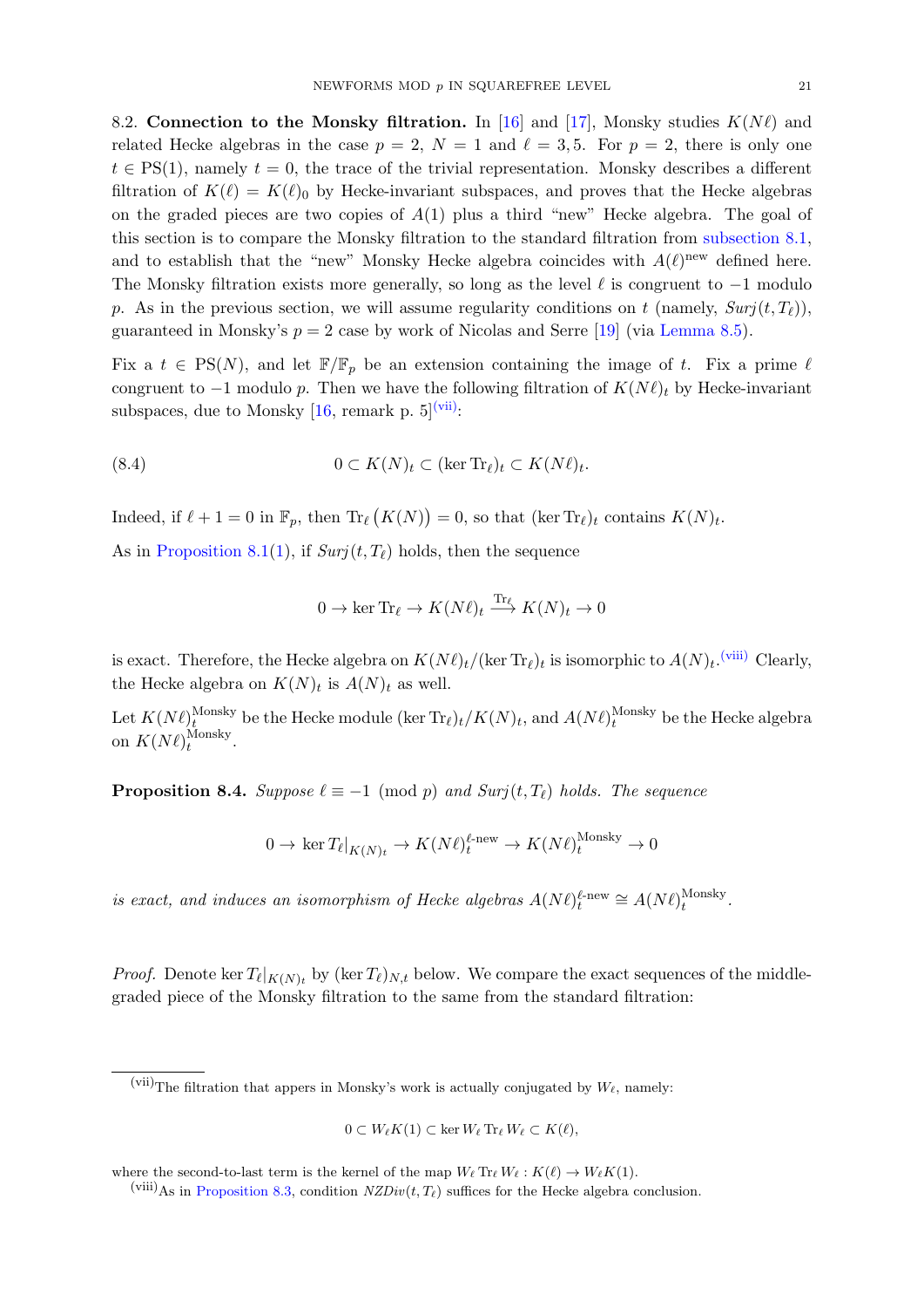8.2. **Connection to the Monsky filtration.** In [16] and [17], Monsky studies $K(N\ell)$ and related Hecke algebras in the case $p = 2$, $N = 1$ and $\ell = 3, 5$. For $p = 2$, there is only one $t \in \mathrm{PS}(1)$, namely $t = 0$, the trace of the trivial representation. Monsky describes a different filtration of $K(\ell) = K(\ell)_0$ by Hecke-invariant subspaces, and proves that the Hecke algebras on the graded pieces are two copies of $A(1)$ plus a third "new" Hecke algebra. The goal of this section is to compare the Monsky filtration to the standard filtration from subsection 8.1, and to establish that the "new" Monsky Hecke algebra coincides with $A(\ell)^{\mathrm{new}}$ defined here. The Monsky filtration exists more generally, so long as the level $\ell$ is congruent to $-1$ modulo $p$. As in the previous section, we will assume regularity conditions on $t$ (namely, $\mathit{Surj}(t, T_\ell)$), guaranteed in Monsky's $p = 2$ case by work of Nicolas and Serre [19] (via Lemma 8.5).

Fix a $t \in \mathrm{PS}(N)$, and let $\mathbb{F}/\mathbb{F}_p$ be an extension containing the image of $t$. Fix a prime $\ell$ congruent to $-1$ modulo $p$. Then we have the following filtration of $K(N\ell)_t$ by Hecke-invariant subspaces, due to Monsky [16, remark p. 5][(vii)]:

$$0 \subset K(N)_t \subset (\ker \mathrm{Tr}_\ell)_t \subset K(N\ell)_t. \tag{8.4}$$

Indeed, if $\ell + 1 = 0$ in $\mathbb{F}_p$, then $\mathrm{Tr}_\ell\big(K(N)\big) = 0$, so that $(\ker \mathrm{Tr}_\ell)_t$ contains $K(N)_t$.

As in Proposition 8.1(1), if $\mathit{Surj}(t, T_\ell)$ holds, then the sequence

$$0 \to \ker \mathrm{Tr}_\ell \to K(N\ell)_t \xrightarrow{\mathrm{Tr}_\ell} K(N)_t \to 0$$

is exact. Therefore, the Hecke algebra on $K(N\ell)_t/(\ker \mathrm{Tr}_\ell)_t$ is isomorphic to $A(N)_t$.[(viii)] Clearly, the Hecke algebra on $K(N)_t$ is $A(N)_t$ as well.

Let $K(N\ell)_t^{\mathrm{Monsky}}$ be the Hecke module $(\ker \mathrm{Tr}_\ell)_t/K(N)_t$, and $A(N\ell)_t^{\mathrm{Monsky}}$ be the Hecke algebra on $K(N\ell)_t^{\mathrm{Monsky}}$.

**Proposition 8.4.** *Suppose $\ell \equiv -1 \pmod p$ and $\mathit{Surj}(t, T_\ell)$ holds. The sequence*

$$0 \to \ker T_\ell|_{K(N)_t} \to K(N\ell)_t^{\ell\text{-new}} \to K(N\ell)_t^{\mathrm{Monsky}} \to 0$$

*is exact, and induces an isomorphism of Hecke algebras $A(N\ell)_t^{\ell\text{-new}} \cong A(N\ell)_t^{\mathrm{Monsky}}$.*

*Proof.* Denote $\ker T_\ell|_{K(N)_t}$ by $(\ker T_\ell)_{N,t}$ below. We compare the exact sequences of the middle-graded piece of the Monsky filtration to the same from the standard filtration:

---

(vii) The filtration that appers in Monsky's work is actually conjugated by $W_\ell$, namely:

$$0 \subset W_\ell K(1) \subset \ker W_\ell \,\mathrm{Tr}_\ell\, W_\ell \subset K(\ell),$$

where the second-to-last term is the kernel of the map $W_\ell \,\mathrm{Tr}_\ell\, W_\ell : K(\ell) \to W_\ell K(1)$.

(viii) As in Proposition 8.3, condition $\mathit{NZDiv}(t, T_\ell)$ suffices for the Hecke algebra conclusion.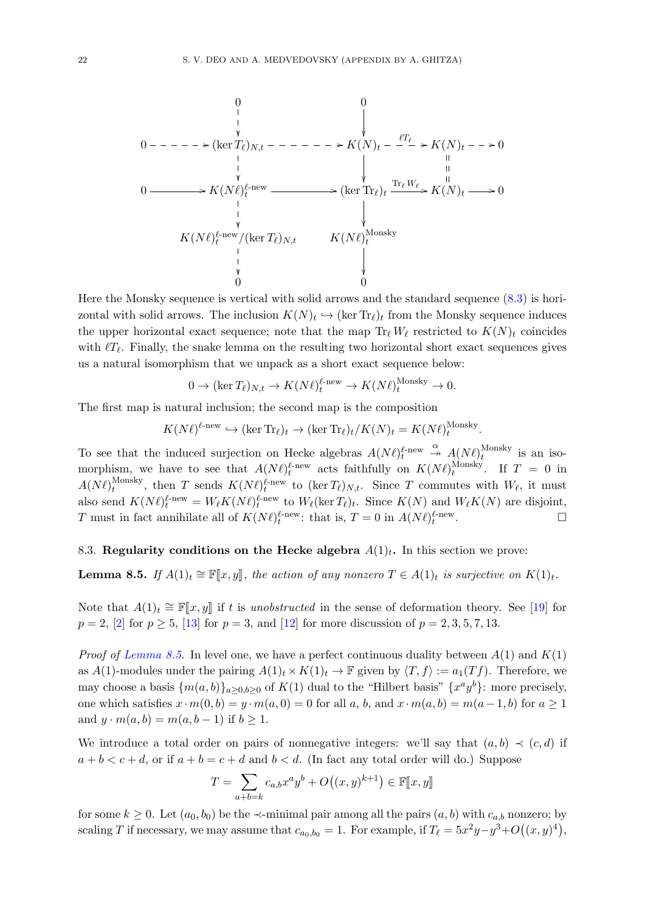$$
\begin{array}{ccccccccc}
 & & 0 & & 0 & & & & \\
 & & \downarrow & & \downarrow & & & & \\
0 & \dashrightarrow & (\ker T_\ell)_{N,t} & \dashrightarrow & K(N)_t & \xrightarrow{\ell T_\ell} & K(N)_t & \dashrightarrow & 0 \\
 & & \downarrow & & \downarrow & & \| & & \\
0 & \longrightarrow & K(N\ell)_t^{\ell\text{-new}} & \longrightarrow & (\ker \mathrm{Tr}_\ell)_t & \xrightarrow{\mathrm{Tr}_\ell W_\ell} & K(N)_t & \longrightarrow & 0 \\
 & & \downarrow & & \downarrow & & & & \\
 & & K(N\ell)_t^{\ell\text{-new}}/(\ker T_\ell)_{N,t} & & K(N\ell)_t^{\mathrm{Monsky}} & & & & \\
 & & \downarrow & & \downarrow & & & & \\
 & & 0 & & 0 & & & &
\end{array}
$$

Here the Monsky sequence is vertical with solid arrows and the standard sequence (8.3) is horizontal with solid arrows. The inclusion $K(N)_t \hookrightarrow (\ker \mathrm{Tr}_\ell)_t$ from the Monsky sequence induces the upper horizontal exact sequence; note that the map $\mathrm{Tr}_\ell W_\ell$ restricted to $K(N)_t$ coincides with $\ell T_\ell$. Finally, the snake lemma on the resulting two horizontal short exact sequences gives us a natural isomorphism that we unpack as a short exact sequence below:

$$0 \to (\ker T_\ell)_{N,t} \to K(N\ell)_t^{\ell\text{-new}} \to K(N\ell)_t^{\mathrm{Monsky}} \to 0.$$

The first map is natural inclusion; the second map is the composition

$$K(N\ell)^{\ell\text{-new}} \hookrightarrow (\ker \mathrm{Tr}_\ell)_t \to (\ker \mathrm{Tr}_\ell)_t/K(N)_t = K(N\ell)_t^{\mathrm{Monsky}}.$$

To see that the induced surjection on Hecke algebras $A(N\ell)_t^{\ell\text{-new}} \overset{\alpha}{\twoheadrightarrow} A(N\ell)_t^{\mathrm{Monsky}}$ is an isomorphism, we have to see that $A(N\ell)_t^{\ell\text{-new}}$ acts faithfully on $K(N\ell)_t^{\mathrm{Monsky}}$. If $T = 0$ in $A(N\ell)_t^{\mathrm{Monsky}}$, then $T$ sends $K(N\ell)_t^{\ell\text{-new}}$ to $(\ker T_\ell)_{N,t}$. Since $T$ commutes with $W_\ell$, it must also send $K(N\ell)_t^{\ell\text{-new}} = W_\ell K(N\ell)_t^{\ell\text{-new}}$ to $W_\ell(\ker T_\ell)_t$. Since $K(N)$ and $W_\ell K(N)$ are disjoint, $T$ must in fact annihilate all of $K(N\ell)_t^{\ell\text{-new}}$: that is, $T = 0$ in $A(N\ell)_t^{\ell\text{-new}}$. □

### 8.3. Regularity conditions on the Hecke algebra $A(1)_t$.

In this section we prove:

**Lemma 8.5.** *If $A(1)_t \cong \mathbb{F}[\![x, y]\!]$, the action of any nonzero $T \in A(1)_t$ is surjective on $K(1)_t$.*

Note that $A(1)_t \cong \mathbb{F}[\![x, y]\!]$ if $t$ is *unobstructed* in the sense of deformation theory. See [19] for $p = 2$, [2] for $p \geq 5$, [13] for $p = 3$, and [12] for more discussion of $p = 2, 3, 5, 7, 13$.

*Proof of Lemma 8.5.* In level one, we have a perfect continuous duality between $A(1)$ and $K(1)$ as $A(1)$-modules under the pairing $A(1)_t \times K(1)_t \to \mathbb{F}$ given by $\langle T, f\rangle := a_1(Tf)$. Therefore, we may choose a basis $\{m(a, b)\}_{a\geq 0, b\geq 0}$ of $K(1)$ dual to the "Hilbert basis" $\{x^a y^b\}$: more precisely, one which satisfies $x \cdot m(0, b) = y \cdot m(a, 0) = 0$ for all $a$, $b$, and $x \cdot m(a, b) = m(a-1, b)$ for $a \geq 1$ and $y \cdot m(a, b) = m(a, b-1)$ if $b \geq 1$.

We introduce a total order on pairs of nonnegative integers: we'll say that $(a, b) \prec (c, d)$ if $a + b < c + d$, or if $a + b = c + d$ and $b < d$. (In fact any total order will do.) Suppose

$$T = \sum_{a+b=k} c_{a,b} x^a y^b + O\big((x, y)^{k+1}\big) \in \mathbb{F}[\![x, y]\!]$$

for some $k \geq 0$. Let $(a_0, b_0)$ be the $\prec$-minimal pair among all the pairs $(a, b)$ with $c_{a,b}$ nonzero; by scaling $T$ if necessary, we may assume that $c_{a_0,b_0} = 1$. For example, if $T_\ell = 5x^2y - y^3 + O\big((x, y)^4\big)$,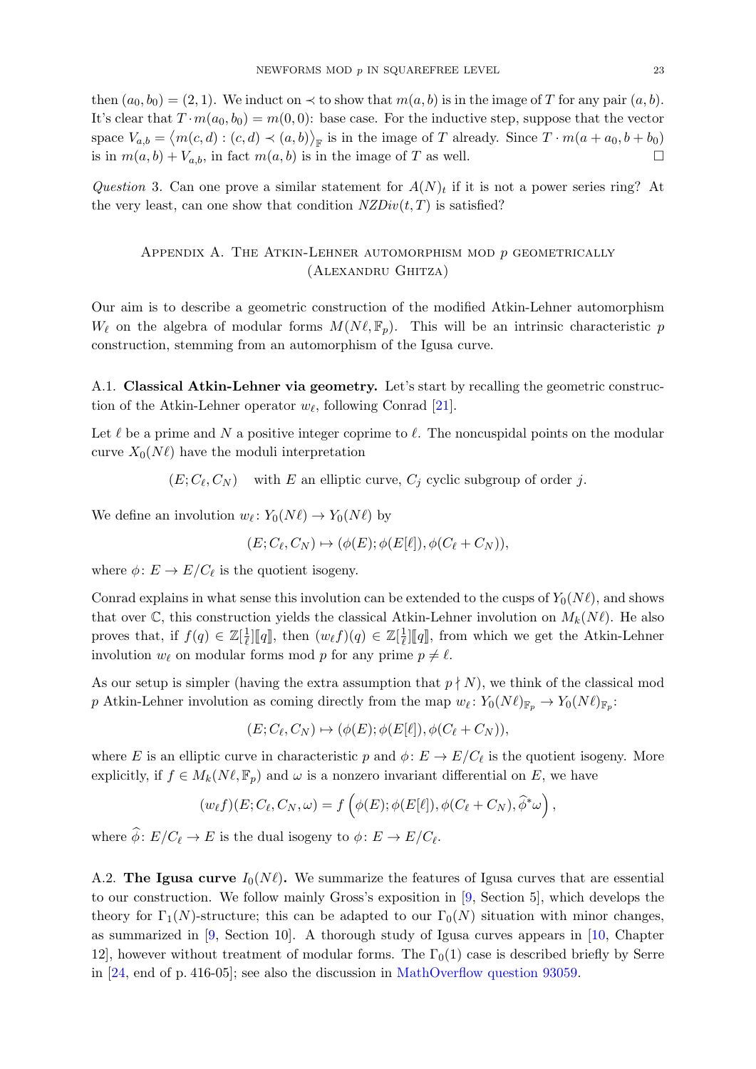then $(a_0, b_0) = (2, 1)$. We induct on $\prec$ to show that $m(a,b)$ is in the image of $T$ for any pair $(a,b)$. It's clear that $T \cdot m(a_0, b_0) = m(0,0)$: base case. For the inductive step, suppose that the vector space $V_{a,b} = \langle m(c,d) : (c,d) \prec (a,b) \rangle_{\mathbb{F}}$ is in the image of $T$ already. Since $T \cdot m(a + a_0, b + b_0)$ is in $m(a,b) + V_{a,b}$, in fact $m(a,b)$ is in the image of $T$ as well. □

*Question* 3. Can one prove a similar statement for $A(N)_t$ if it is not a power series ring? At the very least, can one show that condition $NZDiv(t,T)$ is satisfied?

## Appendix A. The Atkin-Lehner automorphism mod $p$ geometrically (Alexandru Ghitza)

Our aim is to describe a geometric construction of the modified Atkin-Lehner automorphism $W_\ell$ on the algebra of modular forms $M(N\ell, \mathbb{F}_p)$. This will be an intrinsic characteristic $p$ construction, stemming from an automorphism of the Igusa curve.

### A.1. Classical Atkin-Lehner via geometry.

Let's start by recalling the geometric construction of the Atkin-Lehner operator $w_\ell$, following Conrad [21].

Let $\ell$ be a prime and $N$ a positive integer coprime to $\ell$. The noncuspidal points on the modular curve $X_0(N\ell)$ have the moduli interpretation

$$(E; C_\ell, C_N) \quad \text{with } E \text{ an elliptic curve, } C_j \text{ cyclic subgroup of order } j.$$

We define an involution $w_\ell \colon Y_0(N\ell) \to Y_0(N\ell)$ by

$$(E; C_\ell, C_N) \mapsto (\phi(E); \phi(E[\ell]), \phi(C_\ell + C_N)),$$

where $\phi \colon E \to E/C_\ell$ is the quotient isogeny.

Conrad explains in what sense this involution can be extended to the cusps of $Y_0(N\ell)$, and shows that over $\mathbb{C}$, this construction yields the classical Atkin-Lehner involution on $M_k(N\ell)$. He also proves that, if $f(q) \in \mathbb{Z}[\frac{1}{\ell}][\![q]\!]$, then $(w_\ell f)(q) \in \mathbb{Z}[\frac{1}{\ell}][\![q]\!]$, from which we get the Atkin-Lehner involution $w_\ell$ on modular forms mod $p$ for any prime $p \neq \ell$.

As our setup is simpler (having the extra assumption that $p \nmid N$), we think of the classical mod $p$ Atkin-Lehner involution as coming directly from the map $w_\ell \colon Y_0(N\ell)_{\mathbb{F}_p} \to Y_0(N\ell)_{\mathbb{F}_p}$:

$$(E; C_\ell, C_N) \mapsto (\phi(E); \phi(E[\ell]), \phi(C_\ell + C_N)),$$

where $E$ is an elliptic curve in characteristic $p$ and $\phi \colon E \to E/C_\ell$ is the quotient isogeny. More explicitly, if $f \in M_k(N\ell, \mathbb{F}_p)$ and $\omega$ is a nonzero invariant differential on $E$, we have

$$(w_\ell f)(E; C_\ell, C_N, \omega) = f\left(\phi(E); \phi(E[\ell]), \phi(C_\ell + C_N), \widehat{\phi}^* \omega\right),$$

where $\widehat{\phi} \colon E/C_\ell \to E$ is the dual isogeny to $\phi \colon E \to E/C_\ell$.

### A.2. The Igusa curve $I_0(N\ell)$.

We summarize the features of Igusa curves that are essential to our construction. We follow mainly Gross's exposition in [9, Section 5], which develops the theory for $\Gamma_1(N)$-structure; this can be adapted to our $\Gamma_0(N)$ situation with minor changes, as summarized in [9, Section 10]. A thorough study of Igusa curves appears in [10, Chapter 12], however without treatment of modular forms. The $\Gamma_0(1)$ case is described briefly by Serre in [24, end of p. 416-05]; see also the discussion in MathOverflow question 93059.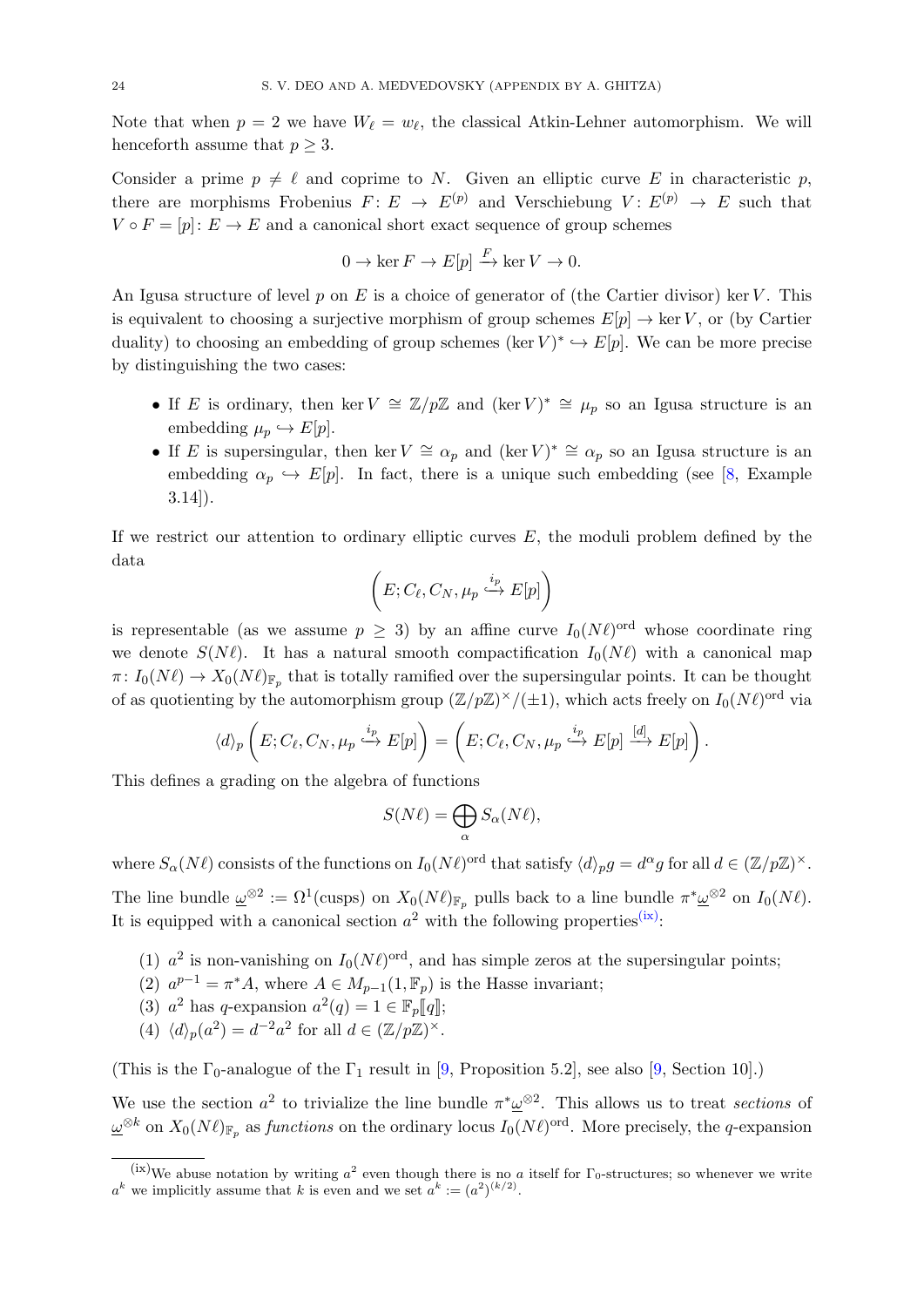Note that when $p = 2$ we have $W_\ell = w_\ell$, the classical Atkin-Lehner automorphism. We will henceforth assume that $p \geq 3$.

Consider a prime $p \neq \ell$ and coprime to $N$. Given an elliptic curve $E$ in characteristic $p$, there are morphisms Frobenius $F\colon E \to E^{(p)}$ and Verschiebung $V\colon E^{(p)} \to E$ such that $V \circ F = [p]\colon E \to E$ and a canonical short exact sequence of group schemes

$$0 \to \ker F \to E[p] \xrightarrow{F} \ker V \to 0.$$

An Igusa structure of level $p$ on $E$ is a choice of generator of (the Cartier divisor) $\ker V$. This is equivalent to choosing a surjective morphism of group schemes $E[p] \to \ker V$, or (by Cartier duality) to choosing an embedding of group schemes $(\ker V)^* \hookrightarrow E[p]$. We can be more precise by distinguishing the two cases:

- If $E$ is ordinary, then $\ker V \cong \mathbb{Z}/p\mathbb{Z}$ and $(\ker V)^* \cong \mu_p$ so an Igusa structure is an embedding $\mu_p \hookrightarrow E[p]$.
- If $E$ is supersingular, then $\ker V \cong \alpha_p$ and $(\ker V)^* \cong \alpha_p$ so an Igusa structure is an embedding $\alpha_p \hookrightarrow E[p]$. In fact, there is a unique such embedding (see [8, Example 3.14]).

If we restrict our attention to ordinary elliptic curves $E$, the moduli problem defined by the data

$$\left(E; C_\ell, C_N, \mu_p \overset{i_p}{\hookrightarrow} E[p]\right)$$

is representable (as we assume $p \geq 3$) by an affine curve $I_0(N\ell)^{\mathrm{ord}}$ whose coordinate ring we denote $S(N\ell)$. It has a natural smooth compactification $I_0(N\ell)$ with a canonical map $\pi\colon I_0(N\ell) \to X_0(N\ell)_{\mathbb{F}_p}$ that is totally ramified over the supersingular points. It can be thought of as quotienting by the automorphism group $(\mathbb{Z}/p\mathbb{Z})^\times/(\pm 1)$, which acts freely on $I_0(N\ell)^{\mathrm{ord}}$ via

$$\langle d \rangle_p \left(E; C_\ell, C_N, \mu_p \overset{i_p}{\hookrightarrow} E[p]\right) = \left(E; C_\ell, C_N, \mu_p \overset{i_p}{\hookrightarrow} E[p] \xrightarrow{[d]} E[p]\right).$$

This defines a grading on the algebra of functions

$$S(N\ell) = \bigoplus_\alpha S_\alpha(N\ell),$$

where $S_\alpha(N\ell)$ consists of the functions on $I_0(N\ell)^{\mathrm{ord}}$ that satisfy $\langle d \rangle_p g = d^\alpha g$ for all $d \in (\mathbb{Z}/p\mathbb{Z})^\times$.

The line bundle $\underline{\omega}^{\otimes 2} := \Omega^1(\text{cusps})$ on $X_0(N\ell)_{\mathbb{F}_p}$ pulls back to a line bundle $\pi^*\underline{\omega}^{\otimes 2}$ on $I_0(N\ell)$. It is equipped with a canonical section $a^2$ with the following properties[(ix)]:

1. $a^2$ is non-vanishing on $I_0(N\ell)^{\mathrm{ord}}$, and has simple zeros at the supersingular points;
2. $a^{p-1} = \pi^* A$, where $A \in M_{p-1}(1, \mathbb{F}_p)$ is the Hasse invariant;
3. $a^2$ has $q$-expansion $a^2(q) = 1 \in \mathbb{F}_p[\![q]\!]$;
4. $\langle d \rangle_p(a^2) = d^{-2}a^2$ for all $d \in (\mathbb{Z}/p\mathbb{Z})^\times$.

(This is the $\Gamma_0$-analogue of the $\Gamma_1$ result in [9, Proposition 5.2], see also [9, Section 10].)

We use the section $a^2$ to trivialize the line bundle $\pi^*\underline{\omega}^{\otimes 2}$. This allows us to treat *sections* of $\underline{\omega}^{\otimes k}$ on $X_0(N\ell)_{\mathbb{F}_p}$ as *functions* on the ordinary locus $I_0(N\ell)^{\mathrm{ord}}$. More precisely, the $q$-expansion

---

(ix) We abuse notation by writing $a^2$ even though there is no $a$ itself for $\Gamma_0$-structures; so whenever we write $a^k$ we implicitly assume that $k$ is even and we set $a^k := (a^2)^{(k/2)}$.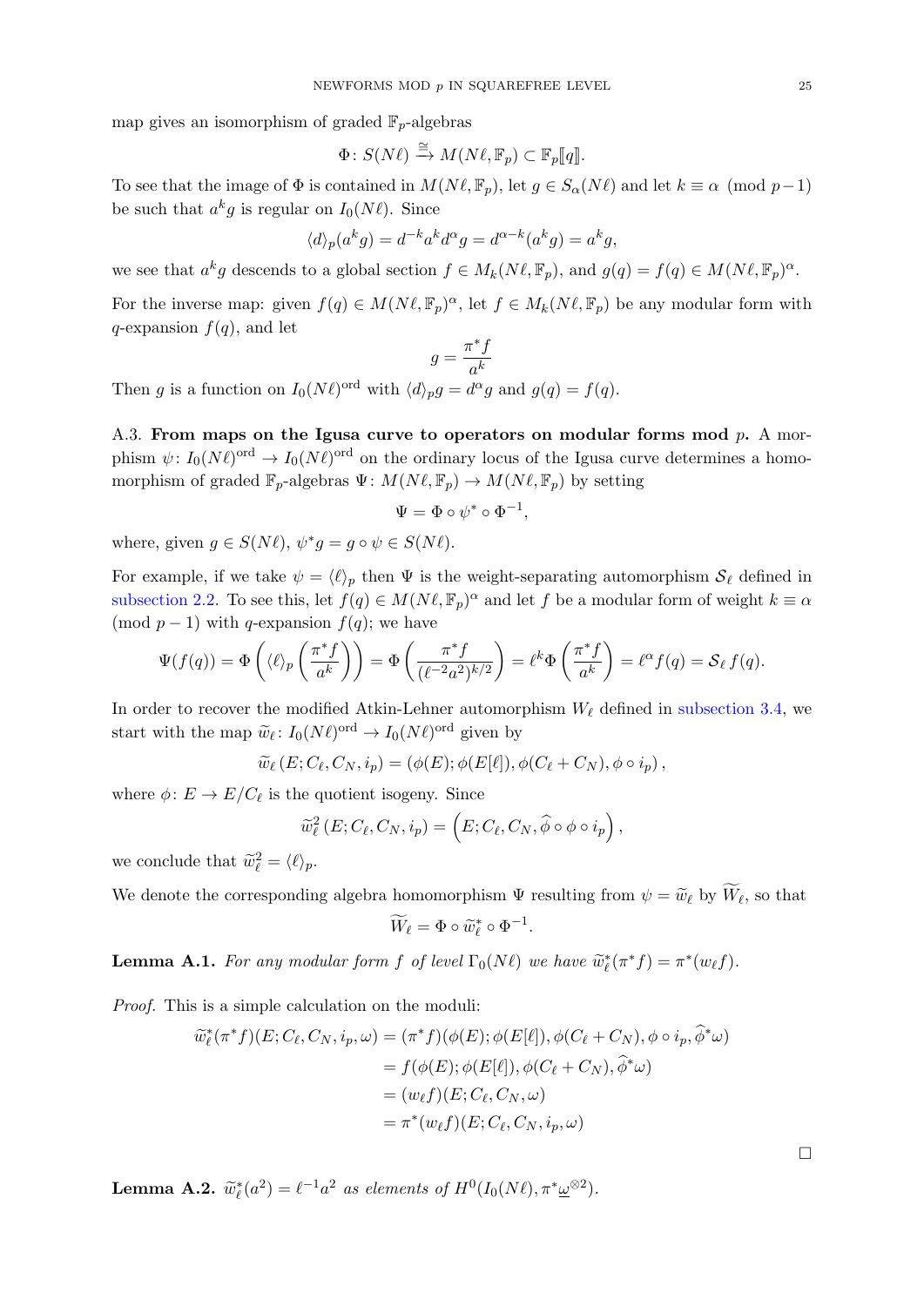map gives an isomorphism of graded $\mathbb{F}_p$-algebras

$$\Phi\colon S(N\ell) \xrightarrow{\cong} M(N\ell, \mathbb{F}_p) \subset \mathbb{F}_p[\![q]\!].$$

To see that the image of $\Phi$ is contained in $M(N\ell, \mathbb{F}_p)$, let $g \in S_\alpha(N\ell)$ and let $k \equiv \alpha \pmod{p-1}$ be such that $a^k g$ is regular on $I_0(N\ell)$. Since

$$\langle d \rangle_p (a^k g) = d^{-k} a^k d^\alpha g = d^{\alpha - k}(a^k g) = a^k g,$$

we see that $a^k g$ descends to a global section $f \in M_k(N\ell, \mathbb{F}_p)$, and $g(q) = f(q) \in M(N\ell, \mathbb{F}_p)^\alpha$.

For the inverse map: given $f(q) \in M(N\ell, \mathbb{F}_p)^\alpha$, let $f \in M_k(N\ell, \mathbb{F}_p)$ be any modular form with $q$-expansion $f(q)$, and let

$$g = \frac{\pi^* f}{a^k}$$

Then $g$ is a function on $I_0(N\ell)^{\mathrm{ord}}$ with $\langle d \rangle_p g = d^\alpha g$ and $g(q) = f(q)$.

A.3. **From maps on the Igusa curve to operators on modular forms mod $p$.** A morphism $\psi\colon I_0(N\ell)^{\mathrm{ord}} \to I_0(N\ell)^{\mathrm{ord}}$ on the ordinary locus of the Igusa curve determines a homomorphism of graded $\mathbb{F}_p$-algebras $\Psi\colon M(N\ell, \mathbb{F}_p) \to M(N\ell, \mathbb{F}_p)$ by setting

$$\Psi = \Phi \circ \psi^* \circ \Phi^{-1},$$

where, given $g \in S(N\ell)$, $\psi^* g = g \circ \psi \in S(N\ell)$.

For example, if we take $\psi = \langle \ell \rangle_p$ then $\Psi$ is the weight-separating automorphism $\mathcal{S}_\ell$ defined in subsection 2.2. To see this, let $f(q) \in M(N\ell, \mathbb{F}_p)^\alpha$ and let $f$ be a modular form of weight $k \equiv \alpha \pmod{p-1}$ with $q$-expansion $f(q)$; we have

$$\Psi(f(q)) = \Phi\left(\langle \ell \rangle_p \left(\frac{\pi^* f}{a^k}\right)\right) = \Phi\left(\frac{\pi^* f}{(\ell^{-2} a^2)^{k/2}}\right) = \ell^k \Phi\left(\frac{\pi^* f}{a^k}\right) = \ell^\alpha f(q) = \mathcal{S}_\ell\, f(q).$$

In order to recover the modified Atkin-Lehner automorphism $W_\ell$ defined in subsection 3.4, we start with the map $\widetilde{w}_\ell\colon I_0(N\ell)^{\mathrm{ord}} \to I_0(N\ell)^{\mathrm{ord}}$ given by

$$\widetilde{w}_\ell\,(E; C_\ell, C_N, i_p) = (\phi(E); \phi(E[\ell]), \phi(C_\ell + C_N), \phi \circ i_p)\,,$$

where $\phi\colon E \to E/C_\ell$ is the quotient isogeny. Since

$$\widetilde{w}_\ell^2\,(E; C_\ell, C_N, i_p) = \left(E; C_\ell, C_N, \widehat{\phi} \circ \phi \circ i_p\right),$$

we conclude that $\widetilde{w}_\ell^2 = \langle \ell \rangle_p$.

We denote the corresponding algebra homomorphism $\Psi$ resulting from $\psi = \widetilde{w}_\ell$ by $\widetilde{W}_\ell$, so that

$$\widetilde{W}_\ell = \Phi \circ \widetilde{w}_\ell^* \circ \Phi^{-1}.$$

**Lemma A.1.** *For any modular form $f$ of level $\Gamma_0(N\ell)$ we have $\widetilde{w}_\ell^*(\pi^* f) = \pi^*(w_\ell f)$.*

*Proof.* This is a simple calculation on the moduli:

$$\begin{aligned}
\widetilde{w}_\ell^*(\pi^* f)(E; C_\ell, C_N, i_p, \omega) &= (\pi^* f)(\phi(E); \phi(E[\ell]), \phi(C_\ell + C_N), \phi \circ i_p, \widehat{\phi}^* \omega) \\
&= f(\phi(E); \phi(E[\ell]), \phi(C_\ell + C_N), \widehat{\phi}^* \omega) \\
&= (w_\ell f)(E; C_\ell, C_N, \omega) \\
&= \pi^*(w_\ell f)(E; C_\ell, C_N, i_p, \omega)
\end{aligned}$$

$\square$

**Lemma A.2.** $\widetilde{w}_\ell^*(a^2) = \ell^{-1} a^2$ *as elements of* $H^0(I_0(N\ell), \pi^* \underline{\omega}^{\otimes 2})$.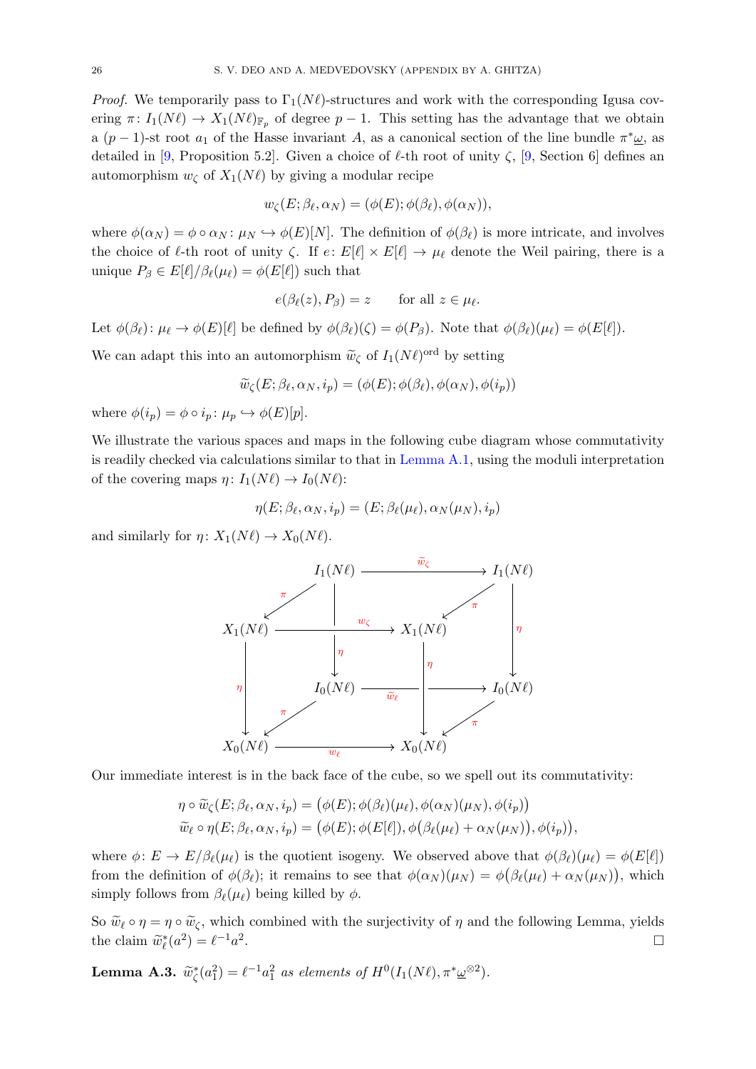*Proof.* We temporarily pass to $\Gamma_1(N\ell)$-structures and work with the corresponding Igusa covering $\pi\colon I_1(N\ell) \to X_1(N\ell)_{\mathbb{F}_p}$ of degree $p-1$. This setting has the advantage that we obtain a $(p-1)$-st root $a_1$ of the Hasse invariant $A$, as a canonical section of the line bundle $\pi^*\underline{\omega}$, as detailed in [9, Proposition 5.2]. Given a choice of $\ell$-th root of unity $\zeta$, [9, Section 6] defines an automorphism $w_\zeta$ of $X_1(N\ell)$ by giving a modular recipe

$$w_\zeta(E;\beta_\ell,\alpha_N) = (\phi(E);\phi(\beta_\ell),\phi(\alpha_N)),$$

where $\phi(\alpha_N) = \phi\circ\alpha_N\colon \mu_N \hookrightarrow \phi(E)[N]$. The definition of $\phi(\beta_\ell)$ is more intricate, and involves the choice of $\ell$-th root of unity $\zeta$. If $e\colon E[\ell]\times E[\ell] \to \mu_\ell$ denote the Weil pairing, there is a unique $P_\beta \in E[\ell]/\beta_\ell(\mu_\ell) = \phi(E[\ell])$ such that

$$e(\beta_\ell(z), P_\beta) = z \qquad \text{for all } z \in \mu_\ell.$$

Let $\phi(\beta_\ell)\colon \mu_\ell \to \phi(E)[\ell]$ be defined by $\phi(\beta_\ell)(\zeta) = \phi(P_\beta)$. Note that $\phi(\beta_\ell)(\mu_\ell) = \phi(E[\ell])$.

We can adapt this into an automorphism $\widetilde{w}_\zeta$ of $I_1(N\ell)^{\mathrm{ord}}$ by setting

$$\widetilde{w}_\zeta(E;\beta_\ell,\alpha_N,i_p) = (\phi(E);\phi(\beta_\ell),\phi(\alpha_N),\phi(i_p))$$

where $\phi(i_p) = \phi\circ i_p\colon \mu_p \hookrightarrow \phi(E)[p]$.

We illustrate the various spaces and maps in the following cube diagram whose commutativity is readily checked via calculations similar to that in Lemma A.1, using the moduli interpretation of the covering maps $\eta\colon I_1(N\ell) \to I_0(N\ell)$:

$$\eta(E;\beta_\ell,\alpha_N,i_p) = (E;\beta_\ell(\mu_\ell),\alpha_N(\mu_N),i_p)$$

and similarly for $\eta\colon X_1(N\ell)\to X_0(N\ell)$.

$$\begin{array}{ccccccc}
 & I_1(N\ell) & \xrightarrow{\widetilde{w}_\zeta} & & I_1(N\ell) & & \\
\swarrow^{\pi} & & & \swarrow^{\pi} & & & \\
X_1(N\ell) & \xrightarrow{w_\zeta} & X_1(N\ell) & & \downarrow\eta & & \\
\downarrow\eta & \downarrow\eta & \downarrow\eta & & & & \\
 & I_0(N\ell) & \xrightarrow{\widetilde{w}_\ell} & & I_0(N\ell) & & \\
\swarrow^{\pi} & & & \swarrow^{\pi} & & & \\
X_0(N\ell) & \xrightarrow{w_\ell} & X_0(N\ell) & & & &
\end{array}$$

Our immediate interest is in the back face of the cube, so we spell out its commutativity:

$$\begin{aligned}
\eta\circ\widetilde{w}_\zeta(E;\beta_\ell,\alpha_N,i_p) &= \big(\phi(E);\phi(\beta_\ell)(\mu_\ell),\phi(\alpha_N)(\mu_N),\phi(i_p)\big)\\
\widetilde{w}_\ell\circ\eta(E;\beta_\ell,\alpha_N,i_p) &= \big(\phi(E);\phi(E[\ell]),\phi\big(\beta_\ell(\mu_\ell)+\alpha_N(\mu_N)\big),\phi(i_p)\big),
\end{aligned}$$

where $\phi\colon E\to E/\beta_\ell(\mu_\ell)$ is the quotient isogeny. We observed above that $\phi(\beta_\ell)(\mu_\ell) = \phi(E[\ell])$ from the definition of $\phi(\beta_\ell)$; it remains to see that $\phi(\alpha_N)(\mu_N) = \phi\big(\beta_\ell(\mu_\ell)+\alpha_N(\mu_N)\big)$, which simply follows from $\beta_\ell(\mu_\ell)$ being killed by $\phi$.

So $\widetilde{w}_\ell\circ\eta = \eta\circ\widetilde{w}_\zeta$, which combined with the surjectivity of $\eta$ and the following Lemma, yields the claim $\widetilde{w}_\ell^*(a^2) = \ell^{-1}a^2$. $\square$

**Lemma A.3.** *$\widetilde{w}_\zeta^*(a_1^2) = \ell^{-1}a_1^2$ as elements of $H^0(I_1(N\ell),\pi^*\underline{\omega}^{\otimes 2})$.*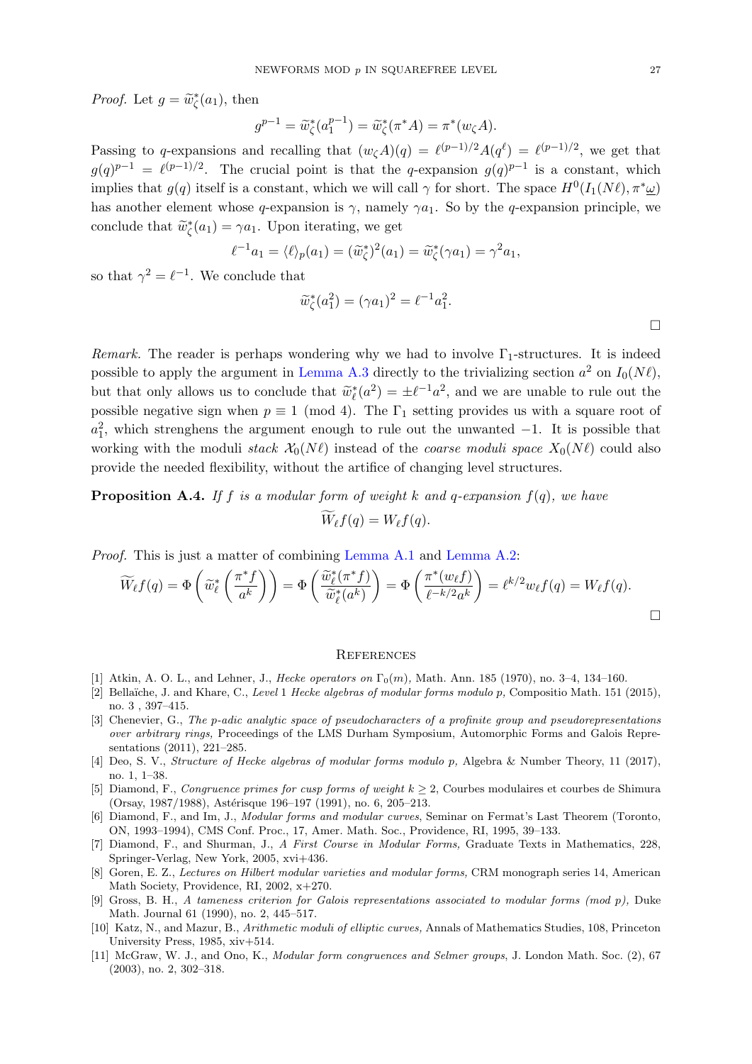*Proof.* Let $g = \widetilde{w}_\zeta^*(a_1)$, then

$$g^{p-1} = \widetilde{w}_\zeta^*(a_1^{p-1}) = \widetilde{w}_\zeta^*(\pi^* A) = \pi^*(w_\zeta A).$$

Passing to $q$-expansions and recalling that $(w_\zeta A)(q) = \ell^{(p-1)/2} A(q^\ell) = \ell^{(p-1)/2}$, we get that $g(q)^{p-1} = \ell^{(p-1)/2}$. The crucial point is that the $q$-expansion $g(q)^{p-1}$ is a constant, which implies that $g(q)$ itself is a constant, which we will call $\gamma$ for short. The space $H^0(I_1(N\ell), \pi^*\underline{\omega})$ has another element whose $q$-expansion is $\gamma$, namely $\gamma a_1$. So by the $q$-expansion principle, we conclude that $\widetilde{w}_\zeta^*(a_1) = \gamma a_1$. Upon iterating, we get

$$\ell^{-1} a_1 = \langle \ell \rangle_p(a_1) = (\widetilde{w}_\zeta^*)^2(a_1) = \widetilde{w}_\zeta^*(\gamma a_1) = \gamma^2 a_1,$$

so that $\gamma^2 = \ell^{-1}$. We conclude that

$$\widetilde{w}_\zeta^*(a_1^2) = (\gamma a_1)^2 = \ell^{-1} a_1^2.$$

□

*Remark.* The reader is perhaps wondering why we had to involve $\Gamma_1$-structures. It is indeed possible to apply the argument in Lemma A.3 directly to the trivializing section $a^2$ on $I_0(N\ell)$, but that only allows us to conclude that $\widetilde{w}_\ell^*(a^2) = \pm \ell^{-1} a^2$, and we are unable to rule out the possible negative sign when $p \equiv 1 \pmod 4$. The $\Gamma_1$ setting provides us with a square root of $a_1^2$, which strenghens the argument enough to rule out the unwanted $-1$. It is possible that working with the moduli *stack* $\mathcal{X}_0(N\ell)$ instead of the *coarse moduli space* $X_0(N\ell)$ could also provide the needed flexibility, without the artifice of changing level structures.

**Proposition A.4.** *If $f$ is a modular form of weight $k$ and $q$-expansion $f(q)$, we have*

$$\widetilde{W}_\ell f(q) = W_\ell f(q).$$

*Proof.* This is just a matter of combining Lemma A.1 and Lemma A.2:

$$\widetilde{W}_\ell f(q) = \Phi\left(\widetilde{w}_\ell^*\left(\frac{\pi^* f}{a^k}\right)\right) = \Phi\left(\frac{\widetilde{w}_\ell^*(\pi^* f)}{\widetilde{w}_\ell^*(a^k)}\right) = \Phi\left(\frac{\pi^*(w_\ell f)}{\ell^{-k/2} a^k}\right) = \ell^{k/2} w_\ell f(q) = W_\ell f(q).$$

□

## References

[1] Atkin, A. O. L., and Lehner, J., *Hecke operators on $\Gamma_0(m)$,* Math. Ann. 185 (1970), no. 3–4, 134–160.

[2] Bellaïche, J. and Khare, C., *Level 1 Hecke algebras of modular forms modulo p,* Compositio Math. 151 (2015), no. 3 , 397–415.

[3] Chenevier, G., *The p-adic analytic space of pseudocharacters of a profinite group and pseudorepresentations over arbitrary rings,* Proceedings of the LMS Durham Symposium, Automorphic Forms and Galois Representations (2011), 221–285.

[4] Deo, S. V., *Structure of Hecke algebras of modular forms modulo p,* Algebra & Number Theory, 11 (2017), no. 1, 1–38.

[5] Diamond, F., *Congruence primes for cusp forms of weight $k \geq 2$,* Courbes modulaires et courbes de Shimura (Orsay, 1987/1988), Astérisque 196–197 (1991), no. 6, 205–213.

[6] Diamond, F., and Im, J., *Modular forms and modular curves,* Seminar on Fermat's Last Theorem (Toronto, ON, 1993–1994), CMS Conf. Proc., 17, Amer. Math. Soc., Providence, RI, 1995, 39–133.

[7] Diamond, F., and Shurman, J., *A First Course in Modular Forms,* Graduate Texts in Mathematics, 228, Springer-Verlag, New York, 2005, xvi+436.

[8] Goren, E. Z., *Lectures on Hilbert modular varieties and modular forms,* CRM monograph series 14, American Math Society, Providence, RI, 2002, x+270.

[9] Gross, B. H., *A tameness criterion for Galois representations associated to modular forms (mod p),* Duke Math. Journal 61 (1990), no. 2, 445–517.

[10] Katz, N., and Mazur, B., *Arithmetic moduli of elliptic curves,* Annals of Mathematics Studies, 108, Princeton University Press, 1985, xiv+514.

[11] McGraw, W. J., and Ono, K., *Modular form congruences and Selmer groups*, J. London Math. Soc. (2), 67 (2003), no. 2, 302–318.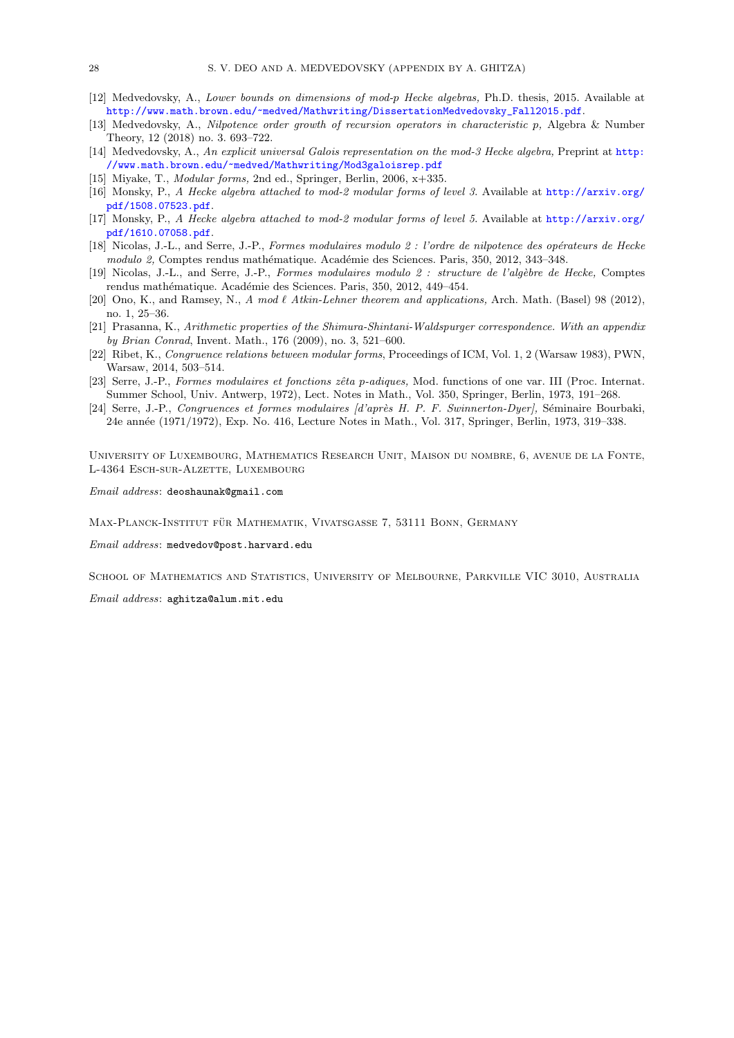[12] Medvedovsky, A., *Lower bounds on dimensions of mod-p Hecke algebras,* Ph.D. thesis, 2015. Available at http://www.math.brown.edu/~medved/Mathwriting/DissertationMedvedovsky_Fall2015.pdf.

[13] Medvedovsky, A., *Nilpotence order growth of recursion operators in characteristic p,* Algebra & Number Theory, 12 (2018) no. 3. 693–722.

[14] Medvedovsky, A., *An explicit universal Galois representation on the mod-3 Hecke algebra,* Preprint at http://www.math.brown.edu/~medved/Mathwriting/Mod3galoisrep.pdf

[15] Miyake, T., *Modular forms,* 2nd ed., Springer, Berlin, 2006, x+335.

[16] Monsky, P., *A Hecke algebra attached to mod-2 modular forms of level 3.* Available at http://arxiv.org/pdf/1508.07523.pdf.

[17] Monsky, P., *A Hecke algebra attached to mod-2 modular forms of level 5.* Available at http://arxiv.org/pdf/1610.07058.pdf.

[18] Nicolas, J.-L., and Serre, J.-P., *Formes modulaires modulo 2 : l'ordre de nilpotence des opérateurs de Hecke modulo 2,* Comptes rendus mathématique. Académie des Sciences. Paris, 350, 2012, 343–348.

[19] Nicolas, J.-L., and Serre, J.-P., *Formes modulaires modulo 2 : structure de l'algèbre de Hecke,* Comptes rendus mathématique. Académie des Sciences. Paris, 350, 2012, 449–454.

[20] Ono, K., and Ramsey, N., *A mod $\ell$ Atkin-Lehner theorem and applications,* Arch. Math. (Basel) 98 (2012), no. 1, 25–36.

[21] Prasanna, K., *Arithmetic properties of the Shimura-Shintani-Waldspurger correspondence. With an appendix by Brian Conrad*, Invent. Math., 176 (2009), no. 3, 521–600.

[22] Ribet, K., *Congruence relations between modular forms*, Proceedings of ICM, Vol. 1, 2 (Warsaw 1983), PWN, Warsaw, 2014, 503–514.

[23] Serre, J.-P., *Formes modulaires et fonctions zêta p-adiques,* Mod. functions of one var. III (Proc. Internat. Summer School, Univ. Antwerp, 1972), Lect. Notes in Math., Vol. 350, Springer, Berlin, 1973, 191–268.

[24] Serre, J.-P., *Congruences et formes modulaires [d'après H. P. F. Swinnerton-Dyer],* Séminaire Bourbaki, 24e année (1971/1972), Exp. No. 416, Lecture Notes in Math., Vol. 317, Springer, Berlin, 1973, 319–338.

University of Luxembourg, Mathematics Research Unit, Maison du nombre, 6, avenue de la Fonte, L-4364 Esch-sur-Alzette, Luxembourg

*Email address*: deoshaunak@gmail.com

Max-Planck-Institut für Mathematik, Vivatsgasse 7, 53111 Bonn, Germany

*Email address*: medvedov@post.harvard.edu

School of Mathematics and Statistics, University of Melbourne, Parkville VIC 3010, Australia

*Email address*: aghitza@alum.mit.edu